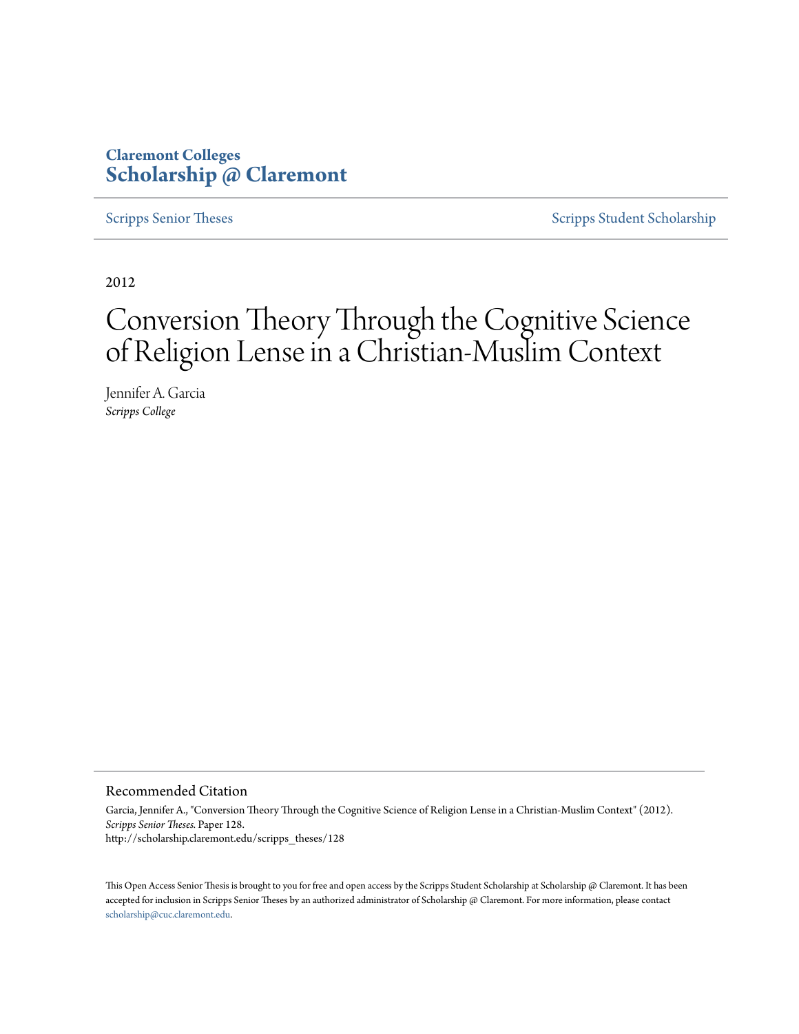Claremont Colleges
**Scholarship @ Claremont**

Scripps Senior Theses | Scripps Student Scholarship

2012

# Conversion Theory Through the Cognitive Science of Religion Lense in a Christian-Muslim Context

Jennifer A. Garcia
*Scripps College*

## Recommended Citation

Garcia, Jennifer A., "Conversion Theory Through the Cognitive Science of Religion Lense in a Christian-Muslim Context" (2012). *Scripps Senior Theses.* Paper 128.
http://scholarship.claremont.edu/scripps_theses/128

This Open Access Senior Thesis is brought to you for free and open access by the Scripps Student Scholarship at Scholarship @ Claremont. It has been accepted for inclusion in Scripps Senior Theses by an authorized administrator of Scholarship @ Claremont. For more information, please contact scholarship@cuc.claremont.edu.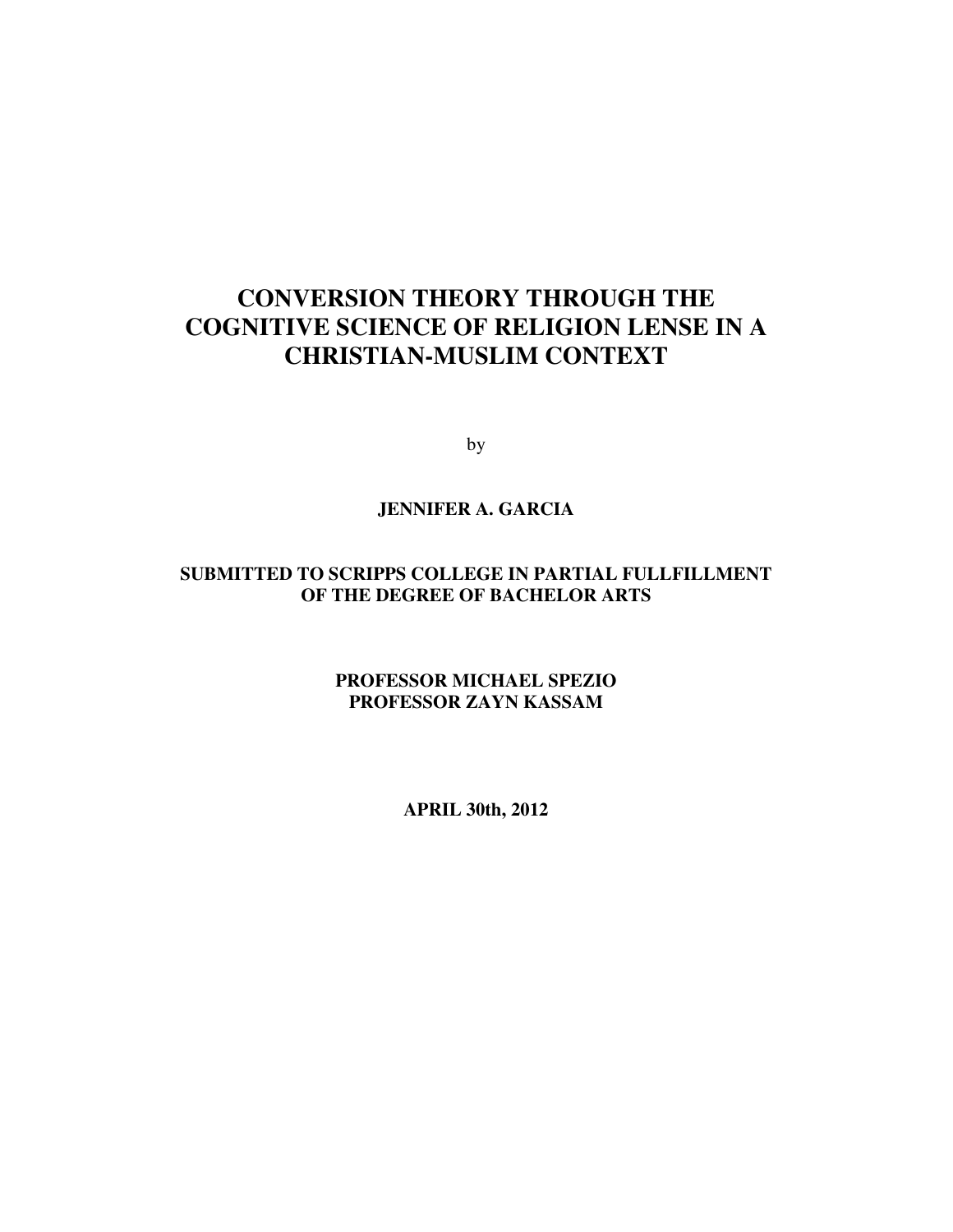# CONVERSION THEORY THROUGH THE COGNITIVE SCIENCE OF RELIGION LENSE IN A CHRISTIAN-MUSLIM CONTEXT

by

**JENNIFER A. GARCIA**

**SUBMITTED TO SCRIPPS COLLEGE IN PARTIAL FULLFILLMENT OF THE DEGREE OF BACHELOR ARTS**

**PROFESSOR MICHAEL SPEZIO**
**PROFESSOR ZAYN KASSAM**

**APRIL 30th, 2012**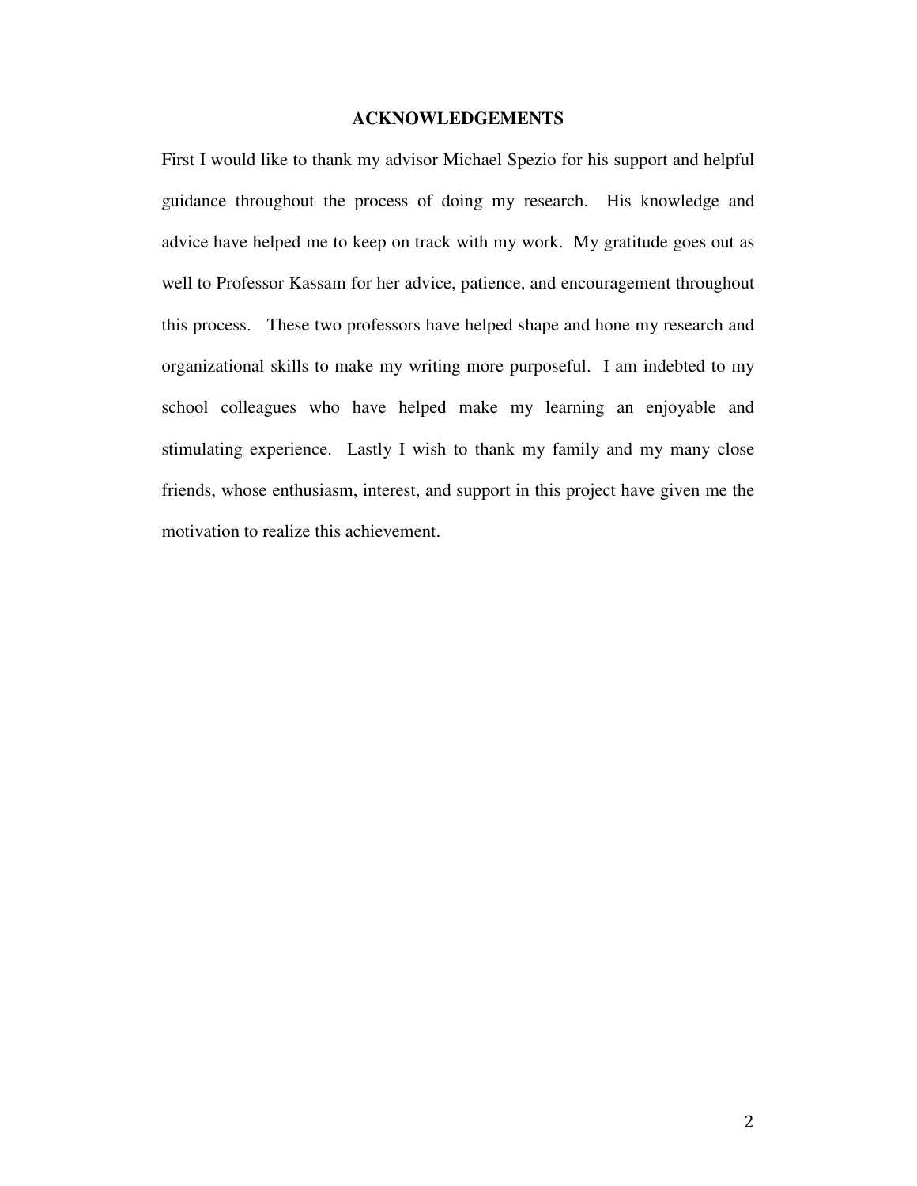# ACKNOWLEDGEMENTS

First I would like to thank my advisor Michael Spezio for his support and helpful guidance throughout the process of doing my research. His knowledge and advice have helped me to keep on track with my work. My gratitude goes out as well to Professor Kassam for her advice, patience, and encouragement throughout this process. These two professors have helped shape and hone my research and organizational skills to make my writing more purposeful. I am indebted to my school colleagues who have helped make my learning an enjoyable and stimulating experience. Lastly I wish to thank my family and my many close friends, whose enthusiasm, interest, and support in this project have given me the motivation to realize this achievement.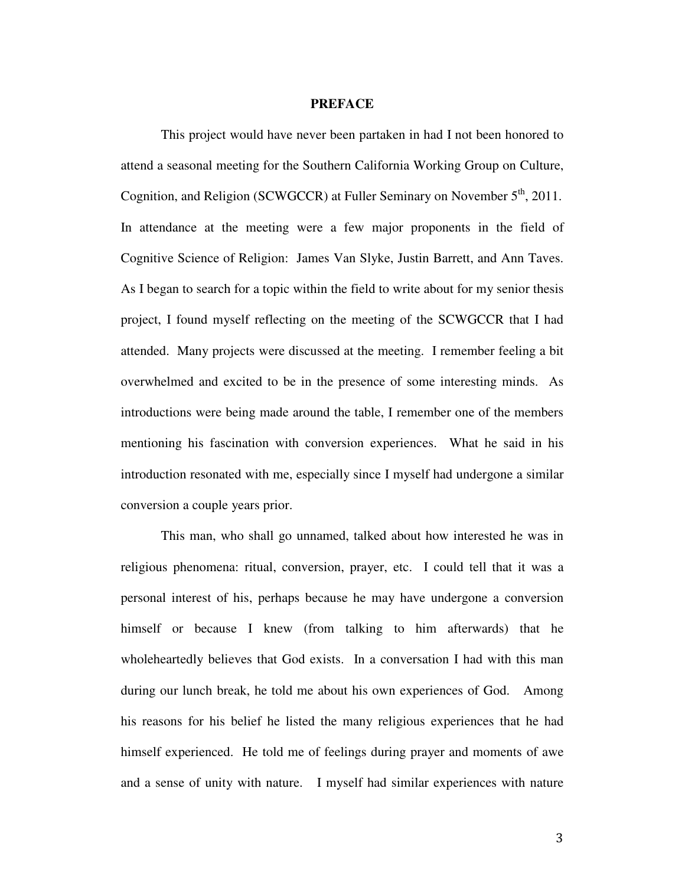# PREFACE

This project would have never been partaken in had I not been honored to attend a seasonal meeting for the Southern California Working Group on Culture, Cognition, and Religion (SCWGCCR) at Fuller Seminary on November 5th, 2011. In attendance at the meeting were a few major proponents in the field of Cognitive Science of Religion: James Van Slyke, Justin Barrett, and Ann Taves. As I began to search for a topic within the field to write about for my senior thesis project, I found myself reflecting on the meeting of the SCWGCCR that I had attended. Many projects were discussed at the meeting. I remember feeling a bit overwhelmed and excited to be in the presence of some interesting minds. As introductions were being made around the table, I remember one of the members mentioning his fascination with conversion experiences. What he said in his introduction resonated with me, especially since I myself had undergone a similar conversion a couple years prior.

This man, who shall go unnamed, talked about how interested he was in religious phenomena: ritual, conversion, prayer, etc. I could tell that it was a personal interest of his, perhaps because he may have undergone a conversion himself or because I knew (from talking to him afterwards) that he wholeheartedly believes that God exists. In a conversation I had with this man during our lunch break, he told me about his own experiences of God. Among his reasons for his belief he listed the many religious experiences that he had himself experienced. He told me of feelings during prayer and moments of awe and a sense of unity with nature. I myself had similar experiences with nature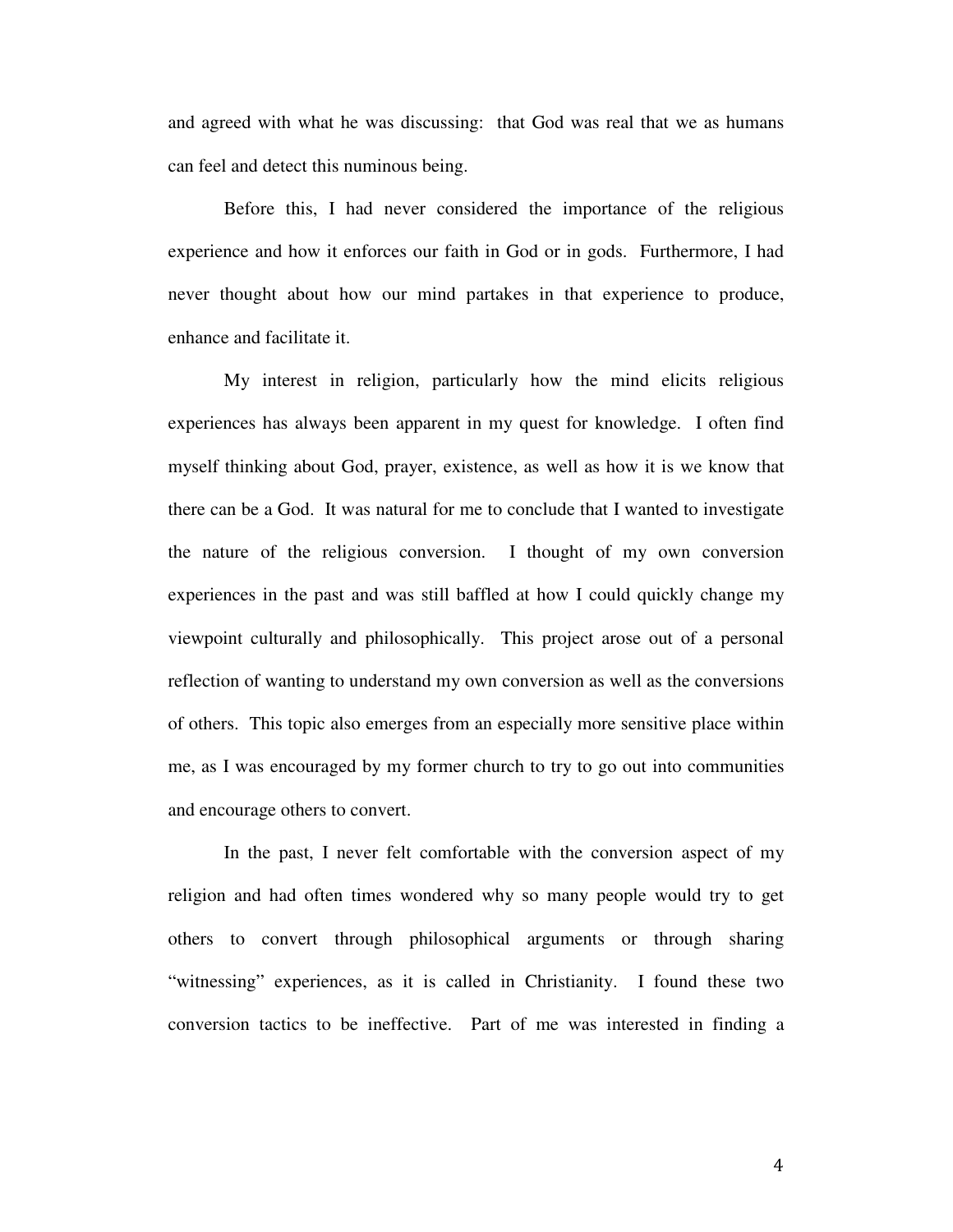and agreed with what he was discussing: that God was real that we as humans can feel and detect this numinous being.

Before this, I had never considered the importance of the religious experience and how it enforces our faith in God or in gods. Furthermore, I had never thought about how our mind partakes in that experience to produce, enhance and facilitate it.

My interest in religion, particularly how the mind elicits religious experiences has always been apparent in my quest for knowledge. I often find myself thinking about God, prayer, existence, as well as how it is we know that there can be a God. It was natural for me to conclude that I wanted to investigate the nature of the religious conversion. I thought of my own conversion experiences in the past and was still baffled at how I could quickly change my viewpoint culturally and philosophically. This project arose out of a personal reflection of wanting to understand my own conversion as well as the conversions of others. This topic also emerges from an especially more sensitive place within me, as I was encouraged by my former church to try to go out into communities and encourage others to convert.

In the past, I never felt comfortable with the conversion aspect of my religion and had often times wondered why so many people would try to get others to convert through philosophical arguments or through sharing "witnessing" experiences, as it is called in Christianity. I found these two conversion tactics to be ineffective. Part of me was interested in finding a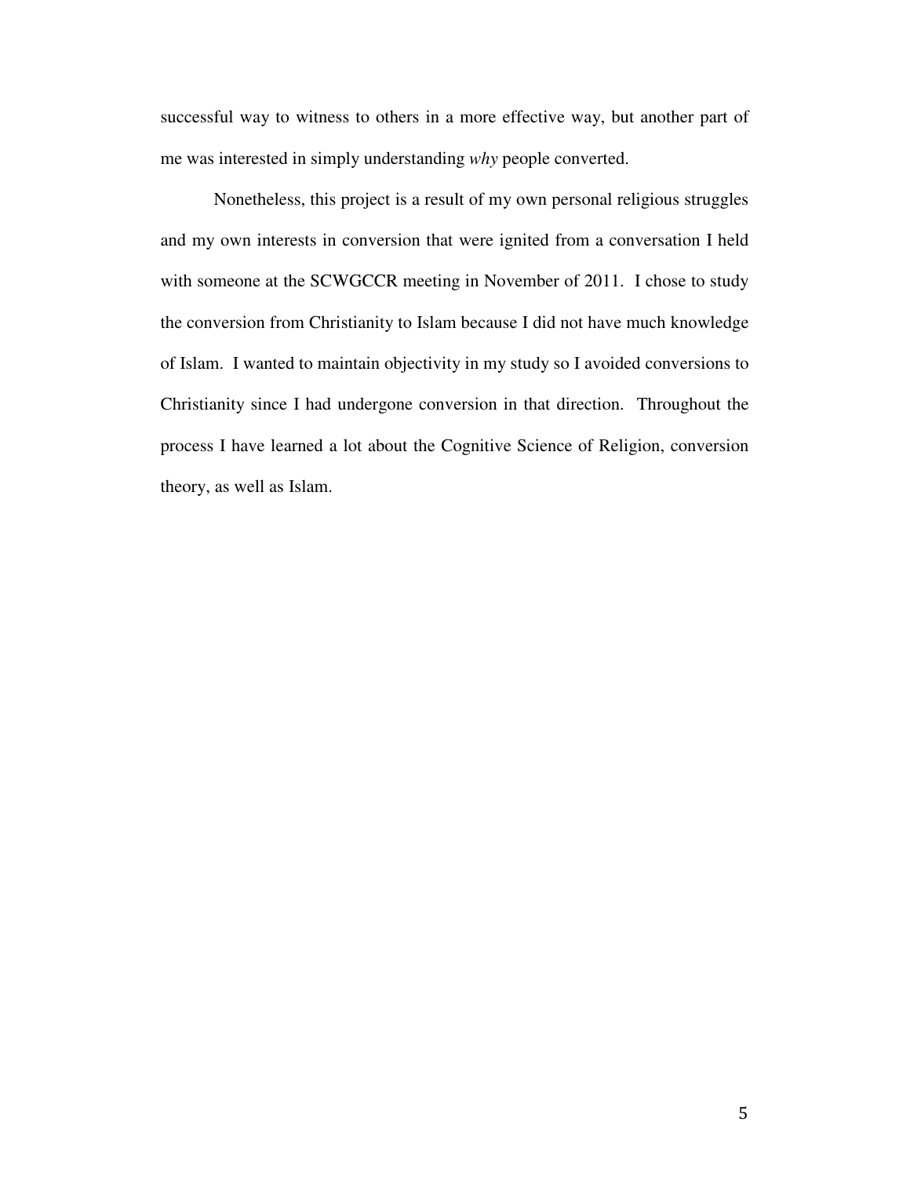successful way to witness to others in a more effective way, but another part of me was interested in simply understanding *why* people converted.

Nonetheless, this project is a result of my own personal religious struggles and my own interests in conversion that were ignited from a conversation I held with someone at the SCWGCCR meeting in November of 2011. I chose to study the conversion from Christianity to Islam because I did not have much knowledge of Islam. I wanted to maintain objectivity in my study so I avoided conversions to Christianity since I had undergone conversion in that direction. Throughout the process I have learned a lot about the Cognitive Science of Religion, conversion theory, as well as Islam.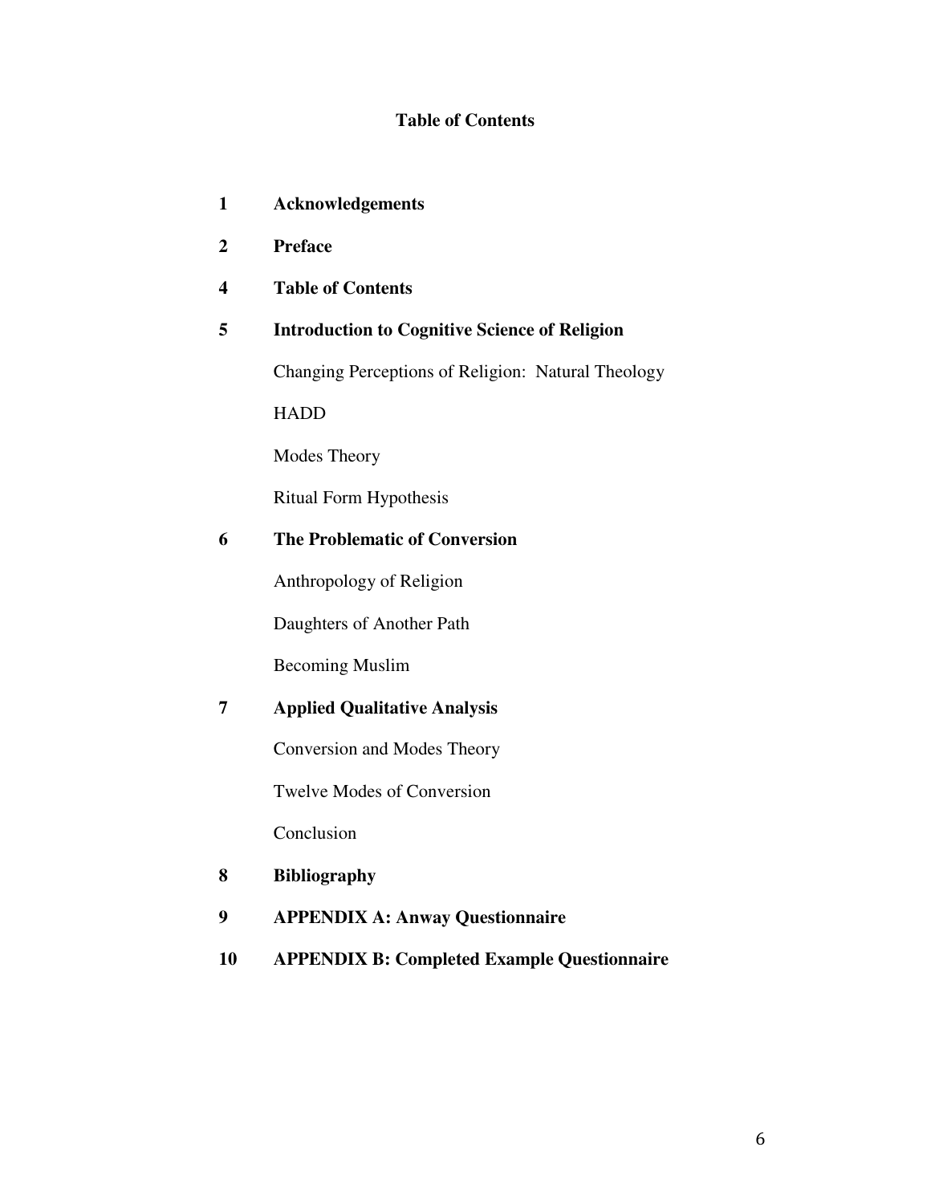# Table of Contents

| | |
|---|---|
| **1** | **Acknowledgements** |
| **2** | **Preface** |
| **4** | **Table of Contents** |
| **5** | **Introduction to Cognitive Science of Religion** |
| | Changing Perceptions of Religion: Natural Theology |
| | HADD |
| | Modes Theory |
| | Ritual Form Hypothesis |
| **6** | **The Problematic of Conversion** |
| | Anthropology of Religion |
| | Daughters of Another Path |
| | Becoming Muslim |
| **7** | **Applied Qualitative Analysis** |
| | Conversion and Modes Theory |
| | Twelve Modes of Conversion |
| | Conclusion |
| **8** | **Bibliography** |
| **9** | **APPENDIX A: Anway Questionnaire** |
| **10** | **APPENDIX B: Completed Example Questionnaire** |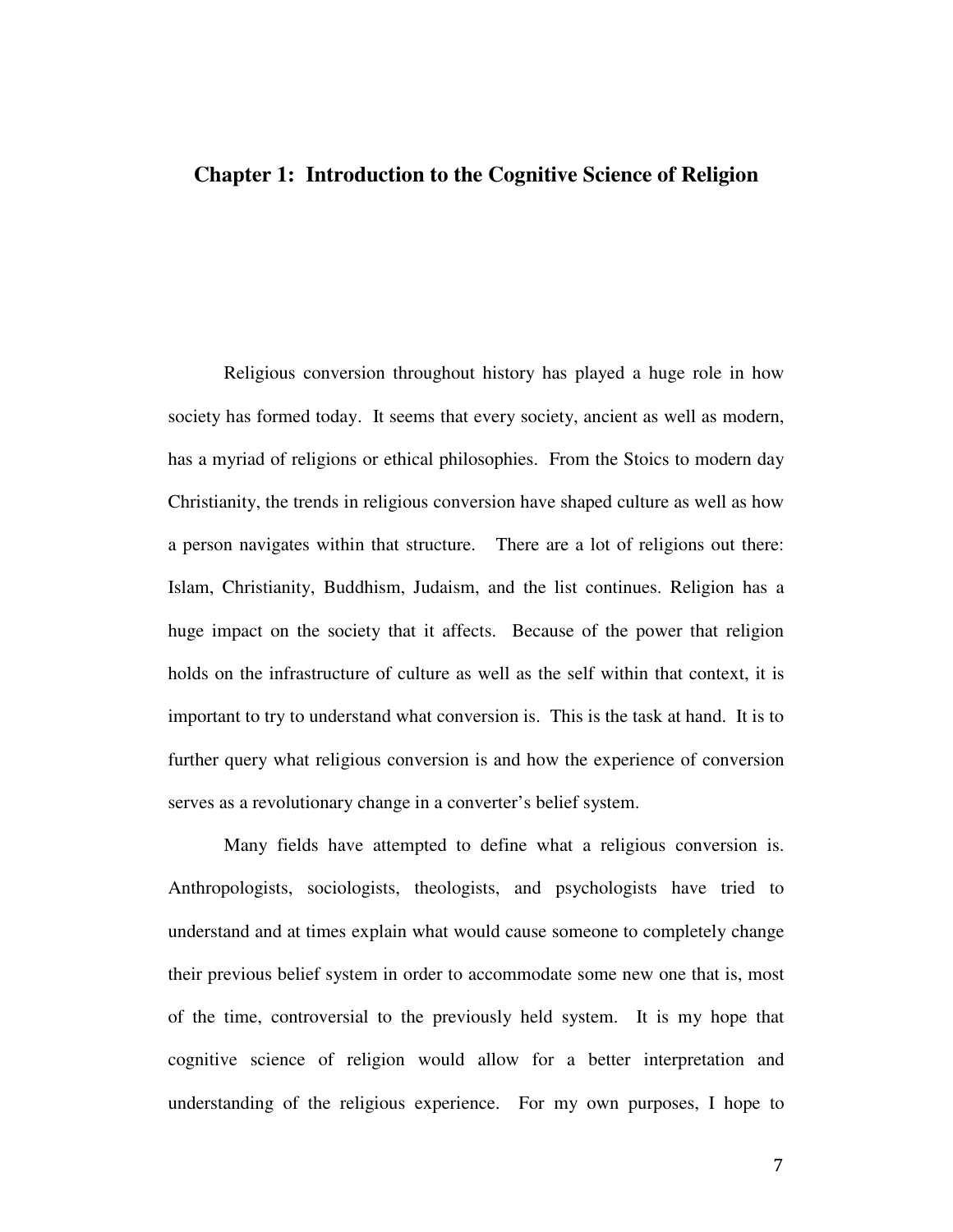# Chapter 1: Introduction to the Cognitive Science of Religion

Religious conversion throughout history has played a huge role in how society has formed today. It seems that every society, ancient as well as modern, has a myriad of religions or ethical philosophies. From the Stoics to modern day Christianity, the trends in religious conversion have shaped culture as well as how a person navigates within that structure. There are a lot of religions out there: Islam, Christianity, Buddhism, Judaism, and the list continues. Religion has a huge impact on the society that it affects. Because of the power that religion holds on the infrastructure of culture as well as the self within that context, it is important to try to understand what conversion is. This is the task at hand. It is to further query what religious conversion is and how the experience of conversion serves as a revolutionary change in a converter's belief system.

Many fields have attempted to define what a religious conversion is. Anthropologists, sociologists, theologists, and psychologists have tried to understand and at times explain what would cause someone to completely change their previous belief system in order to accommodate some new one that is, most of the time, controversial to the previously held system. It is my hope that cognitive science of religion would allow for a better interpretation and understanding of the religious experience. For my own purposes, I hope to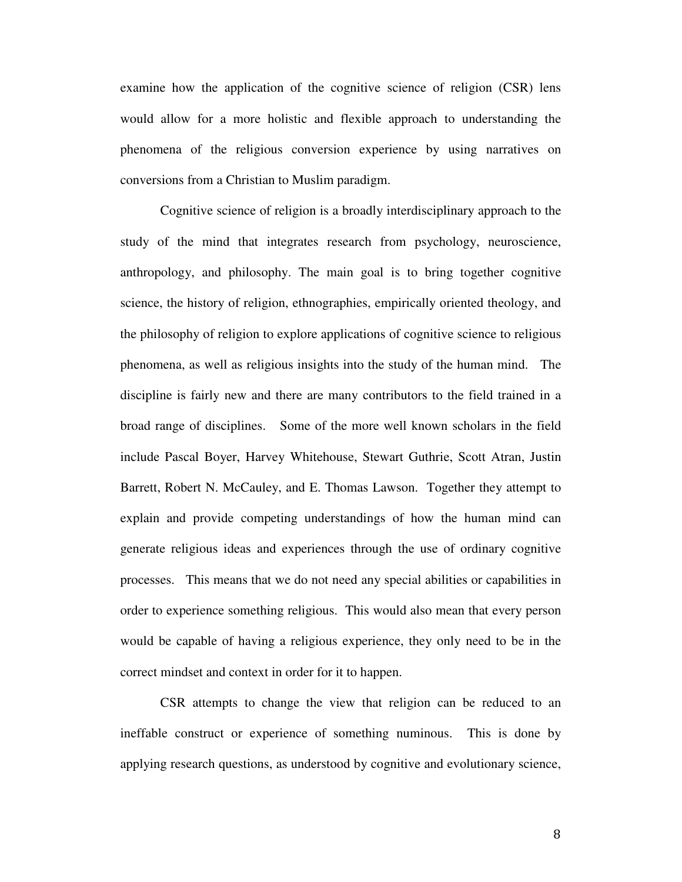examine how the application of the cognitive science of religion (CSR) lens would allow for a more holistic and flexible approach to understanding the phenomena of the religious conversion experience by using narratives on conversions from a Christian to Muslim paradigm.

Cognitive science of religion is a broadly interdisciplinary approach to the study of the mind that integrates research from psychology, neuroscience, anthropology, and philosophy. The main goal is to bring together cognitive science, the history of religion, ethnographies, empirically oriented theology, and the philosophy of religion to explore applications of cognitive science to religious phenomena, as well as religious insights into the study of the human mind. The discipline is fairly new and there are many contributors to the field trained in a broad range of disciplines. Some of the more well known scholars in the field include Pascal Boyer, Harvey Whitehouse, Stewart Guthrie, Scott Atran, Justin Barrett, Robert N. McCauley, and E. Thomas Lawson. Together they attempt to explain and provide competing understandings of how the human mind can generate religious ideas and experiences through the use of ordinary cognitive processes. This means that we do not need any special abilities or capabilities in order to experience something religious. This would also mean that every person would be capable of having a religious experience, they only need to be in the correct mindset and context in order for it to happen.

CSR attempts to change the view that religion can be reduced to an ineffable construct or experience of something numinous. This is done by applying research questions, as understood by cognitive and evolutionary science,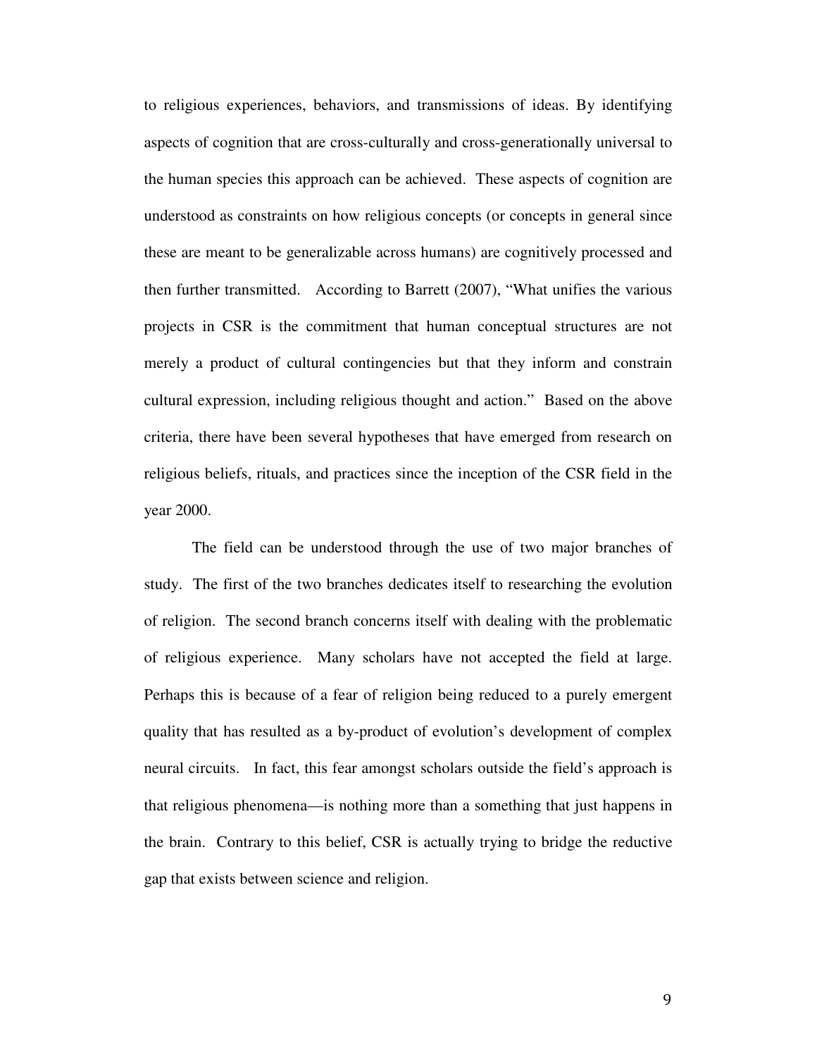to religious experiences, behaviors, and transmissions of ideas. By identifying aspects of cognition that are cross-culturally and cross-generationally universal to the human species this approach can be achieved. These aspects of cognition are understood as constraints on how religious concepts (or concepts in general since these are meant to be generalizable across humans) are cognitively processed and then further transmitted. According to Barrett (2007), "What unifies the various projects in CSR is the commitment that human conceptual structures are not merely a product of cultural contingencies but that they inform and constrain cultural expression, including religious thought and action." Based on the above criteria, there have been several hypotheses that have emerged from research on religious beliefs, rituals, and practices since the inception of the CSR field in the year 2000.

The field can be understood through the use of two major branches of study. The first of the two branches dedicates itself to researching the evolution of religion. The second branch concerns itself with dealing with the problematic of religious experience. Many scholars have not accepted the field at large. Perhaps this is because of a fear of religion being reduced to a purely emergent quality that has resulted as a by-product of evolution's development of complex neural circuits. In fact, this fear amongst scholars outside the field's approach is that religious phenomena—is nothing more than a something that just happens in the brain. Contrary to this belief, CSR is actually trying to bridge the reductive gap that exists between science and religion.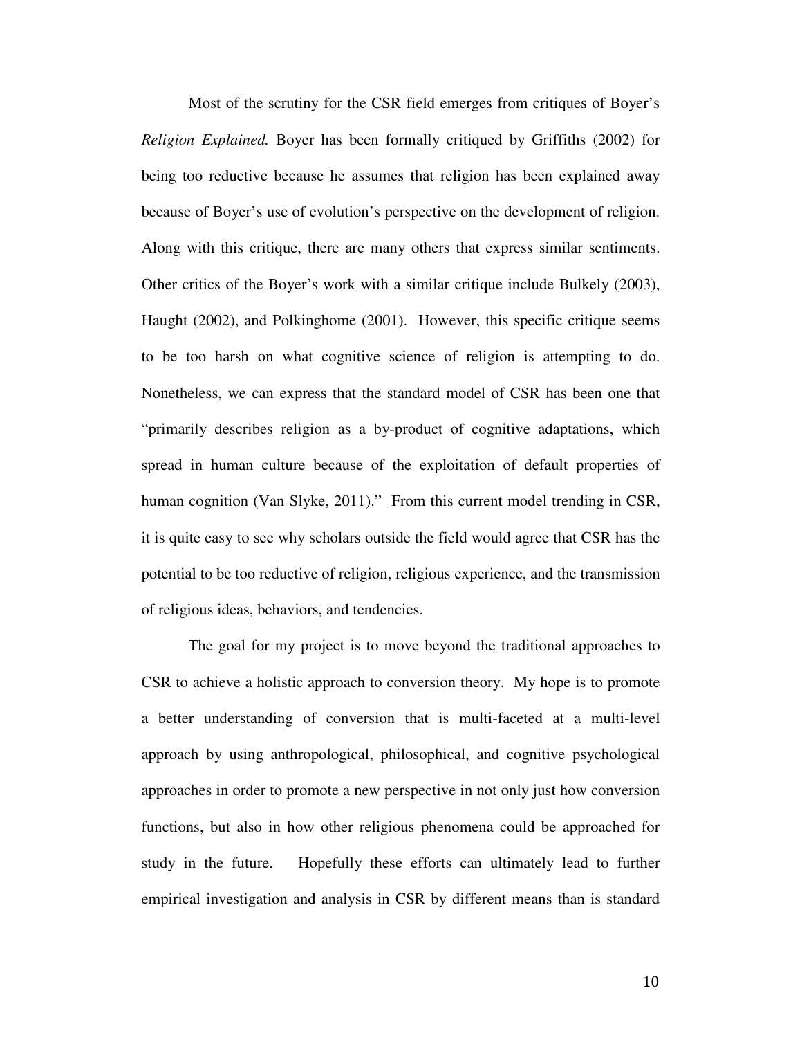Most of the scrutiny for the CSR field emerges from critiques of Boyer's *Religion Explained.* Boyer has been formally critiqued by Griffiths (2002) for being too reductive because he assumes that religion has been explained away because of Boyer's use of evolution's perspective on the development of religion. Along with this critique, there are many others that express similar sentiments. Other critics of the Boyer's work with a similar critique include Bulkely (2003), Haught (2002), and Polkinghome (2001). However, this specific critique seems to be too harsh on what cognitive science of religion is attempting to do. Nonetheless, we can express that the standard model of CSR has been one that "primarily describes religion as a by-product of cognitive adaptations, which spread in human culture because of the exploitation of default properties of human cognition (Van Slyke, 2011)." From this current model trending in CSR, it is quite easy to see why scholars outside the field would agree that CSR has the potential to be too reductive of religion, religious experience, and the transmission of religious ideas, behaviors, and tendencies.

The goal for my project is to move beyond the traditional approaches to CSR to achieve a holistic approach to conversion theory. My hope is to promote a better understanding of conversion that is multi-faceted at a multi-level approach by using anthropological, philosophical, and cognitive psychological approaches in order to promote a new perspective in not only just how conversion functions, but also in how other religious phenomena could be approached for study in the future. Hopefully these efforts can ultimately lead to further empirical investigation and analysis in CSR by different means than is standard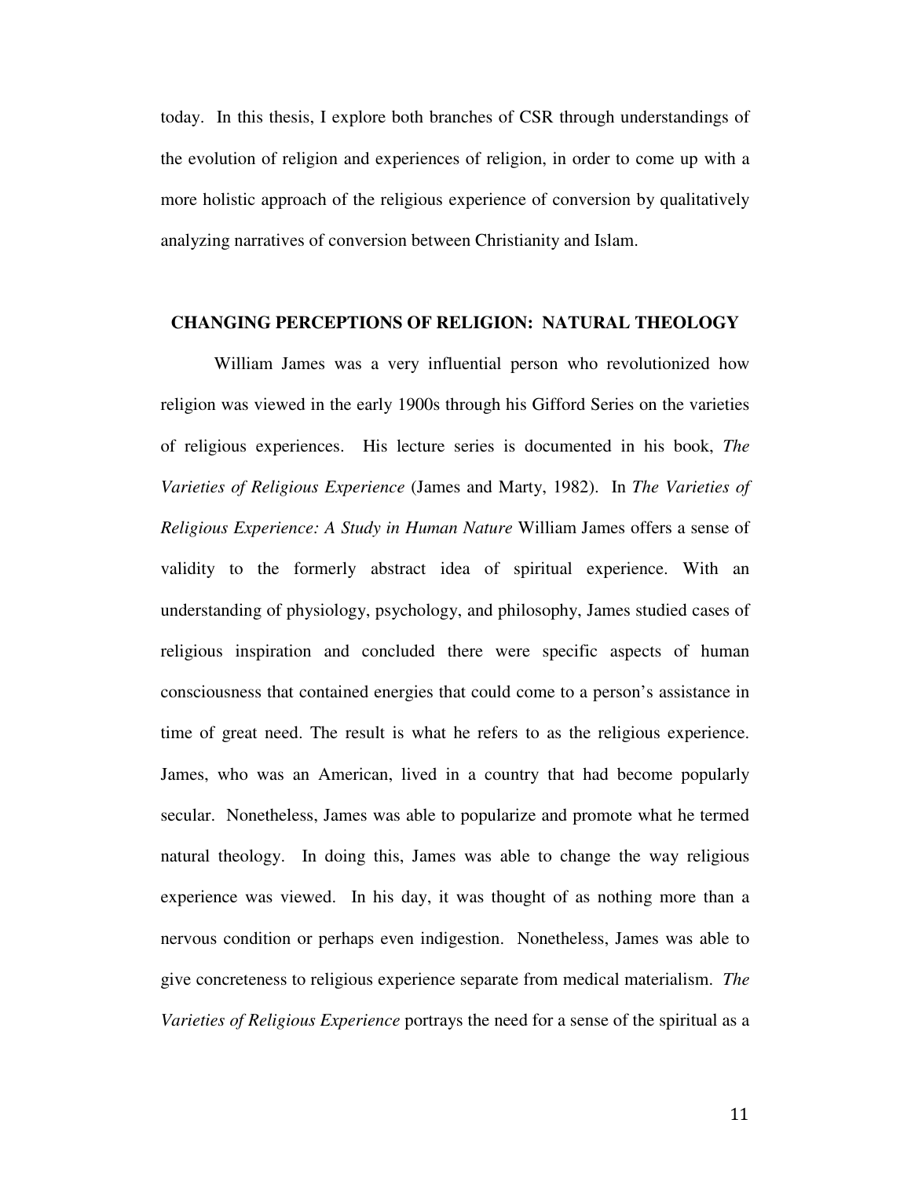today. In this thesis, I explore both branches of CSR through understandings of the evolution of religion and experiences of religion, in order to come up with a more holistic approach of the religious experience of conversion by qualitatively analyzing narratives of conversion between Christianity and Islam.

## CHANGING PERCEPTIONS OF RELIGION: NATURAL THEOLOGY

William James was a very influential person who revolutionized how religion was viewed in the early 1900s through his Gifford Series on the varieties of religious experiences. His lecture series is documented in his book, *The Varieties of Religious Experience* (James and Marty, 1982). In *The Varieties of Religious Experience: A Study in Human Nature* William James offers a sense of validity to the formerly abstract idea of spiritual experience. With an understanding of physiology, psychology, and philosophy, James studied cases of religious inspiration and concluded there were specific aspects of human consciousness that contained energies that could come to a person's assistance in time of great need. The result is what he refers to as the religious experience. James, who was an American, lived in a country that had become popularly secular. Nonetheless, James was able to popularize and promote what he termed natural theology. In doing this, James was able to change the way religious experience was viewed. In his day, it was thought of as nothing more than a nervous condition or perhaps even indigestion. Nonetheless, James was able to give concreteness to religious experience separate from medical materialism. *The Varieties of Religious Experience* portrays the need for a sense of the spiritual as a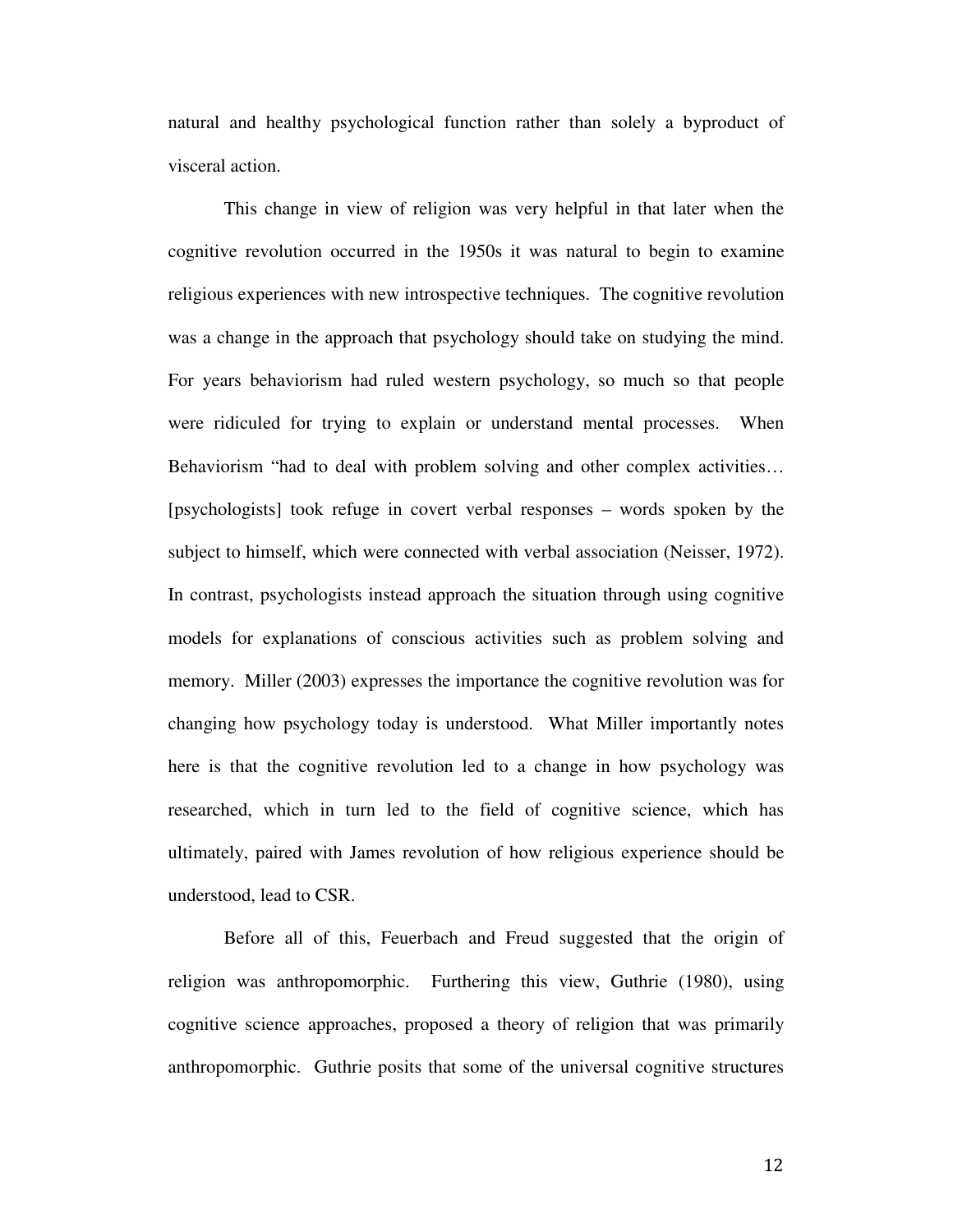natural and healthy psychological function rather than solely a byproduct of visceral action.

This change in view of religion was very helpful in that later when the cognitive revolution occurred in the 1950s it was natural to begin to examine religious experiences with new introspective techniques. The cognitive revolution was a change in the approach that psychology should take on studying the mind. For years behaviorism had ruled western psychology, so much so that people were ridiculed for trying to explain or understand mental processes. When Behaviorism "had to deal with problem solving and other complex activities… [psychologists] took refuge in covert verbal responses – words spoken by the subject to himself, which were connected with verbal association (Neisser, 1972). In contrast, psychologists instead approach the situation through using cognitive models for explanations of conscious activities such as problem solving and memory. Miller (2003) expresses the importance the cognitive revolution was for changing how psychology today is understood. What Miller importantly notes here is that the cognitive revolution led to a change in how psychology was researched, which in turn led to the field of cognitive science, which has ultimately, paired with James revolution of how religious experience should be understood, lead to CSR.

Before all of this, Feuerbach and Freud suggested that the origin of religion was anthropomorphic. Furthering this view, Guthrie (1980), using cognitive science approaches, proposed a theory of religion that was primarily anthropomorphic. Guthrie posits that some of the universal cognitive structures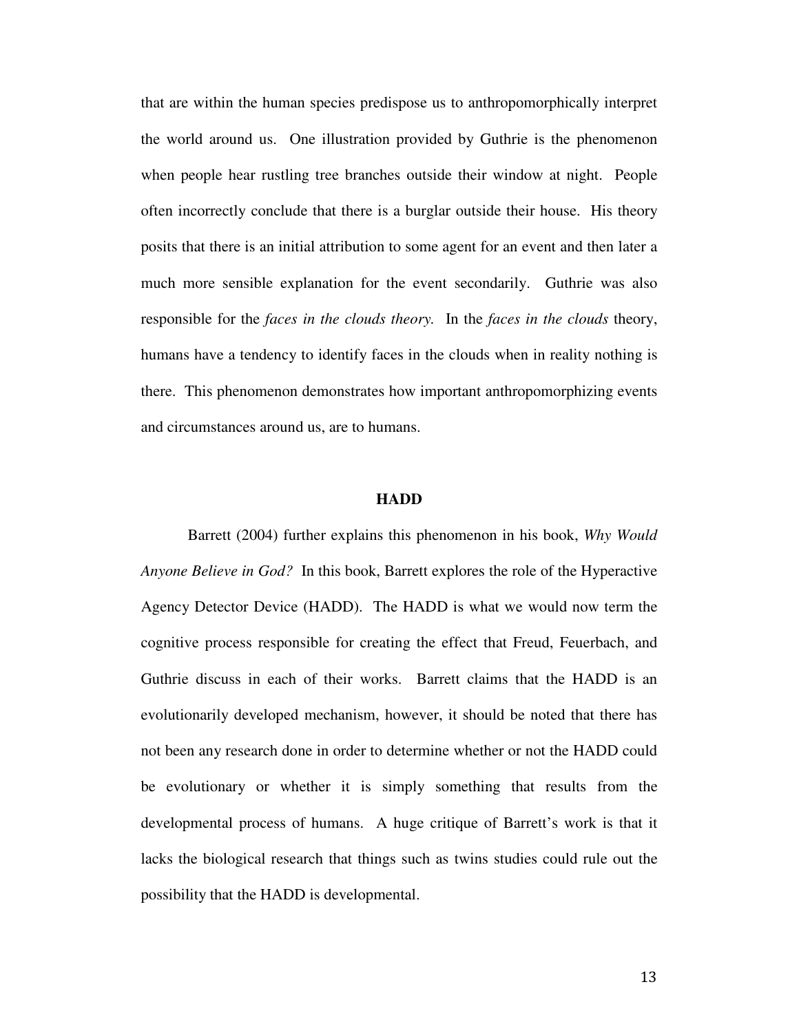that are within the human species predispose us to anthropomorphically interpret the world around us. One illustration provided by Guthrie is the phenomenon when people hear rustling tree branches outside their window at night. People often incorrectly conclude that there is a burglar outside their house. His theory posits that there is an initial attribution to some agent for an event and then later a much more sensible explanation for the event secondarily. Guthrie was also responsible for the *faces in the clouds theory.* In the *faces in the clouds* theory, humans have a tendency to identify faces in the clouds when in reality nothing is there. This phenomenon demonstrates how important anthropomorphizing events and circumstances around us, are to humans.

## HADD

Barrett (2004) further explains this phenomenon in his book, *Why Would Anyone Believe in God?* In this book, Barrett explores the role of the Hyperactive Agency Detector Device (HADD). The HADD is what we would now term the cognitive process responsible for creating the effect that Freud, Feuerbach, and Guthrie discuss in each of their works. Barrett claims that the HADD is an evolutionarily developed mechanism, however, it should be noted that there has not been any research done in order to determine whether or not the HADD could be evolutionary or whether it is simply something that results from the developmental process of humans. A huge critique of Barrett's work is that it lacks the biological research that things such as twins studies could rule out the possibility that the HADD is developmental.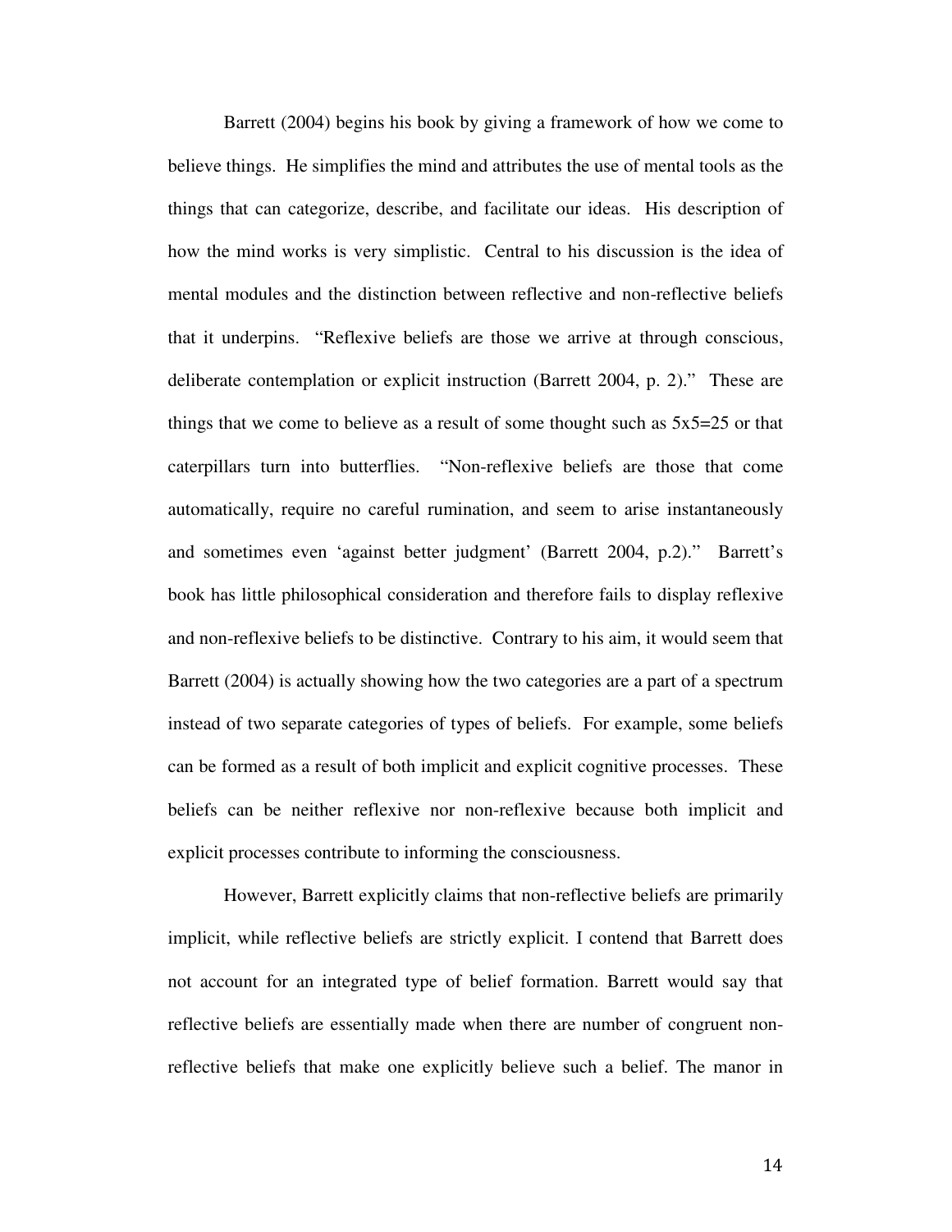Barrett (2004) begins his book by giving a framework of how we come to believe things. He simplifies the mind and attributes the use of mental tools as the things that can categorize, describe, and facilitate our ideas. His description of how the mind works is very simplistic. Central to his discussion is the idea of mental modules and the distinction between reflective and non-reflective beliefs that it underpins. "Reflexive beliefs are those we arrive at through conscious, deliberate contemplation or explicit instruction (Barrett 2004, p. 2)." These are things that we come to believe as a result of some thought such as 5x5=25 or that caterpillars turn into butterflies. "Non-reflexive beliefs are those that come automatically, require no careful rumination, and seem to arise instantaneously and sometimes even 'against better judgment' (Barrett 2004, p.2)." Barrett's book has little philosophical consideration and therefore fails to display reflexive and non-reflexive beliefs to be distinctive. Contrary to his aim, it would seem that Barrett (2004) is actually showing how the two categories are a part of a spectrum instead of two separate categories of types of beliefs. For example, some beliefs can be formed as a result of both implicit and explicit cognitive processes. These beliefs can be neither reflexive nor non-reflexive because both implicit and explicit processes contribute to informing the consciousness.

However, Barrett explicitly claims that non-reflective beliefs are primarily implicit, while reflective beliefs are strictly explicit. I contend that Barrett does not account for an integrated type of belief formation. Barrett would say that reflective beliefs are essentially made when there are number of congruent non-reflective beliefs that make one explicitly believe such a belief. The manor in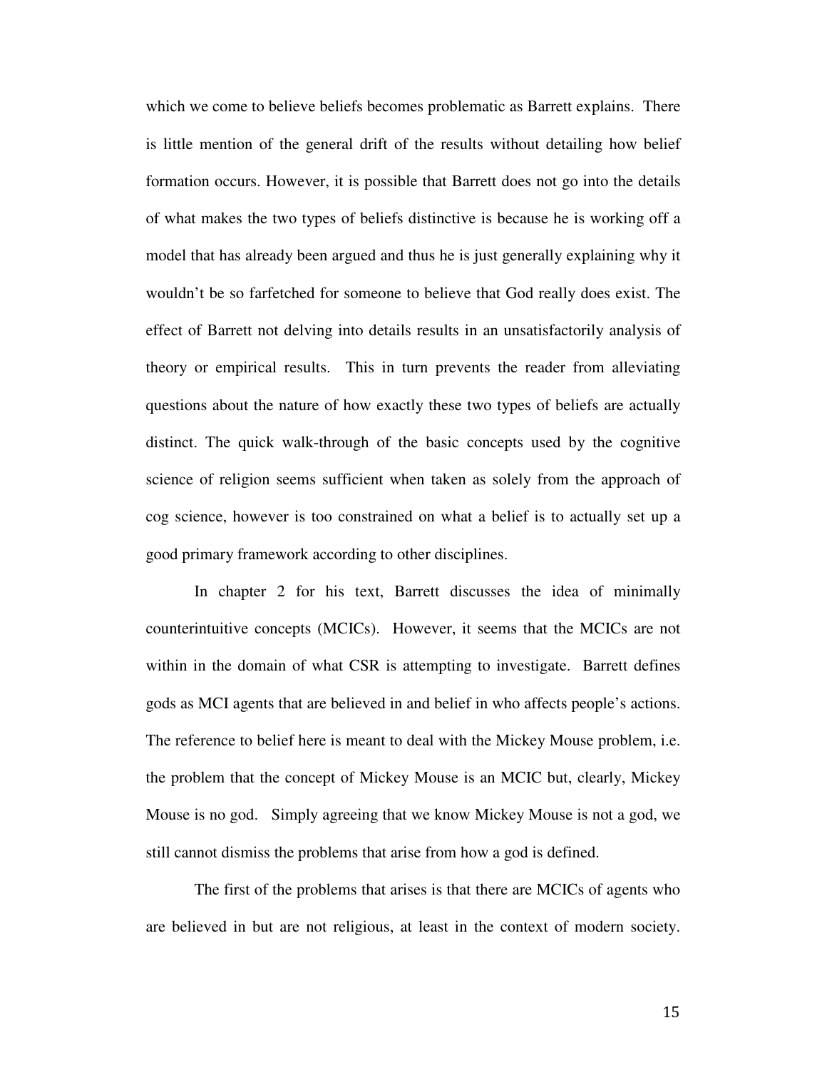which we come to believe beliefs becomes problematic as Barrett explains. There is little mention of the general drift of the results without detailing how belief formation occurs. However, it is possible that Barrett does not go into the details of what makes the two types of beliefs distinctive is because he is working off a model that has already been argued and thus he is just generally explaining why it wouldn't be so farfetched for someone to believe that God really does exist. The effect of Barrett not delving into details results in an unsatisfactorily analysis of theory or empirical results. This in turn prevents the reader from alleviating questions about the nature of how exactly these two types of beliefs are actually distinct. The quick walk-through of the basic concepts used by the cognitive science of religion seems sufficient when taken as solely from the approach of cog science, however is too constrained on what a belief is to actually set up a good primary framework according to other disciplines.

In chapter 2 for his text, Barrett discusses the idea of minimally counterintuitive concepts (MCICs). However, it seems that the MCICs are not within in the domain of what CSR is attempting to investigate. Barrett defines gods as MCI agents that are believed in and belief in who affects people's actions. The reference to belief here is meant to deal with the Mickey Mouse problem, i.e. the problem that the concept of Mickey Mouse is an MCIC but, clearly, Mickey Mouse is no god. Simply agreeing that we know Mickey Mouse is not a god, we still cannot dismiss the problems that arise from how a god is defined.

The first of the problems that arises is that there are MCICs of agents who are believed in but are not religious, at least in the context of modern society.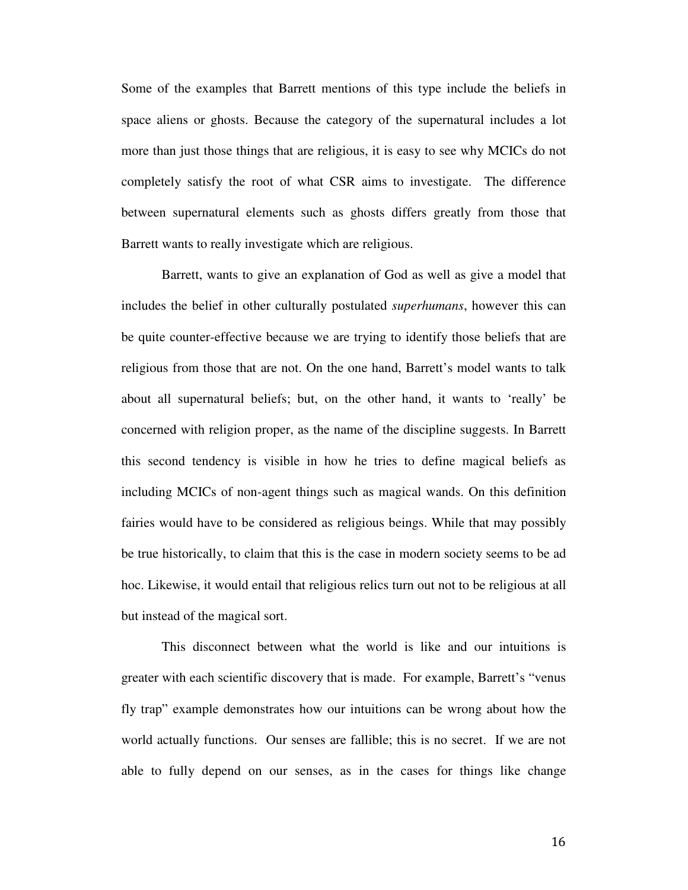Some of the examples that Barrett mentions of this type include the beliefs in space aliens or ghosts. Because the category of the supernatural includes a lot more than just those things that are religious, it is easy to see why MCICs do not completely satisfy the root of what CSR aims to investigate. The difference between supernatural elements such as ghosts differs greatly from those that Barrett wants to really investigate which are religious.

Barrett, wants to give an explanation of God as well as give a model that includes the belief in other culturally postulated *superhumans*, however this can be quite counter-effective because we are trying to identify those beliefs that are religious from those that are not. On the one hand, Barrett's model wants to talk about all supernatural beliefs; but, on the other hand, it wants to 'really' be concerned with religion proper, as the name of the discipline suggests. In Barrett this second tendency is visible in how he tries to define magical beliefs as including MCICs of non-agent things such as magical wands. On this definition fairies would have to be considered as religious beings. While that may possibly be true historically, to claim that this is the case in modern society seems to be ad hoc. Likewise, it would entail that religious relics turn out not to be religious at all but instead of the magical sort.

This disconnect between what the world is like and our intuitions is greater with each scientific discovery that is made. For example, Barrett's "venus fly trap" example demonstrates how our intuitions can be wrong about how the world actually functions. Our senses are fallible; this is no secret. If we are not able to fully depend on our senses, as in the cases for things like change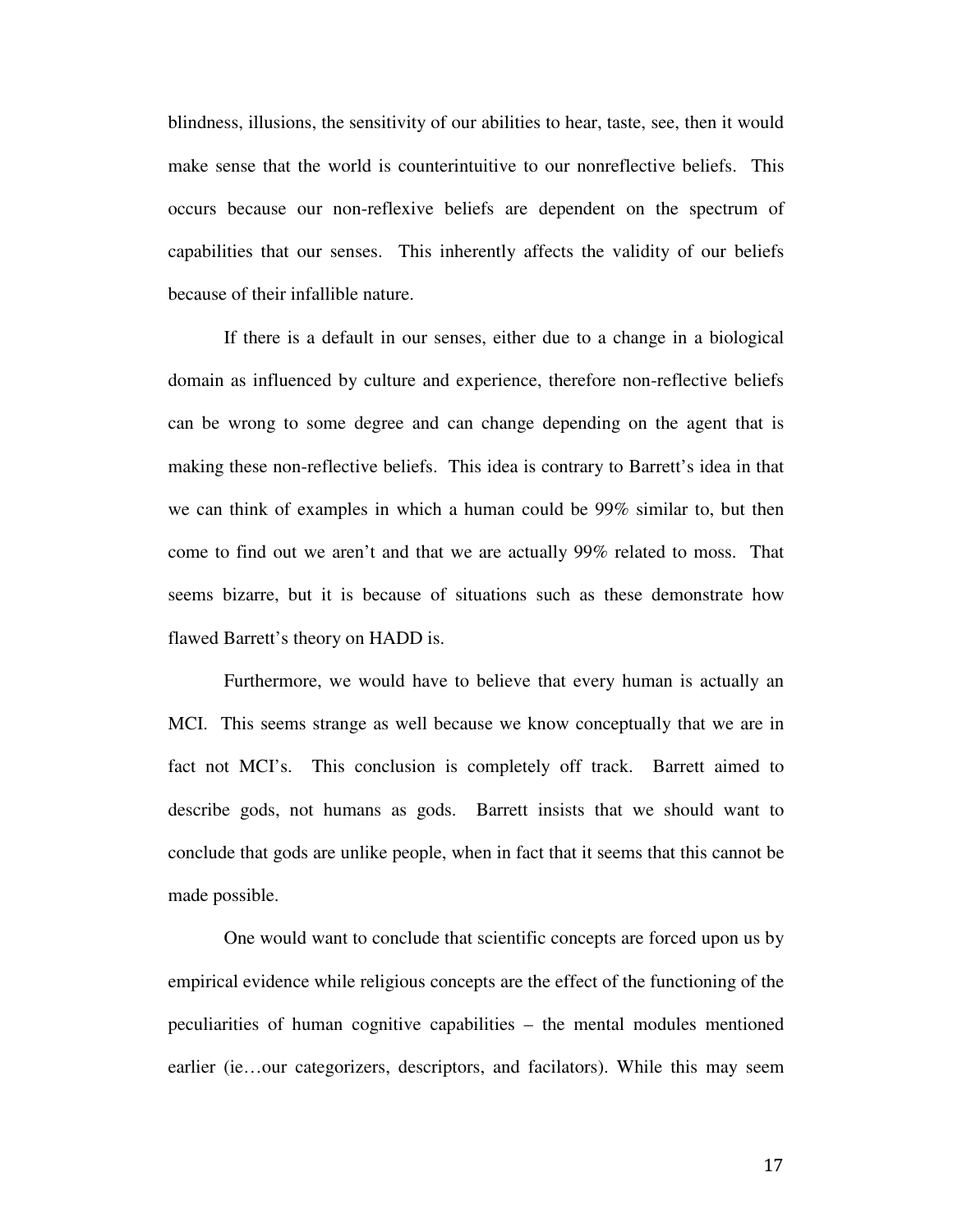blindness, illusions, the sensitivity of our abilities to hear, taste, see, then it would make sense that the world is counterintuitive to our nonreflective beliefs. This occurs because our non-reflexive beliefs are dependent on the spectrum of capabilities that our senses. This inherently affects the validity of our beliefs because of their infallible nature.

If there is a default in our senses, either due to a change in a biological domain as influenced by culture and experience, therefore non-reflective beliefs can be wrong to some degree and can change depending on the agent that is making these non-reflective beliefs. This idea is contrary to Barrett's idea in that we can think of examples in which a human could be 99% similar to, but then come to find out we aren't and that we are actually 99% related to moss. That seems bizarre, but it is because of situations such as these demonstrate how flawed Barrett's theory on HADD is.

Furthermore, we would have to believe that every human is actually an MCI. This seems strange as well because we know conceptually that we are in fact not MCI's. This conclusion is completely off track. Barrett aimed to describe gods, not humans as gods. Barrett insists that we should want to conclude that gods are unlike people, when in fact that it seems that this cannot be made possible.

One would want to conclude that scientific concepts are forced upon us by empirical evidence while religious concepts are the effect of the functioning of the peculiarities of human cognitive capabilities – the mental modules mentioned earlier (ie…our categorizers, descriptors, and facilators). While this may seem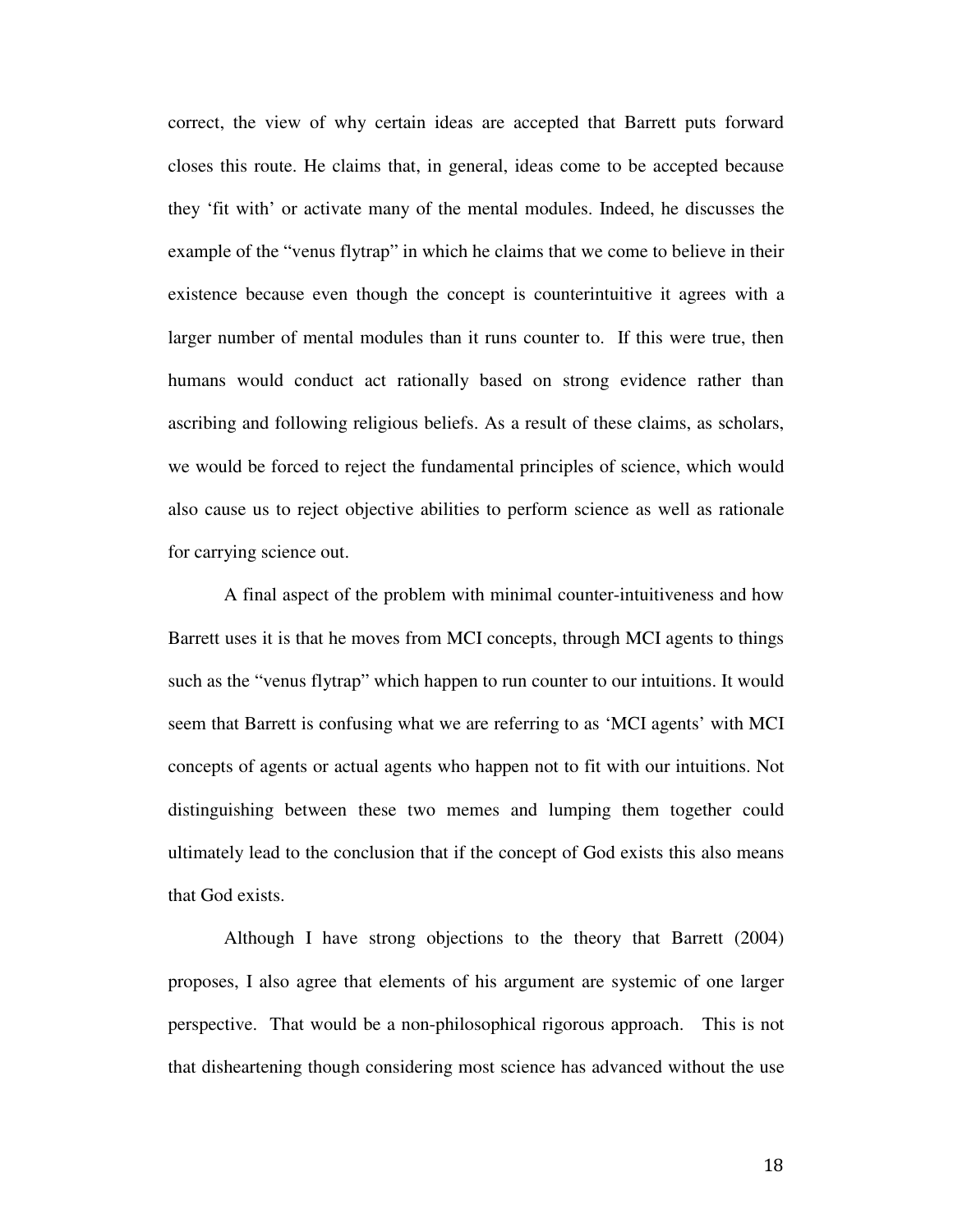correct, the view of why certain ideas are accepted that Barrett puts forward closes this route. He claims that, in general, ideas come to be accepted because they 'fit with' or activate many of the mental modules. Indeed, he discusses the example of the "venus flytrap" in which he claims that we come to believe in their existence because even though the concept is counterintuitive it agrees with a larger number of mental modules than it runs counter to. If this were true, then humans would conduct act rationally based on strong evidence rather than ascribing and following religious beliefs. As a result of these claims, as scholars, we would be forced to reject the fundamental principles of science, which would also cause us to reject objective abilities to perform science as well as rationale for carrying science out.

A final aspect of the problem with minimal counter-intuitiveness and how Barrett uses it is that he moves from MCI concepts, through MCI agents to things such as the "venus flytrap" which happen to run counter to our intuitions. It would seem that Barrett is confusing what we are referring to as 'MCI agents' with MCI concepts of agents or actual agents who happen not to fit with our intuitions. Not distinguishing between these two memes and lumping them together could ultimately lead to the conclusion that if the concept of God exists this also means that God exists.

Although I have strong objections to the theory that Barrett (2004) proposes, I also agree that elements of his argument are systemic of one larger perspective. That would be a non-philosophical rigorous approach. This is not that disheartening though considering most science has advanced without the use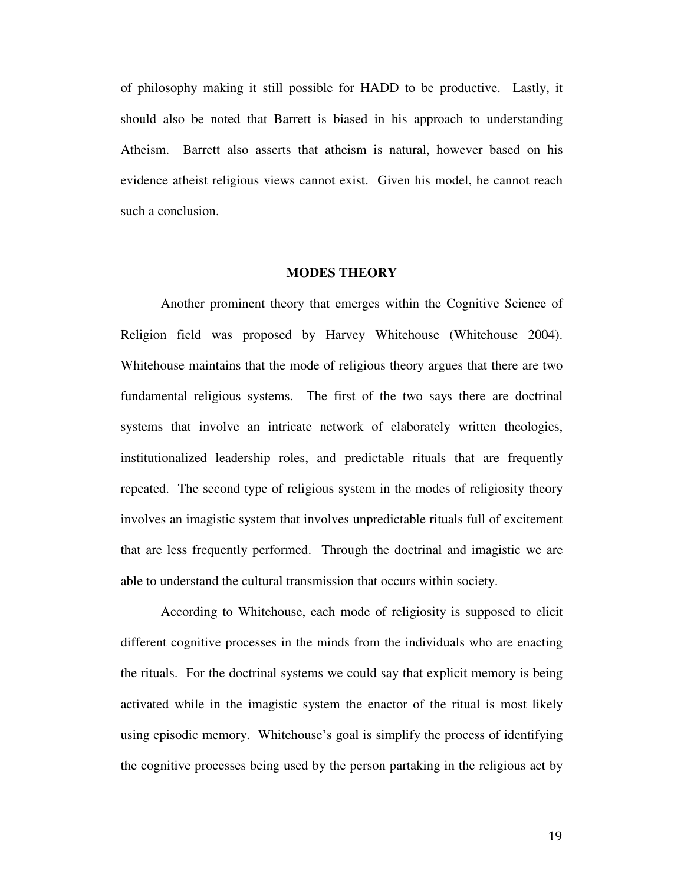of philosophy making it still possible for HADD to be productive. Lastly, it should also be noted that Barrett is biased in his approach to understanding Atheism. Barrett also asserts that atheism is natural, however based on his evidence atheist religious views cannot exist. Given his model, he cannot reach such a conclusion.

## MODES THEORY

Another prominent theory that emerges within the Cognitive Science of Religion field was proposed by Harvey Whitehouse (Whitehouse 2004). Whitehouse maintains that the mode of religious theory argues that there are two fundamental religious systems. The first of the two says there are doctrinal systems that involve an intricate network of elaborately written theologies, institutionalized leadership roles, and predictable rituals that are frequently repeated. The second type of religious system in the modes of religiosity theory involves an imagistic system that involves unpredictable rituals full of excitement that are less frequently performed. Through the doctrinal and imagistic we are able to understand the cultural transmission that occurs within society.

According to Whitehouse, each mode of religiosity is supposed to elicit different cognitive processes in the minds from the individuals who are enacting the rituals. For the doctrinal systems we could say that explicit memory is being activated while in the imagistic system the enactor of the ritual is most likely using episodic memory. Whitehouse's goal is simplify the process of identifying the cognitive processes being used by the person partaking in the religious act by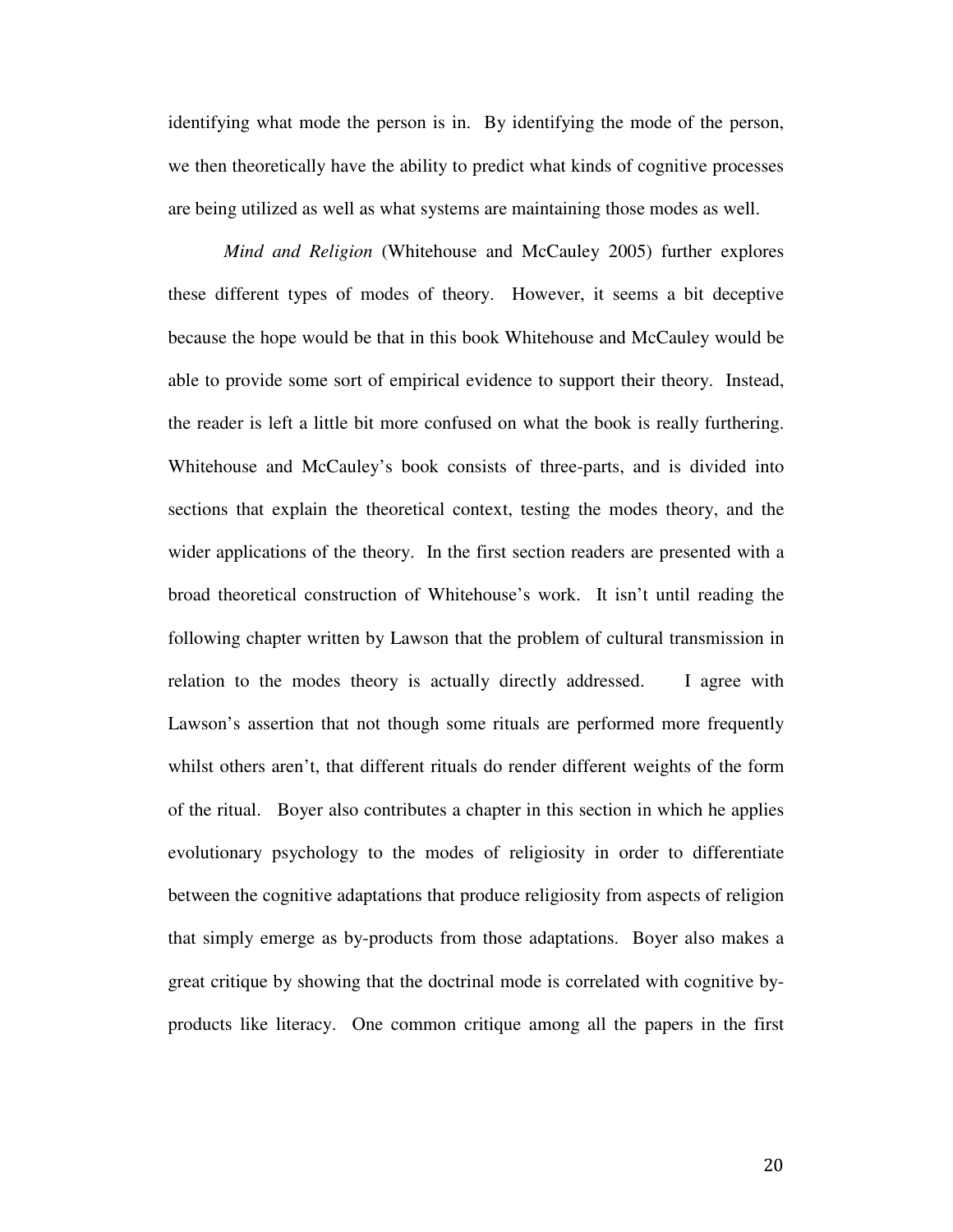identifying what mode the person is in. By identifying the mode of the person, we then theoretically have the ability to predict what kinds of cognitive processes are being utilized as well as what systems are maintaining those modes as well.

*Mind and Religion* (Whitehouse and McCauley 2005) further explores these different types of modes of theory. However, it seems a bit deceptive because the hope would be that in this book Whitehouse and McCauley would be able to provide some sort of empirical evidence to support their theory. Instead, the reader is left a little bit more confused on what the book is really furthering. Whitehouse and McCauley's book consists of three-parts, and is divided into sections that explain the theoretical context, testing the modes theory, and the wider applications of the theory. In the first section readers are presented with a broad theoretical construction of Whitehouse's work. It isn't until reading the following chapter written by Lawson that the problem of cultural transmission in relation to the modes theory is actually directly addressed. I agree with Lawson's assertion that not though some rituals are performed more frequently whilst others aren't, that different rituals do render different weights of the form of the ritual. Boyer also contributes a chapter in this section in which he applies evolutionary psychology to the modes of religiosity in order to differentiate between the cognitive adaptations that produce religiosity from aspects of religion that simply emerge as by-products from those adaptations. Boyer also makes a great critique by showing that the doctrinal mode is correlated with cognitive by-products like literacy. One common critique among all the papers in the first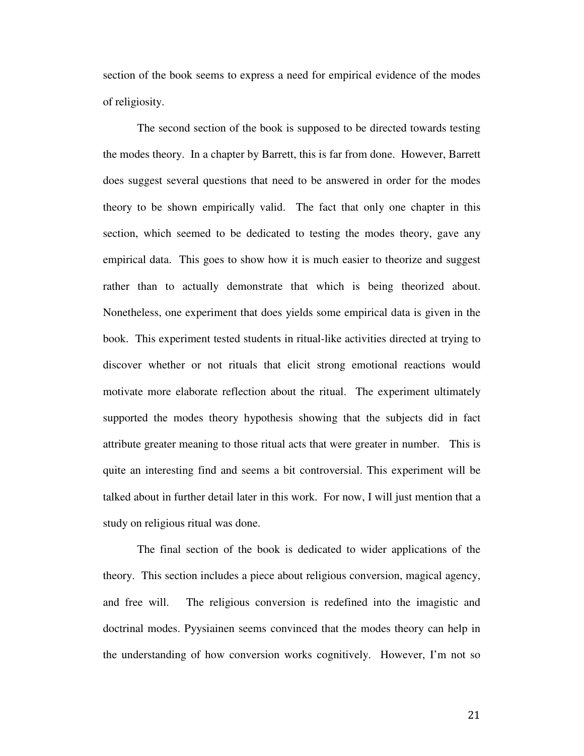section of the book seems to express a need for empirical evidence of the modes of religiosity.

The second section of the book is supposed to be directed towards testing the modes theory. In a chapter by Barrett, this is far from done. However, Barrett does suggest several questions that need to be answered in order for the modes theory to be shown empirically valid. The fact that only one chapter in this section, which seemed to be dedicated to testing the modes theory, gave any empirical data. This goes to show how it is much easier to theorize and suggest rather than to actually demonstrate that which is being theorized about. Nonetheless, one experiment that does yields some empirical data is given in the book. This experiment tested students in ritual-like activities directed at trying to discover whether or not rituals that elicit strong emotional reactions would motivate more elaborate reflection about the ritual. The experiment ultimately supported the modes theory hypothesis showing that the subjects did in fact attribute greater meaning to those ritual acts that were greater in number. This is quite an interesting find and seems a bit controversial. This experiment will be talked about in further detail later in this work. For now, I will just mention that a study on religious ritual was done.

The final section of the book is dedicated to wider applications of the theory. This section includes a piece about religious conversion, magical agency, and free will. The religious conversion is redefined into the imagistic and doctrinal modes. Pyysiainen seems convinced that the modes theory can help in the understanding of how conversion works cognitively. However, I'm not so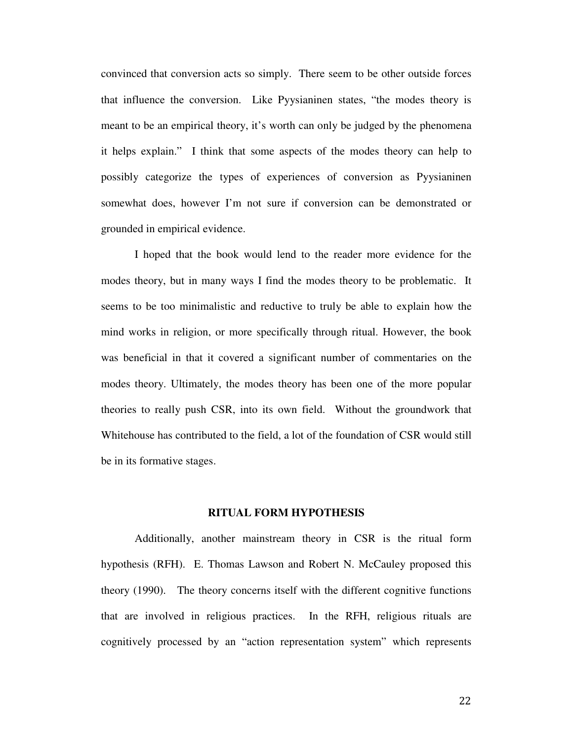convinced that conversion acts so simply. There seem to be other outside forces that influence the conversion. Like Pyysianinen states, "the modes theory is meant to be an empirical theory, it's worth can only be judged by the phenomena it helps explain." I think that some aspects of the modes theory can help to possibly categorize the types of experiences of conversion as Pyysianinen somewhat does, however I'm not sure if conversion can be demonstrated or grounded in empirical evidence.

I hoped that the book would lend to the reader more evidence for the modes theory, but in many ways I find the modes theory to be problematic. It seems to be too minimalistic and reductive to truly be able to explain how the mind works in religion, or more specifically through ritual. However, the book was beneficial in that it covered a significant number of commentaries on the modes theory. Ultimately, the modes theory has been one of the more popular theories to really push CSR, into its own field. Without the groundwork that Whitehouse has contributed to the field, a lot of the foundation of CSR would still be in its formative stages.

## RITUAL FORM HYPOTHESIS

Additionally, another mainstream theory in CSR is the ritual form hypothesis (RFH). E. Thomas Lawson and Robert N. McCauley proposed this theory (1990). The theory concerns itself with the different cognitive functions that are involved in religious practices. In the RFH, religious rituals are cognitively processed by an "action representation system" which represents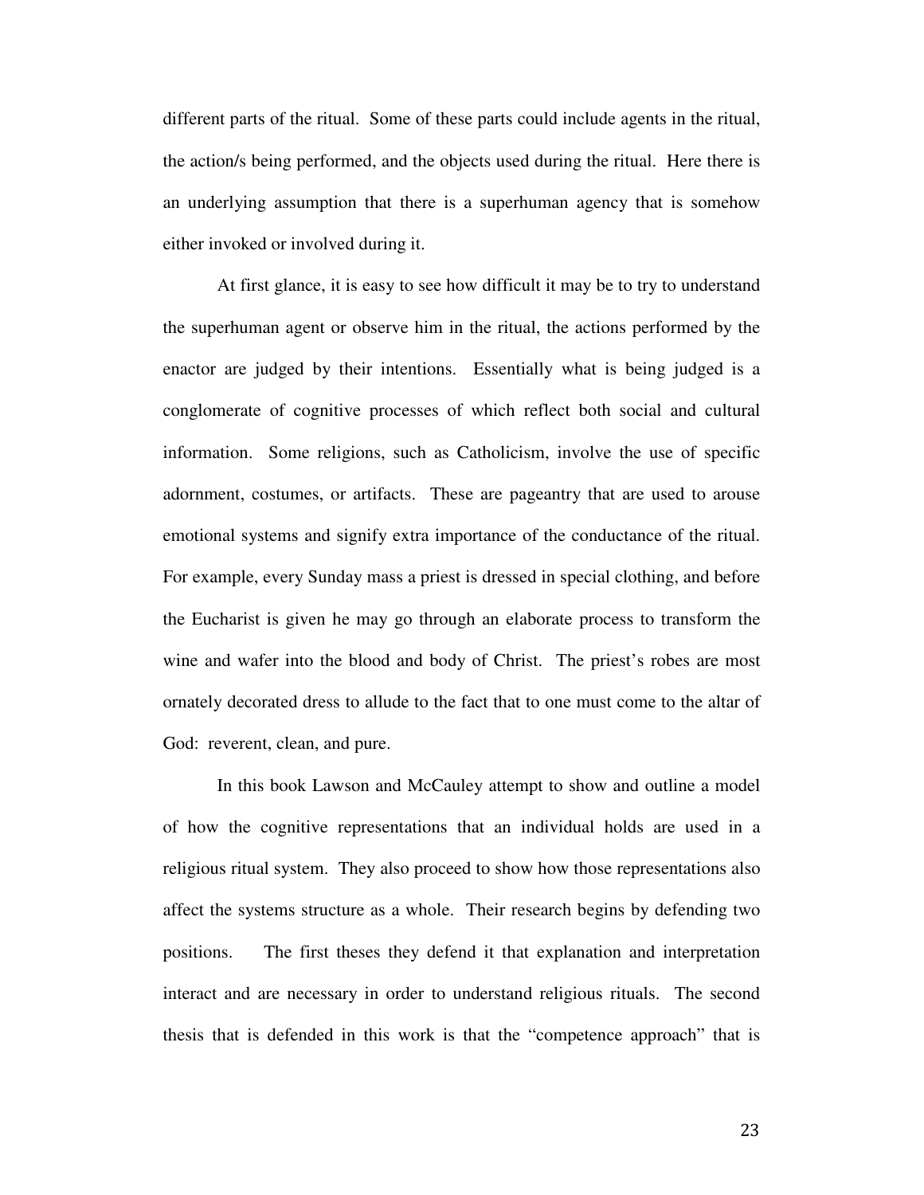different parts of the ritual. Some of these parts could include agents in the ritual, the action/s being performed, and the objects used during the ritual. Here there is an underlying assumption that there is a superhuman agency that is somehow either invoked or involved during it.

At first glance, it is easy to see how difficult it may be to try to understand the superhuman agent or observe him in the ritual, the actions performed by the enactor are judged by their intentions. Essentially what is being judged is a conglomerate of cognitive processes of which reflect both social and cultural information. Some religions, such as Catholicism, involve the use of specific adornment, costumes, or artifacts. These are pageantry that are used to arouse emotional systems and signify extra importance of the conductance of the ritual. For example, every Sunday mass a priest is dressed in special clothing, and before the Eucharist is given he may go through an elaborate process to transform the wine and wafer into the blood and body of Christ. The priest's robes are most ornately decorated dress to allude to the fact that to one must come to the altar of God: reverent, clean, and pure.

In this book Lawson and McCauley attempt to show and outline a model of how the cognitive representations that an individual holds are used in a religious ritual system. They also proceed to show how those representations also affect the systems structure as a whole. Their research begins by defending two positions. The first theses they defend it that explanation and interpretation interact and are necessary in order to understand religious rituals. The second thesis that is defended in this work is that the "competence approach" that is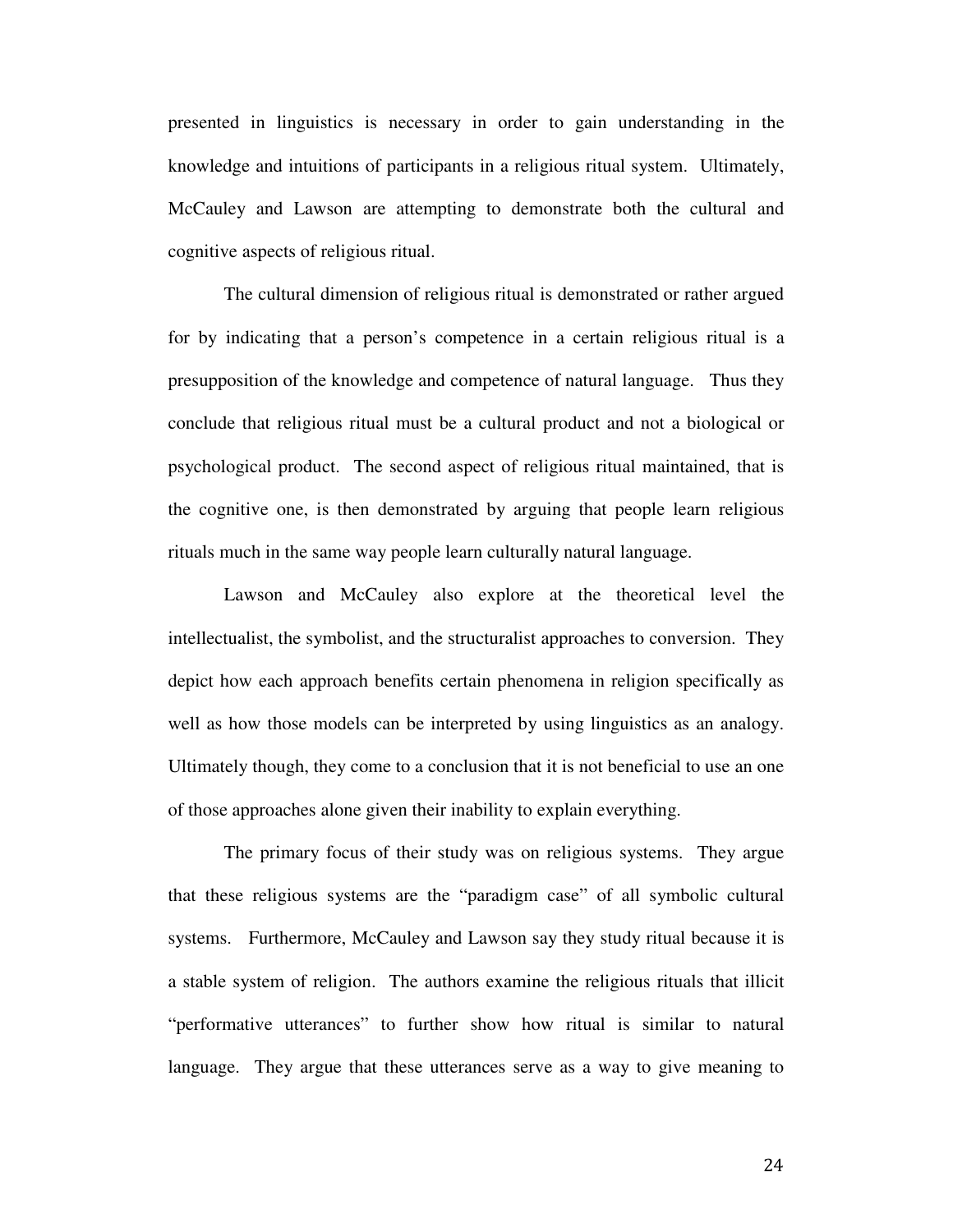presented in linguistics is necessary in order to gain understanding in the knowledge and intuitions of participants in a religious ritual system. Ultimately, McCauley and Lawson are attempting to demonstrate both the cultural and cognitive aspects of religious ritual.

The cultural dimension of religious ritual is demonstrated or rather argued for by indicating that a person's competence in a certain religious ritual is a presupposition of the knowledge and competence of natural language. Thus they conclude that religious ritual must be a cultural product and not a biological or psychological product. The second aspect of religious ritual maintained, that is the cognitive one, is then demonstrated by arguing that people learn religious rituals much in the same way people learn culturally natural language.

Lawson and McCauley also explore at the theoretical level the intellectualist, the symbolist, and the structuralist approaches to conversion. They depict how each approach benefits certain phenomena in religion specifically as well as how those models can be interpreted by using linguistics as an analogy. Ultimately though, they come to a conclusion that it is not beneficial to use an one of those approaches alone given their inability to explain everything.

The primary focus of their study was on religious systems. They argue that these religious systems are the "paradigm case" of all symbolic cultural systems. Furthermore, McCauley and Lawson say they study ritual because it is a stable system of religion. The authors examine the religious rituals that illicit "performative utterances" to further show how ritual is similar to natural language. They argue that these utterances serve as a way to give meaning to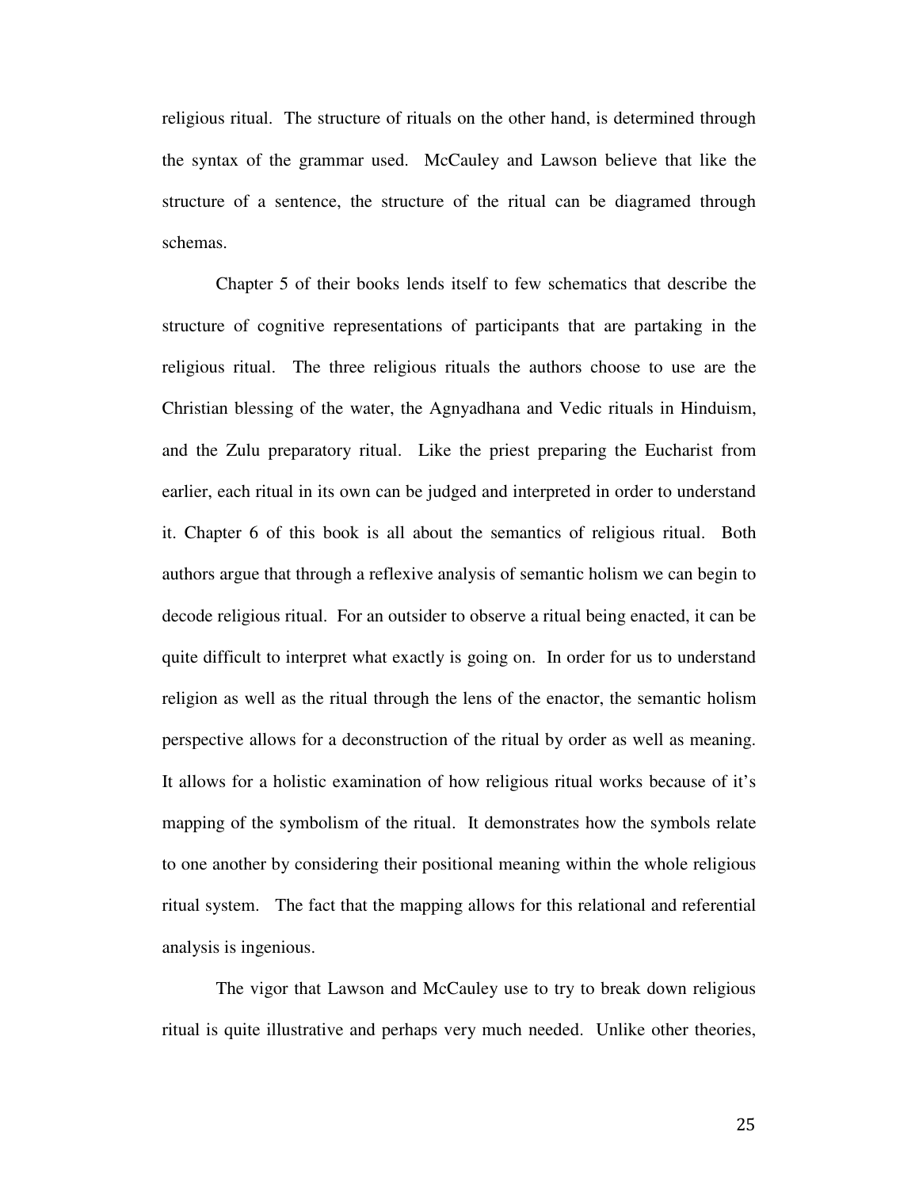religious ritual. The structure of rituals on the other hand, is determined through the syntax of the grammar used. McCauley and Lawson believe that like the structure of a sentence, the structure of the ritual can be diagramed through schemas.

Chapter 5 of their books lends itself to few schematics that describe the structure of cognitive representations of participants that are partaking in the religious ritual. The three religious rituals the authors choose to use are the Christian blessing of the water, the Agnyadhana and Vedic rituals in Hinduism, and the Zulu preparatory ritual. Like the priest preparing the Eucharist from earlier, each ritual in its own can be judged and interpreted in order to understand it. Chapter 6 of this book is all about the semantics of religious ritual. Both authors argue that through a reflexive analysis of semantic holism we can begin to decode religious ritual. For an outsider to observe a ritual being enacted, it can be quite difficult to interpret what exactly is going on. In order for us to understand religion as well as the ritual through the lens of the enactor, the semantic holism perspective allows for a deconstruction of the ritual by order as well as meaning. It allows for a holistic examination of how religious ritual works because of it's mapping of the symbolism of the ritual. It demonstrates how the symbols relate to one another by considering their positional meaning within the whole religious ritual system. The fact that the mapping allows for this relational and referential analysis is ingenious.

The vigor that Lawson and McCauley use to try to break down religious ritual is quite illustrative and perhaps very much needed. Unlike other theories,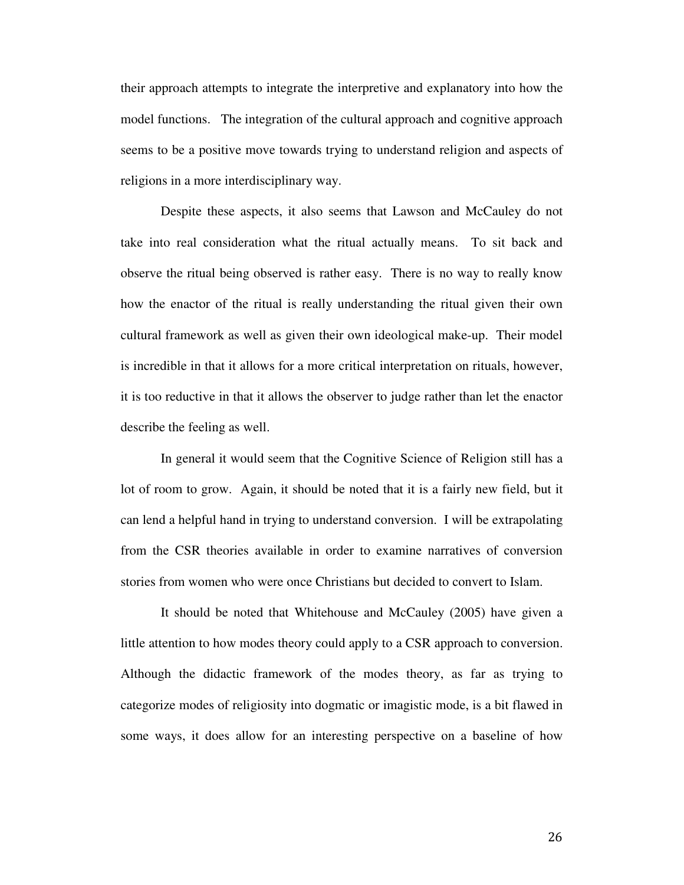their approach attempts to integrate the interpretive and explanatory into how the model functions. The integration of the cultural approach and cognitive approach seems to be a positive move towards trying to understand religion and aspects of religions in a more interdisciplinary way.

Despite these aspects, it also seems that Lawson and McCauley do not take into real consideration what the ritual actually means. To sit back and observe the ritual being observed is rather easy. There is no way to really know how the enactor of the ritual is really understanding the ritual given their own cultural framework as well as given their own ideological make-up. Their model is incredible in that it allows for a more critical interpretation on rituals, however, it is too reductive in that it allows the observer to judge rather than let the enactor describe the feeling as well.

In general it would seem that the Cognitive Science of Religion still has a lot of room to grow. Again, it should be noted that it is a fairly new field, but it can lend a helpful hand in trying to understand conversion. I will be extrapolating from the CSR theories available in order to examine narratives of conversion stories from women who were once Christians but decided to convert to Islam.

It should be noted that Whitehouse and McCauley (2005) have given a little attention to how modes theory could apply to a CSR approach to conversion. Although the didactic framework of the modes theory, as far as trying to categorize modes of religiosity into dogmatic or imagistic mode, is a bit flawed in some ways, it does allow for an interesting perspective on a baseline of how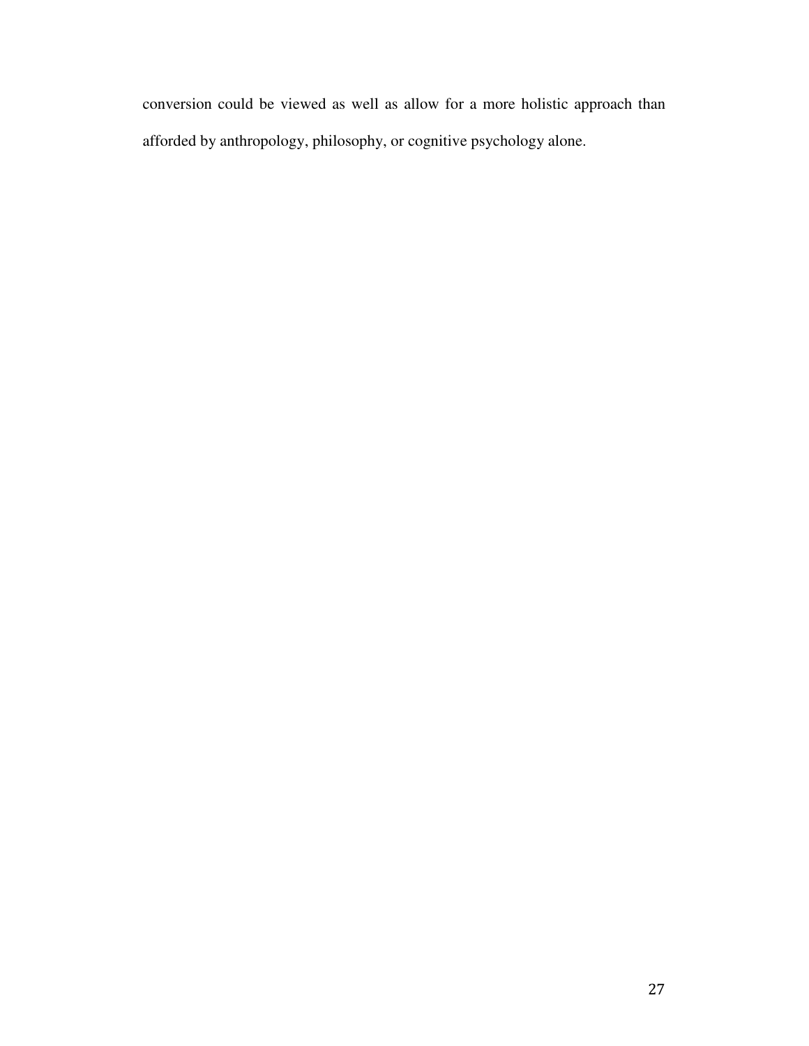conversion could be viewed as well as allow for a more holistic approach than afforded by anthropology, philosophy, or cognitive psychology alone.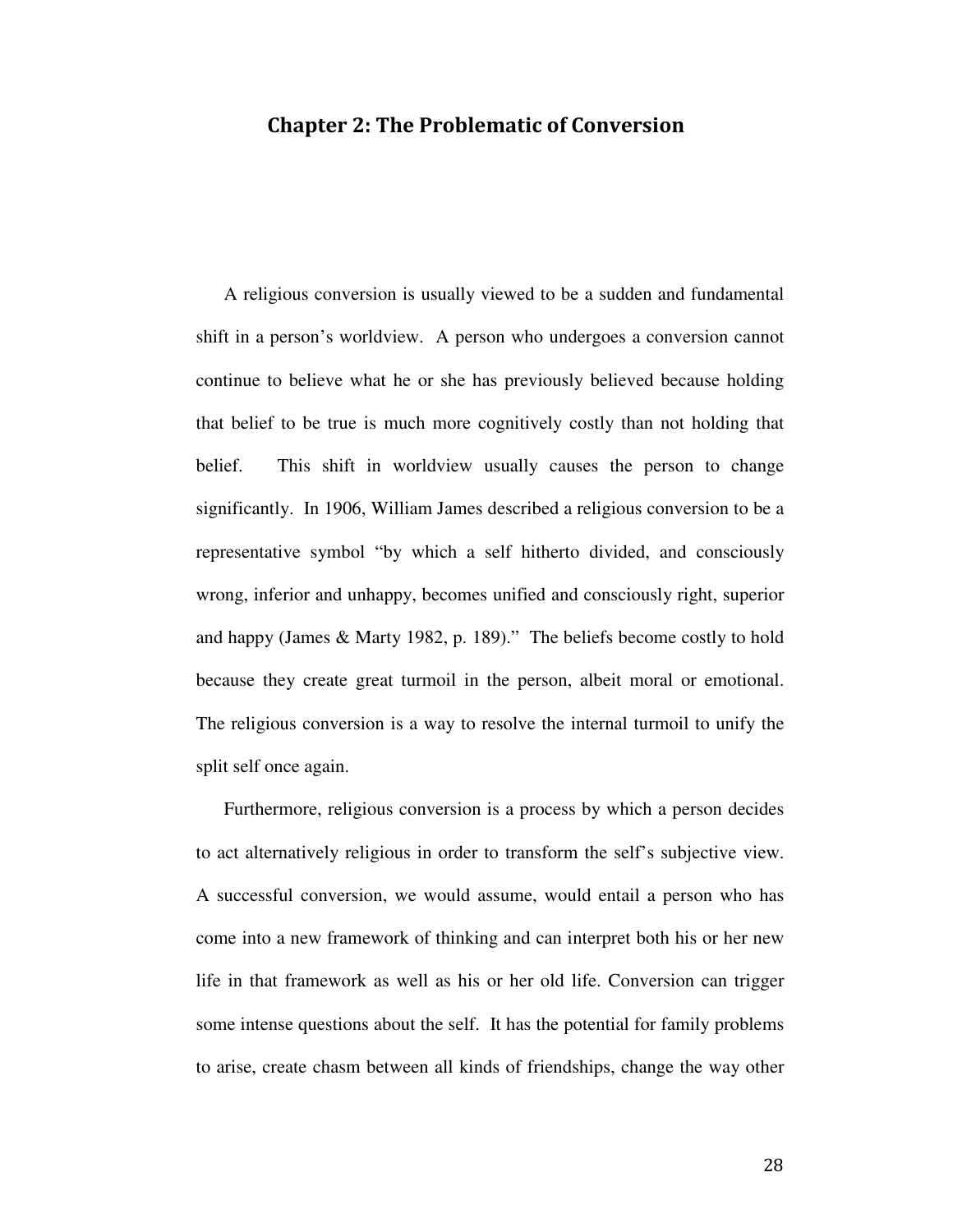## Chapter 2: The Problematic of Conversion

A religious conversion is usually viewed to be a sudden and fundamental shift in a person's worldview. A person who undergoes a conversion cannot continue to believe what he or she has previously believed because holding that belief to be true is much more cognitively costly than not holding that belief. This shift in worldview usually causes the person to change significantly. In 1906, William James described a religious conversion to be a representative symbol "by which a self hitherto divided, and consciously wrong, inferior and unhappy, becomes unified and consciously right, superior and happy (James & Marty 1982, p. 189)." The beliefs become costly to hold because they create great turmoil in the person, albeit moral or emotional. The religious conversion is a way to resolve the internal turmoil to unify the split self once again.

Furthermore, religious conversion is a process by which a person decides to act alternatively religious in order to transform the self's subjective view. A successful conversion, we would assume, would entail a person who has come into a new framework of thinking and can interpret both his or her new life in that framework as well as his or her old life. Conversion can trigger some intense questions about the self. It has the potential for family problems to arise, create chasm between all kinds of friendships, change the way other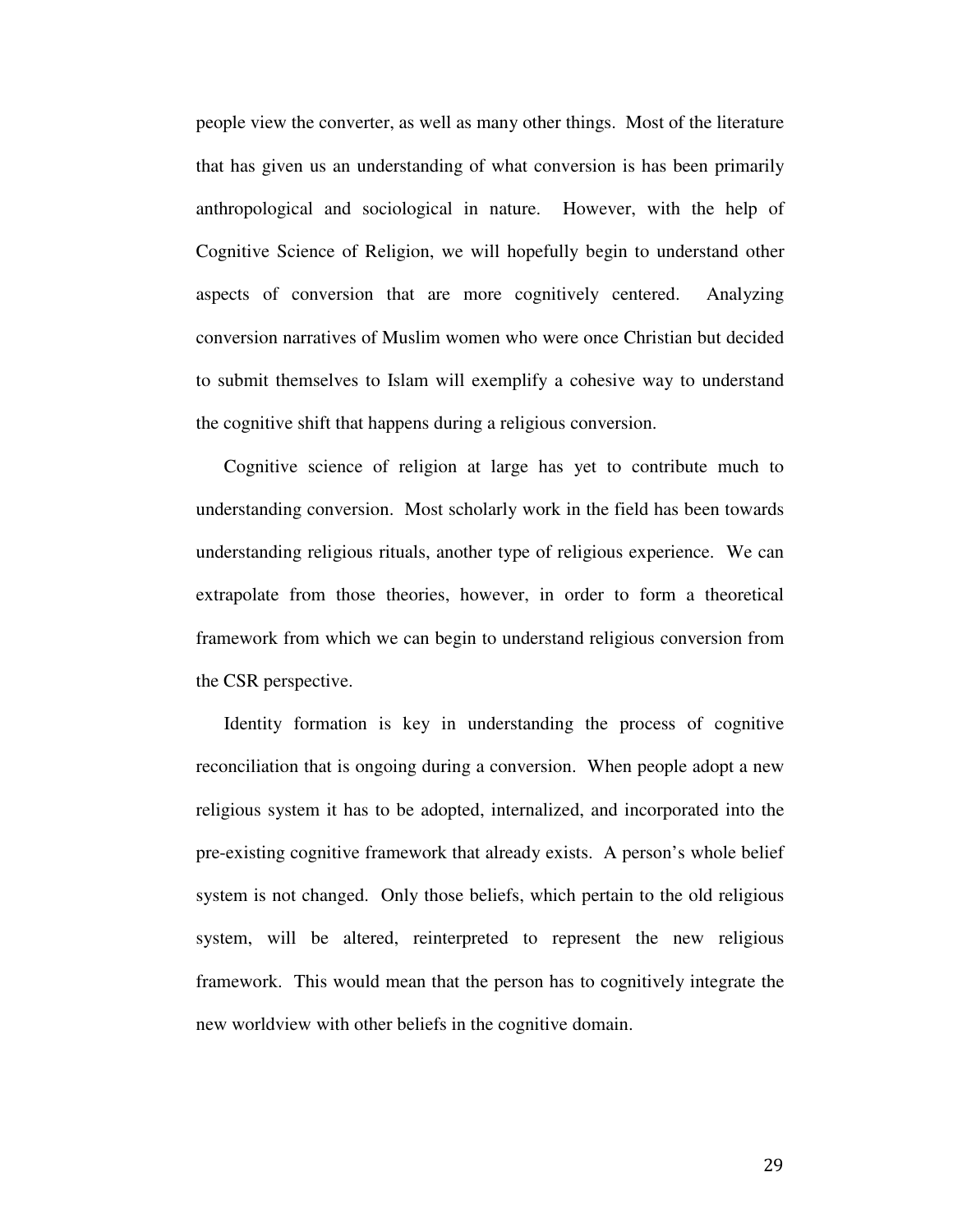people view the converter, as well as many other things. Most of the literature that has given us an understanding of what conversion is has been primarily anthropological and sociological in nature. However, with the help of Cognitive Science of Religion, we will hopefully begin to understand other aspects of conversion that are more cognitively centered. Analyzing conversion narratives of Muslim women who were once Christian but decided to submit themselves to Islam will exemplify a cohesive way to understand the cognitive shift that happens during a religious conversion.

Cognitive science of religion at large has yet to contribute much to understanding conversion. Most scholarly work in the field has been towards understanding religious rituals, another type of religious experience. We can extrapolate from those theories, however, in order to form a theoretical framework from which we can begin to understand religious conversion from the CSR perspective.

Identity formation is key in understanding the process of cognitive reconciliation that is ongoing during a conversion. When people adopt a new religious system it has to be adopted, internalized, and incorporated into the pre-existing cognitive framework that already exists. A person's whole belief system is not changed. Only those beliefs, which pertain to the old religious system, will be altered, reinterpreted to represent the new religious framework. This would mean that the person has to cognitively integrate the new worldview with other beliefs in the cognitive domain.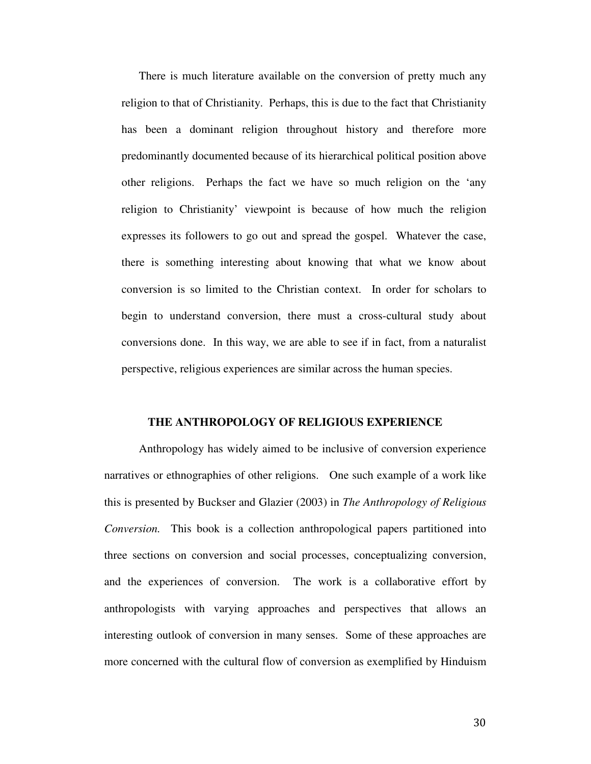There is much literature available on the conversion of pretty much any religion to that of Christianity. Perhaps, this is due to the fact that Christianity has been a dominant religion throughout history and therefore more predominantly documented because of its hierarchical political position above other religions. Perhaps the fact we have so much religion on the 'any religion to Christianity' viewpoint is because of how much the religion expresses its followers to go out and spread the gospel. Whatever the case, there is something interesting about knowing that what we know about conversion is so limited to the Christian context. In order for scholars to begin to understand conversion, there must a cross-cultural study about conversions done. In this way, we are able to see if in fact, from a naturalist perspective, religious experiences are similar across the human species.

## THE ANTHROPOLOGY OF RELIGIOUS EXPERIENCE

Anthropology has widely aimed to be inclusive of conversion experience narratives or ethnographies of other religions. One such example of a work like this is presented by Buckser and Glazier (2003) in *The Anthropology of Religious Conversion.* This book is a collection anthropological papers partitioned into three sections on conversion and social processes, conceptualizing conversion, and the experiences of conversion. The work is a collaborative effort by anthropologists with varying approaches and perspectives that allows an interesting outlook of conversion in many senses. Some of these approaches are more concerned with the cultural flow of conversion as exemplified by Hinduism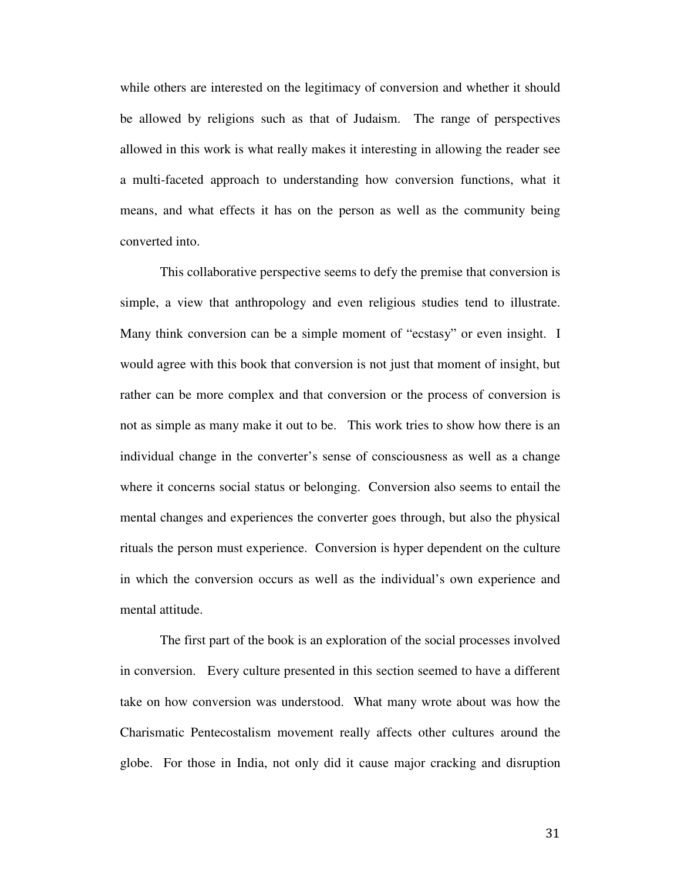while others are interested on the legitimacy of conversion and whether it should be allowed by religions such as that of Judaism. The range of perspectives allowed in this work is what really makes it interesting in allowing the reader see a multi-faceted approach to understanding how conversion functions, what it means, and what effects it has on the person as well as the community being converted into.

This collaborative perspective seems to defy the premise that conversion is simple, a view that anthropology and even religious studies tend to illustrate. Many think conversion can be a simple moment of "ecstasy" or even insight. I would agree with this book that conversion is not just that moment of insight, but rather can be more complex and that conversion or the process of conversion is not as simple as many make it out to be. This work tries to show how there is an individual change in the converter's sense of consciousness as well as a change where it concerns social status or belonging. Conversion also seems to entail the mental changes and experiences the converter goes through, but also the physical rituals the person must experience. Conversion is hyper dependent on the culture in which the conversion occurs as well as the individual's own experience and mental attitude.

The first part of the book is an exploration of the social processes involved in conversion. Every culture presented in this section seemed to have a different take on how conversion was understood. What many wrote about was how the Charismatic Pentecostalism movement really affects other cultures around the globe. For those in India, not only did it cause major cracking and disruption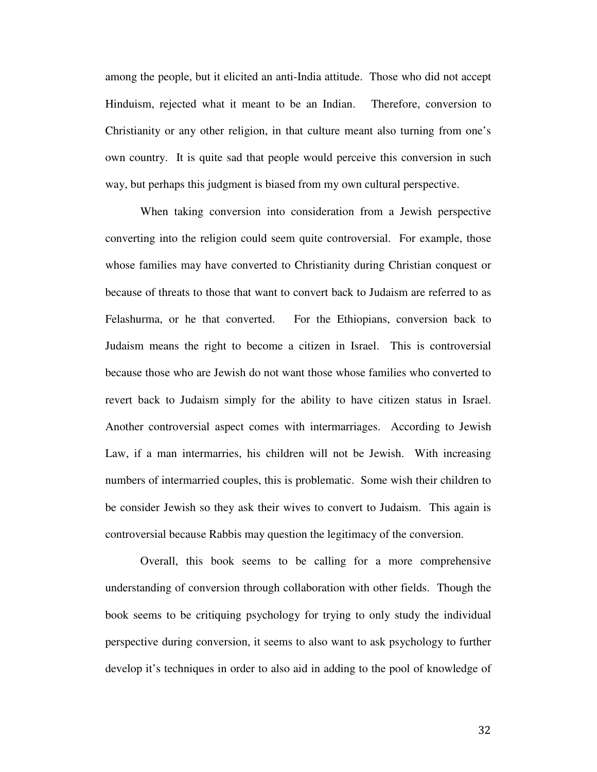among the people, but it elicited an anti-India attitude. Those who did not accept Hinduism, rejected what it meant to be an Indian. Therefore, conversion to Christianity or any other religion, in that culture meant also turning from one's own country. It is quite sad that people would perceive this conversion in such way, but perhaps this judgment is biased from my own cultural perspective.

When taking conversion into consideration from a Jewish perspective converting into the religion could seem quite controversial. For example, those whose families may have converted to Christianity during Christian conquest or because of threats to those that want to convert back to Judaism are referred to as Felashurma, or he that converted. For the Ethiopians, conversion back to Judaism means the right to become a citizen in Israel. This is controversial because those who are Jewish do not want those whose families who converted to revert back to Judaism simply for the ability to have citizen status in Israel. Another controversial aspect comes with intermarriages. According to Jewish Law, if a man intermarries, his children will not be Jewish. With increasing numbers of intermarried couples, this is problematic. Some wish their children to be consider Jewish so they ask their wives to convert to Judaism. This again is controversial because Rabbis may question the legitimacy of the conversion.

Overall, this book seems to be calling for a more comprehensive understanding of conversion through collaboration with other fields. Though the book seems to be critiquing psychology for trying to only study the individual perspective during conversion, it seems to also want to ask psychology to further develop it's techniques in order to also aid in adding to the pool of knowledge of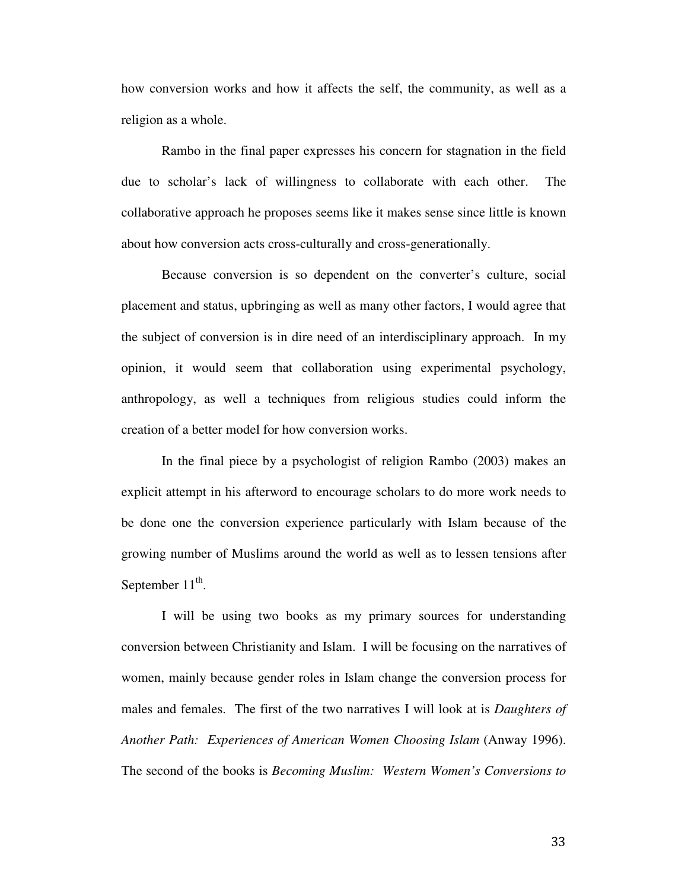how conversion works and how it affects the self, the community, as well as a religion as a whole.

Rambo in the final paper expresses his concern for stagnation in the field due to scholar's lack of willingness to collaborate with each other. The collaborative approach he proposes seems like it makes sense since little is known about how conversion acts cross-culturally and cross-generationally.

Because conversion is so dependent on the converter's culture, social placement and status, upbringing as well as many other factors, I would agree that the subject of conversion is in dire need of an interdisciplinary approach. In my opinion, it would seem that collaboration using experimental psychology, anthropology, as well a techniques from religious studies could inform the creation of a better model for how conversion works.

In the final piece by a psychologist of religion Rambo (2003) makes an explicit attempt in his afterword to encourage scholars to do more work needs to be done one the conversion experience particularly with Islam because of the growing number of Muslims around the world as well as to lessen tensions after September 11th.

I will be using two books as my primary sources for understanding conversion between Christianity and Islam. I will be focusing on the narratives of women, mainly because gender roles in Islam change the conversion process for males and females. The first of the two narratives I will look at is *Daughters of Another Path: Experiences of American Women Choosing Islam* (Anway 1996). The second of the books is *Becoming Muslim: Western Women's Conversions to*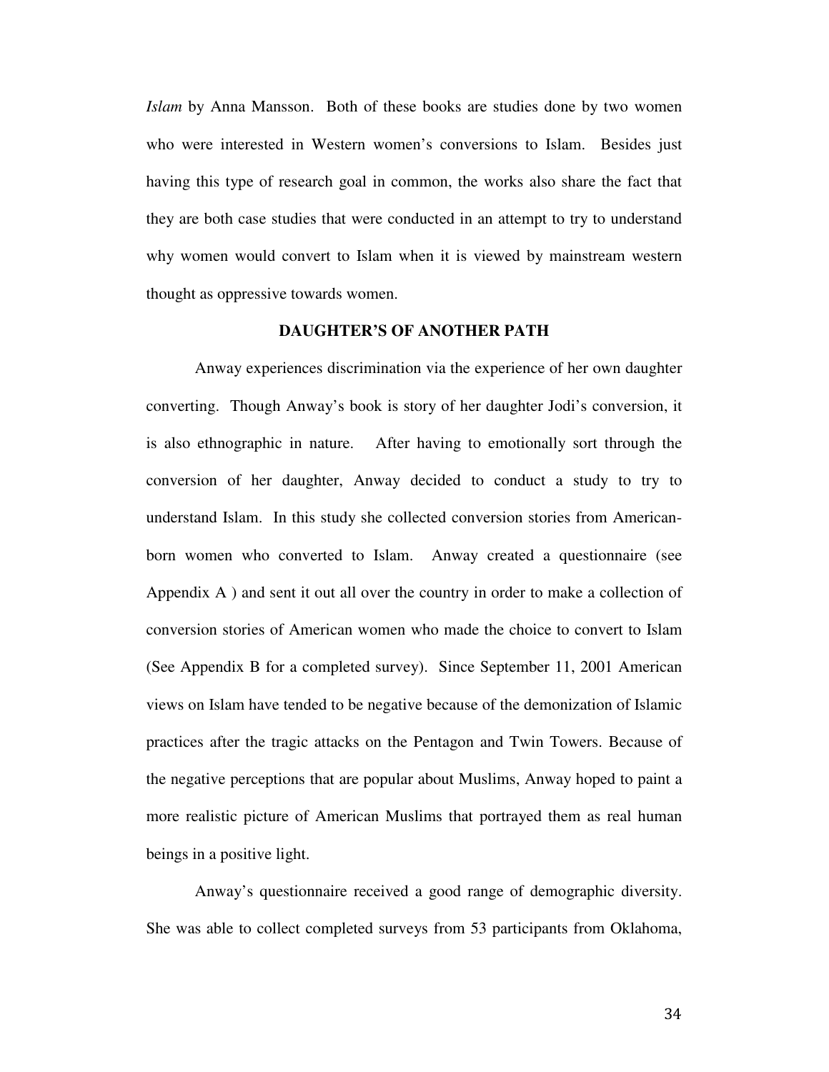*Islam* by Anna Mansson. Both of these books are studies done by two women who were interested in Western women's conversions to Islam. Besides just having this type of research goal in common, the works also share the fact that they are both case studies that were conducted in an attempt to try to understand why women would convert to Islam when it is viewed by mainstream western thought as oppressive towards women.

## DAUGHTER'S OF ANOTHER PATH

Anway experiences discrimination via the experience of her own daughter converting. Though Anway's book is story of her daughter Jodi's conversion, it is also ethnographic in nature. After having to emotionally sort through the conversion of her daughter, Anway decided to conduct a study to try to understand Islam. In this study she collected conversion stories from American-born women who converted to Islam. Anway created a questionnaire (see Appendix A ) and sent it out all over the country in order to make a collection of conversion stories of American women who made the choice to convert to Islam (See Appendix B for a completed survey). Since September 11, 2001 American views on Islam have tended to be negative because of the demonization of Islamic practices after the tragic attacks on the Pentagon and Twin Towers. Because of the negative perceptions that are popular about Muslims, Anway hoped to paint a more realistic picture of American Muslims that portrayed them as real human beings in a positive light.

Anway's questionnaire received a good range of demographic diversity. She was able to collect completed surveys from 53 participants from Oklahoma,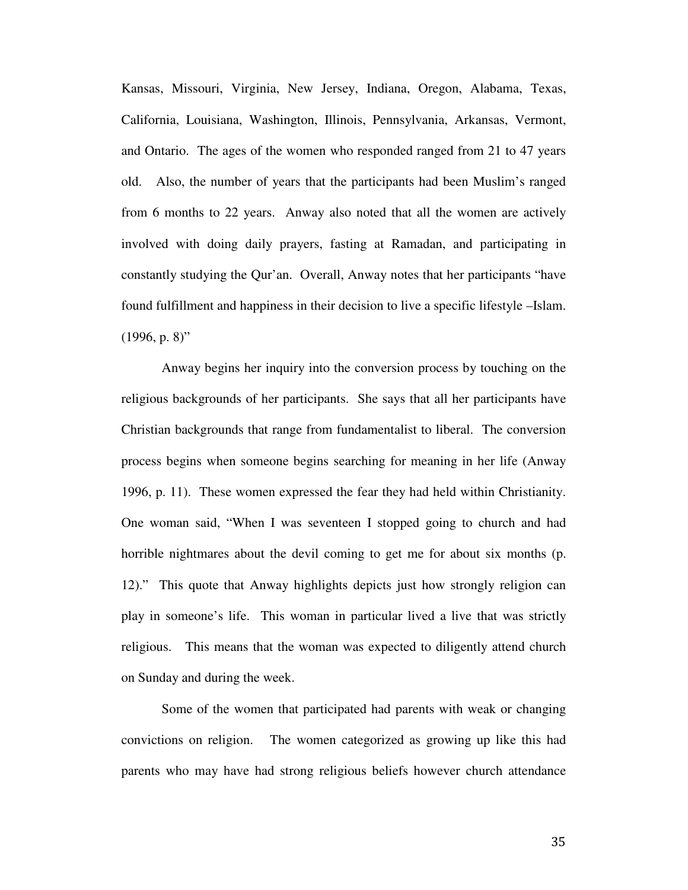Kansas, Missouri, Virginia, New Jersey, Indiana, Oregon, Alabama, Texas, California, Louisiana, Washington, Illinois, Pennsylvania, Arkansas, Vermont, and Ontario. The ages of the women who responded ranged from 21 to 47 years old. Also, the number of years that the participants had been Muslim's ranged from 6 months to 22 years. Anway also noted that all the women are actively involved with doing daily prayers, fasting at Ramadan, and participating in constantly studying the Qur'an. Overall, Anway notes that her participants "have found fulfillment and happiness in their decision to live a specific lifestyle –Islam. (1996, p. 8)"

Anway begins her inquiry into the conversion process by touching on the religious backgrounds of her participants. She says that all her participants have Christian backgrounds that range from fundamentalist to liberal. The conversion process begins when someone begins searching for meaning in her life (Anway 1996, p. 11). These women expressed the fear they had held within Christianity. One woman said, "When I was seventeen I stopped going to church and had horrible nightmares about the devil coming to get me for about six months (p. 12)." This quote that Anway highlights depicts just how strongly religion can play in someone's life. This woman in particular lived a live that was strictly religious. This means that the woman was expected to diligently attend church on Sunday and during the week.

Some of the women that participated had parents with weak or changing convictions on religion. The women categorized as growing up like this had parents who may have had strong religious beliefs however church attendance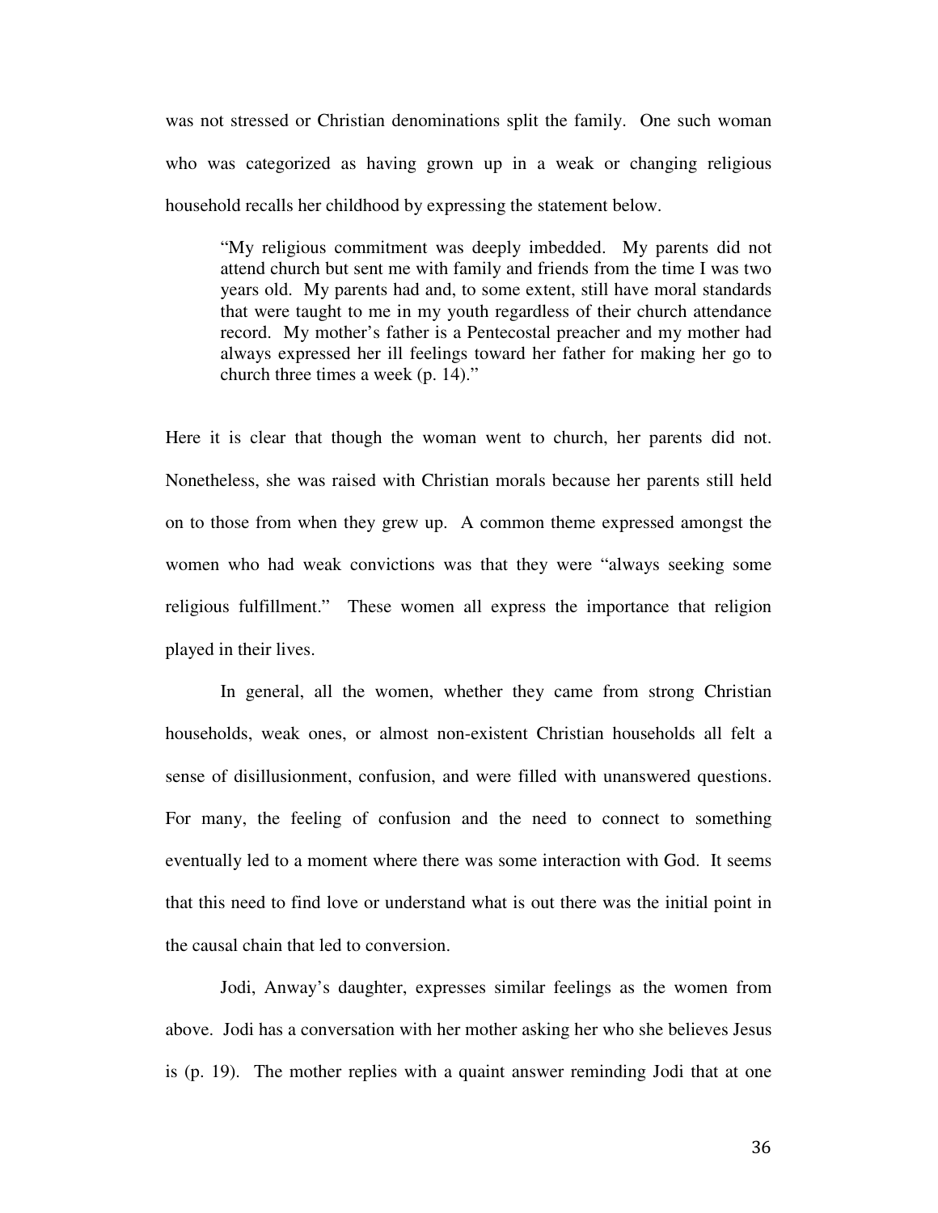was not stressed or Christian denominations split the family. One such woman who was categorized as having grown up in a weak or changing religious household recalls her childhood by expressing the statement below.

> "My religious commitment was deeply imbedded. My parents did not attend church but sent me with family and friends from the time I was two years old. My parents had and, to some extent, still have moral standards that were taught to me in my youth regardless of their church attendance record. My mother's father is a Pentecostal preacher and my mother had always expressed her ill feelings toward her father for making her go to church three times a week (p. 14)."

Here it is clear that though the woman went to church, her parents did not. Nonetheless, she was raised with Christian morals because her parents still held on to those from when they grew up. A common theme expressed amongst the women who had weak convictions was that they were "always seeking some religious fulfillment." These women all express the importance that religion played in their lives.

In general, all the women, whether they came from strong Christian households, weak ones, or almost non-existent Christian households all felt a sense of disillusionment, confusion, and were filled with unanswered questions. For many, the feeling of confusion and the need to connect to something eventually led to a moment where there was some interaction with God. It seems that this need to find love or understand what is out there was the initial point in the causal chain that led to conversion.

Jodi, Anway's daughter, expresses similar feelings as the women from above. Jodi has a conversation with her mother asking her who she believes Jesus is (p. 19). The mother replies with a quaint answer reminding Jodi that at one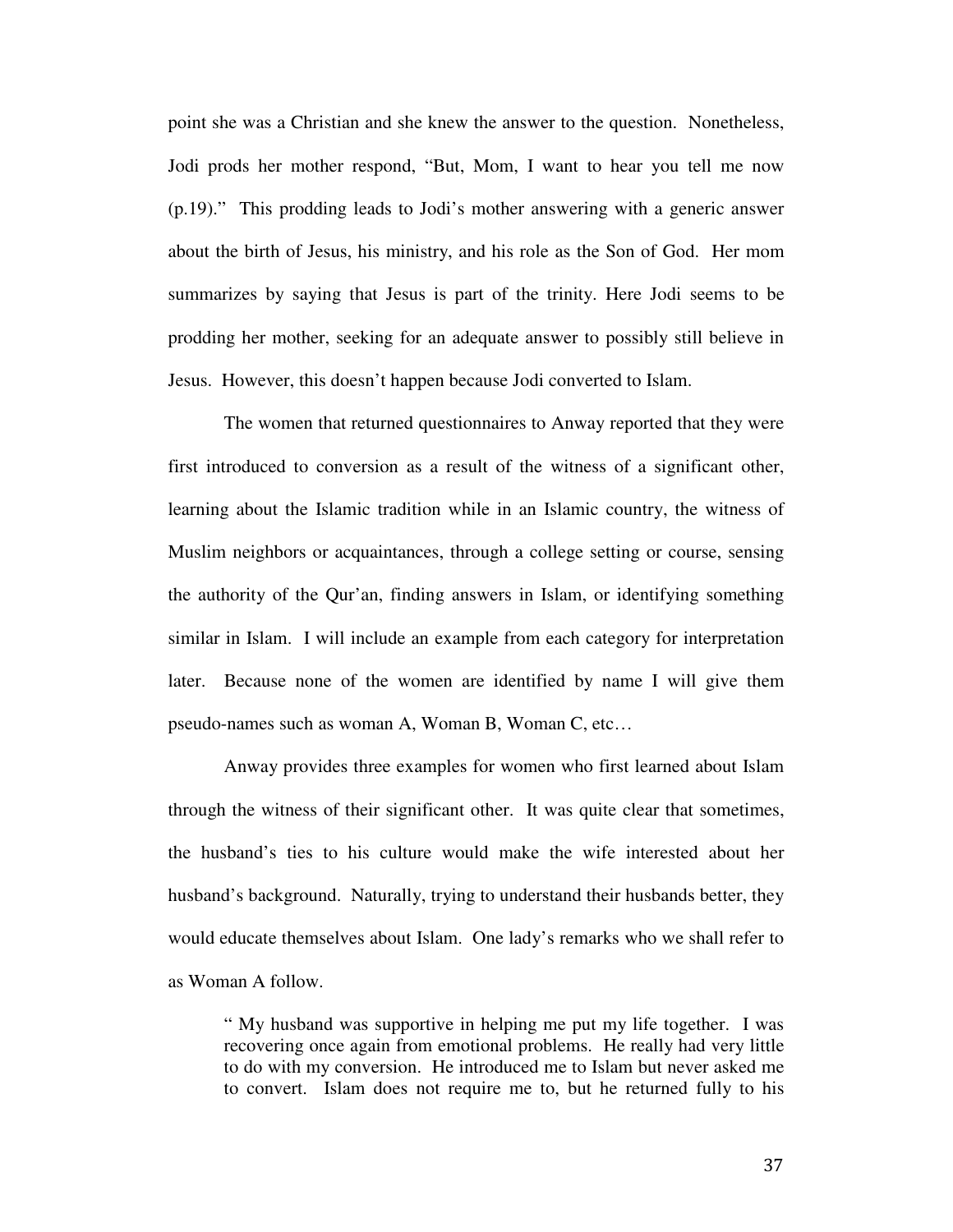point she was a Christian and she knew the answer to the question. Nonetheless, Jodi prods her mother respond, "But, Mom, I want to hear you tell me now (p.19)." This prodding leads to Jodi's mother answering with a generic answer about the birth of Jesus, his ministry, and his role as the Son of God. Her mom summarizes by saying that Jesus is part of the trinity. Here Jodi seems to be prodding her mother, seeking for an adequate answer to possibly still believe in Jesus. However, this doesn't happen because Jodi converted to Islam.

The women that returned questionnaires to Anway reported that they were first introduced to conversion as a result of the witness of a significant other, learning about the Islamic tradition while in an Islamic country, the witness of Muslim neighbors or acquaintances, through a college setting or course, sensing the authority of the Qur'an, finding answers in Islam, or identifying something similar in Islam. I will include an example from each category for interpretation later. Because none of the women are identified by name I will give them pseudo-names such as woman A, Woman B, Woman C, etc…

Anway provides three examples for women who first learned about Islam through the witness of their significant other. It was quite clear that sometimes, the husband's ties to his culture would make the wife interested about her husband's background. Naturally, trying to understand their husbands better, they would educate themselves about Islam. One lady's remarks who we shall refer to as Woman A follow.

> " My husband was supportive in helping me put my life together. I was recovering once again from emotional problems. He really had very little to do with my conversion. He introduced me to Islam but never asked me to convert. Islam does not require me to, but he returned fully to his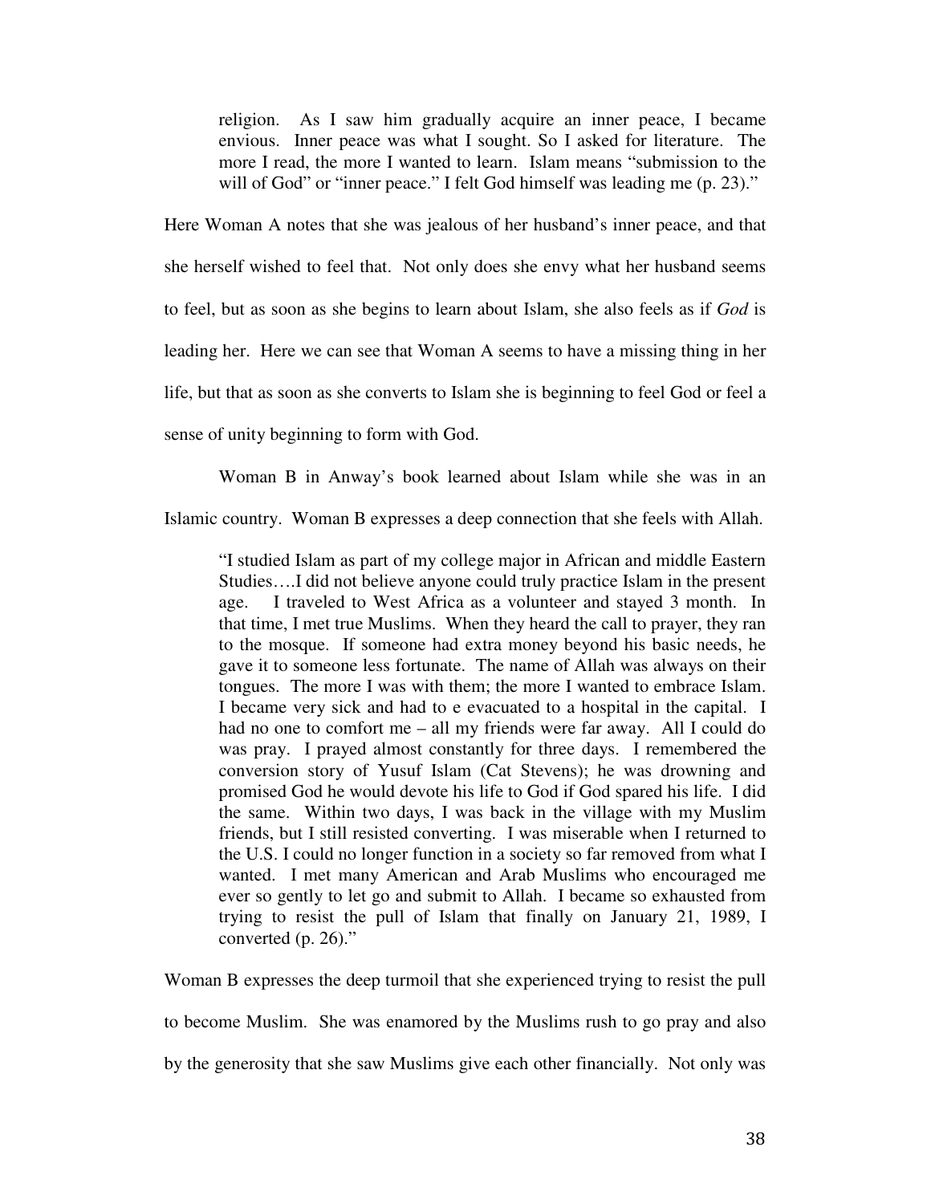religion. As I saw him gradually acquire an inner peace, I became envious. Inner peace was what I sought. So I asked for literature. The more I read, the more I wanted to learn. Islam means "submission to the will of God" or "inner peace." I felt God himself was leading me (p. 23)."

Here Woman A notes that she was jealous of her husband's inner peace, and that she herself wished to feel that. Not only does she envy what her husband seems to feel, but as soon as she begins to learn about Islam, she also feels as if *God* is leading her. Here we can see that Woman A seems to have a missing thing in her life, but that as soon as she converts to Islam she is beginning to feel God or feel a sense of unity beginning to form with God.

Woman B in Anway's book learned about Islam while she was in an Islamic country. Woman B expresses a deep connection that she feels with Allah.

> "I studied Islam as part of my college major in African and middle Eastern Studies….I did not believe anyone could truly practice Islam in the present age. I traveled to West Africa as a volunteer and stayed 3 month. In that time, I met true Muslims. When they heard the call to prayer, they ran to the mosque. If someone had extra money beyond his basic needs, he gave it to someone less fortunate. The name of Allah was always on their tongues. The more I was with them; the more I wanted to embrace Islam. I became very sick and had to e evacuated to a hospital in the capital. I had no one to comfort me – all my friends were far away. All I could do was pray. I prayed almost constantly for three days. I remembered the conversion story of Yusuf Islam (Cat Stevens); he was drowning and promised God he would devote his life to God if God spared his life. I did the same. Within two days, I was back in the village with my Muslim friends, but I still resisted converting. I was miserable when I returned to the U.S. I could no longer function in a society so far removed from what I wanted. I met many American and Arab Muslims who encouraged me ever so gently to let go and submit to Allah. I became so exhausted from trying to resist the pull of Islam that finally on January 21, 1989, I converted (p. 26)."

Woman B expresses the deep turmoil that she experienced trying to resist the pull to become Muslim. She was enamored by the Muslims rush to go pray and also by the generosity that she saw Muslims give each other financially. Not only was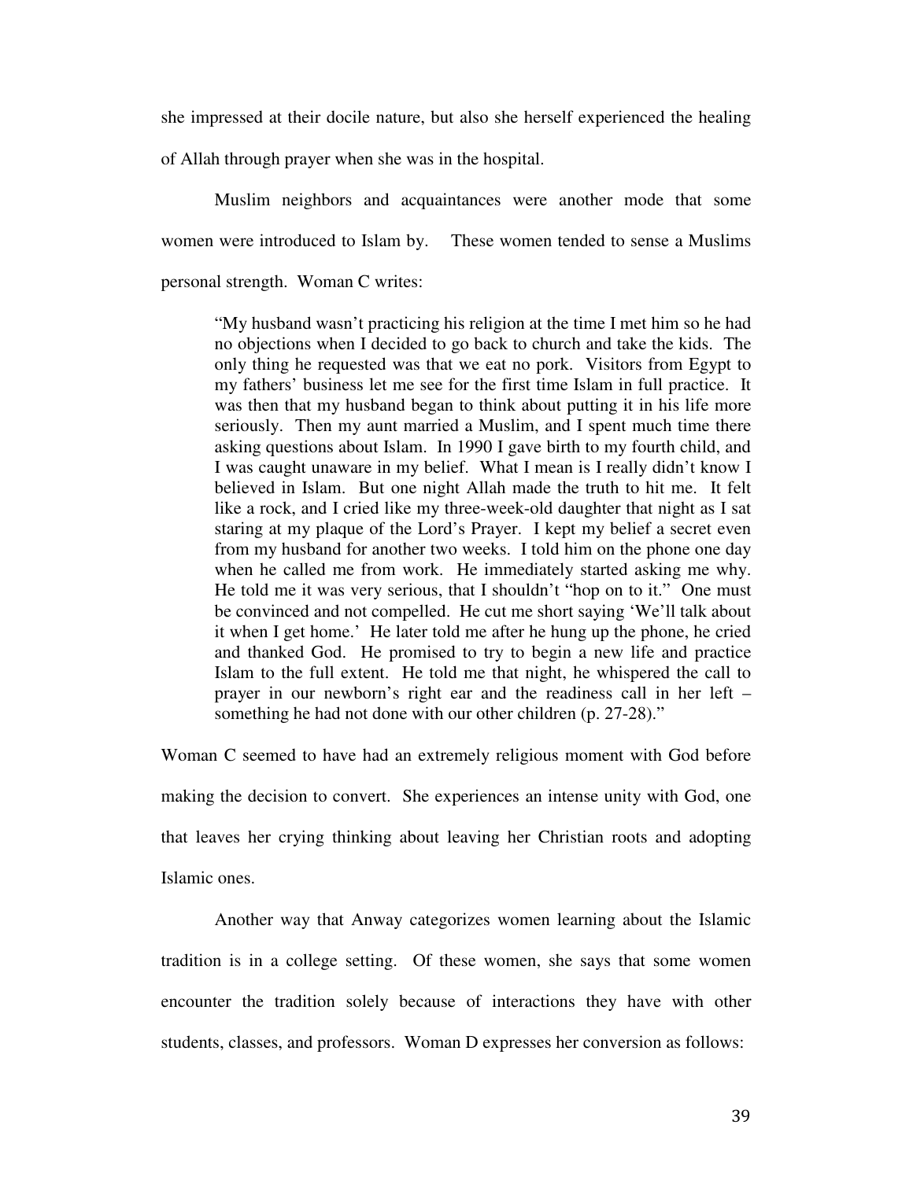she impressed at their docile nature, but also she herself experienced the healing of Allah through prayer when she was in the hospital.

Muslim neighbors and acquaintances were another mode that some women were introduced to Islam by. These women tended to sense a Muslims personal strength. Woman C writes:

> "My husband wasn't practicing his religion at the time I met him so he had no objections when I decided to go back to church and take the kids. The only thing he requested was that we eat no pork. Visitors from Egypt to my fathers' business let me see for the first time Islam in full practice. It was then that my husband began to think about putting it in his life more seriously. Then my aunt married a Muslim, and I spent much time there asking questions about Islam. In 1990 I gave birth to my fourth child, and I was caught unaware in my belief. What I mean is I really didn't know I believed in Islam. But one night Allah made the truth to hit me. It felt like a rock, and I cried like my three-week-old daughter that night as I sat staring at my plaque of the Lord's Prayer. I kept my belief a secret even from my husband for another two weeks. I told him on the phone one day when he called me from work. He immediately started asking me why. He told me it was very serious, that I shouldn't "hop on to it." One must be convinced and not compelled. He cut me short saying 'We'll talk about it when I get home.' He later told me after he hung up the phone, he cried and thanked God. He promised to try to begin a new life and practice Islam to the full extent. He told me that night, he whispered the call to prayer in our newborn's right ear and the readiness call in her left – something he had not done with our other children (p. 27-28)."

Woman C seemed to have had an extremely religious moment with God before making the decision to convert. She experiences an intense unity with God, one that leaves her crying thinking about leaving her Christian roots and adopting Islamic ones.

Another way that Anway categorizes women learning about the Islamic tradition is in a college setting. Of these women, she says that some women encounter the tradition solely because of interactions they have with other students, classes, and professors. Woman D expresses her conversion as follows: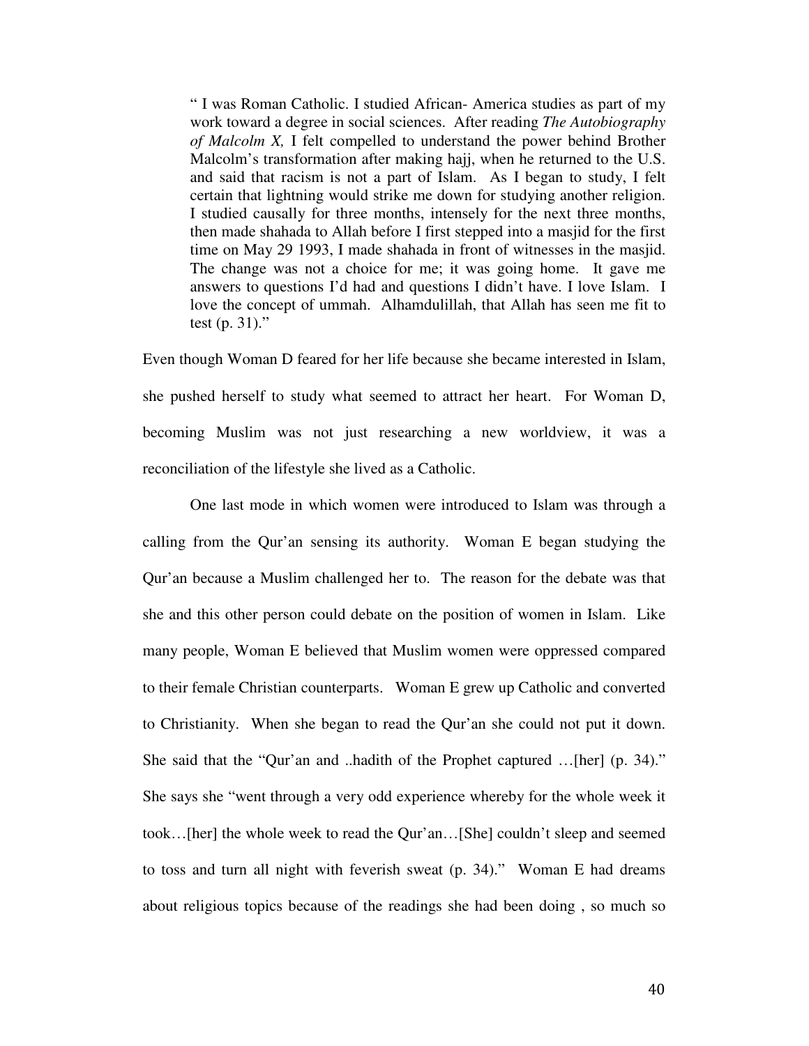> " I was Roman Catholic. I studied African- America studies as part of my work toward a degree in social sciences. After reading *The Autobiography of Malcolm X,* I felt compelled to understand the power behind Brother Malcolm's transformation after making hajj, when he returned to the U.S. and said that racism is not a part of Islam. As I began to study, I felt certain that lightning would strike me down for studying another religion. I studied causally for three months, intensely for the next three months, then made shahada to Allah before I first stepped into a masjid for the first time on May 29 1993, I made shahada in front of witnesses in the masjid. The change was not a choice for me; it was going home. It gave me answers to questions I'd had and questions I didn't have. I love Islam. I love the concept of ummah. Alhamdulillah, that Allah has seen me fit to test (p. 31)."

Even though Woman D feared for her life because she became interested in Islam, she pushed herself to study what seemed to attract her heart. For Woman D, becoming Muslim was not just researching a new worldview, it was a reconciliation of the lifestyle she lived as a Catholic.

One last mode in which women were introduced to Islam was through a calling from the Qur'an sensing its authority. Woman E began studying the Qur'an because a Muslim challenged her to. The reason for the debate was that she and this other person could debate on the position of women in Islam. Like many people, Woman E believed that Muslim women were oppressed compared to their female Christian counterparts. Woman E grew up Catholic and converted to Christianity. When she began to read the Qur'an she could not put it down. She said that the "Qur'an and ..hadith of the Prophet captured …[her] (p. 34)." She says she "went through a very odd experience whereby for the whole week it took…[her] the whole week to read the Qur'an…[She] couldn't sleep and seemed to toss and turn all night with feverish sweat (p. 34)." Woman E had dreams about religious topics because of the readings she had been doing , so much so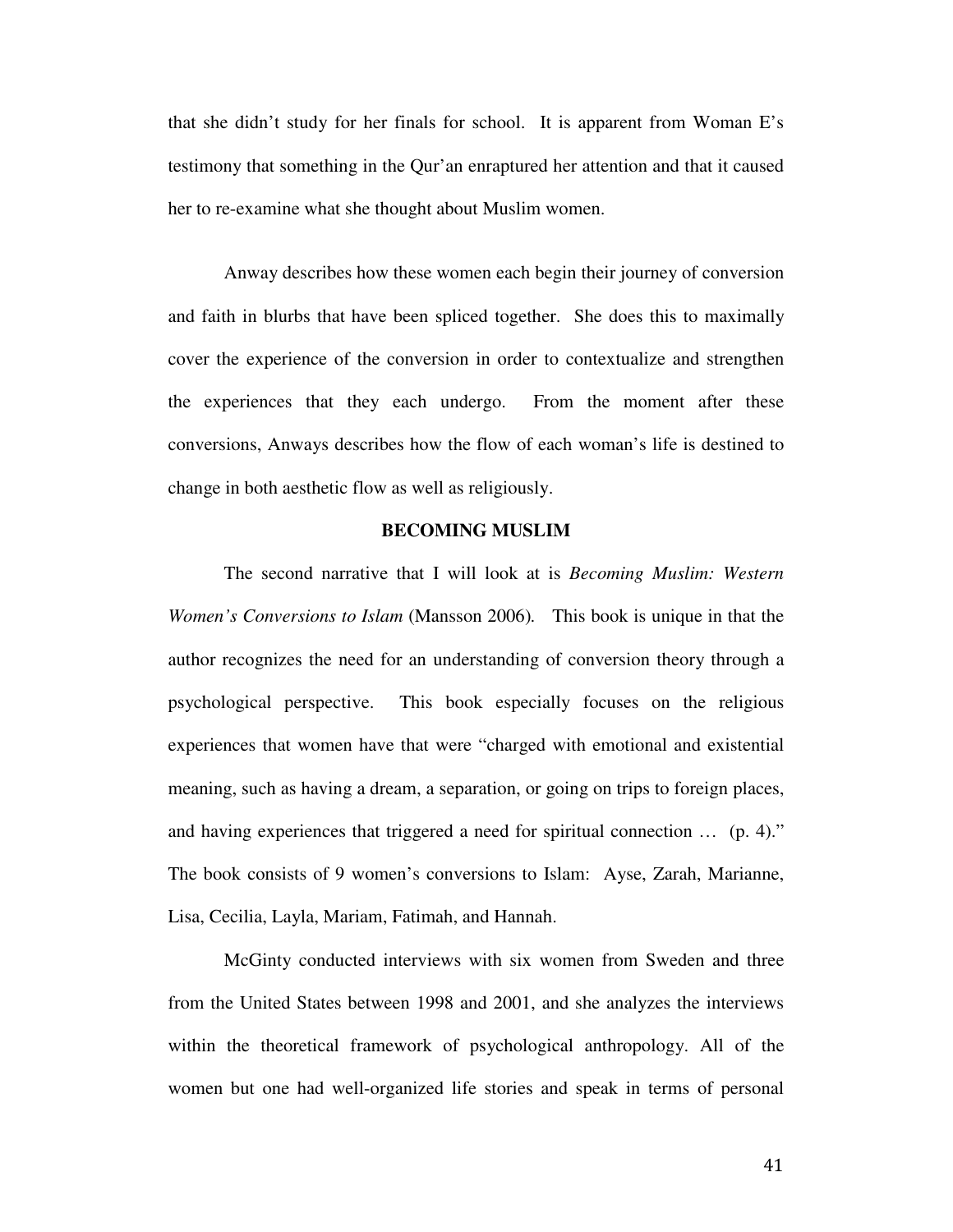that she didn't study for her finals for school. It is apparent from Woman E's testimony that something in the Qur'an enraptured her attention and that it caused her to re-examine what she thought about Muslim women.

Anway describes how these women each begin their journey of conversion and faith in blurbs that have been spliced together. She does this to maximally cover the experience of the conversion in order to contextualize and strengthen the experiences that they each undergo. From the moment after these conversions, Anways describes how the flow of each woman's life is destined to change in both aesthetic flow as well as religiously.

**BECOMING MUSLIM**

The second narrative that I will look at is *Becoming Muslim: Western Women's Conversions to Islam* (Mansson 2006). This book is unique in that the author recognizes the need for an understanding of conversion theory through a psychological perspective. This book especially focuses on the religious experiences that women have that were "charged with emotional and existential meaning, such as having a dream, a separation, or going on trips to foreign places, and having experiences that triggered a need for spiritual connection … (p. 4)." The book consists of 9 women's conversions to Islam: Ayse, Zarah, Marianne, Lisa, Cecilia, Layla, Mariam, Fatimah, and Hannah.

McGinty conducted interviews with six women from Sweden and three from the United States between 1998 and 2001, and she analyzes the interviews within the theoretical framework of psychological anthropology. All of the women but one had well-organized life stories and speak in terms of personal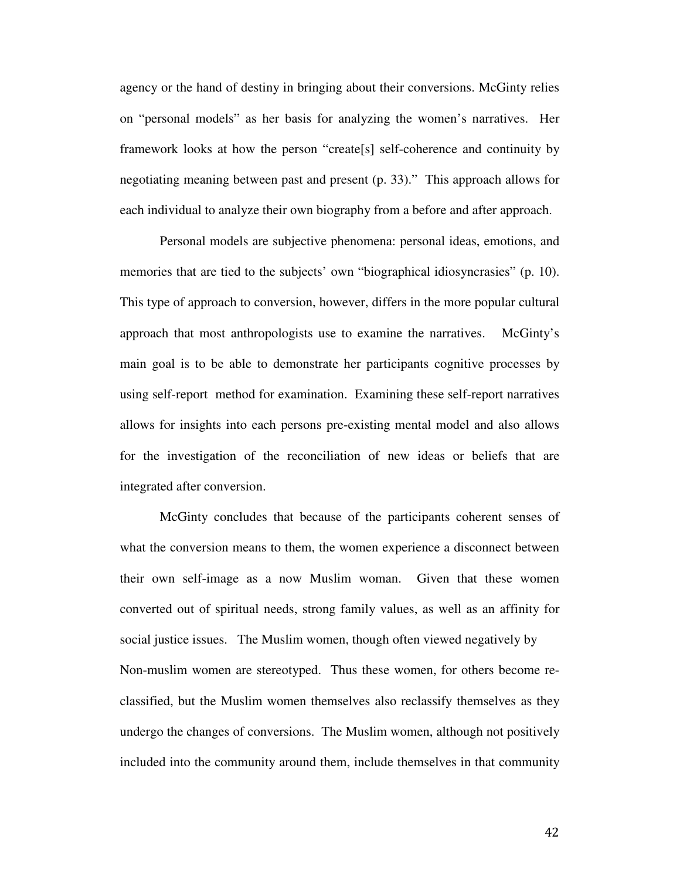agency or the hand of destiny in bringing about their conversions. McGinty relies on "personal models" as her basis for analyzing the women's narratives. Her framework looks at how the person "create[s] self-coherence and continuity by negotiating meaning between past and present (p. 33)." This approach allows for each individual to analyze their own biography from a before and after approach.

Personal models are subjective phenomena: personal ideas, emotions, and memories that are tied to the subjects' own "biographical idiosyncrasies" (p. 10). This type of approach to conversion, however, differs in the more popular cultural approach that most anthropologists use to examine the narratives. McGinty's main goal is to be able to demonstrate her participants cognitive processes by using self-report method for examination. Examining these self-report narratives allows for insights into each persons pre-existing mental model and also allows for the investigation of the reconciliation of new ideas or beliefs that are integrated after conversion.

McGinty concludes that because of the participants coherent senses of what the conversion means to them, the women experience a disconnect between their own self-image as a now Muslim woman. Given that these women converted out of spiritual needs, strong family values, as well as an affinity for social justice issues. The Muslim women, though often viewed negatively by Non-muslim women are stereotyped. Thus these women, for others become re-classified, but the Muslim women themselves also reclassify themselves as they undergo the changes of conversions. The Muslim women, although not positively included into the community around them, include themselves in that community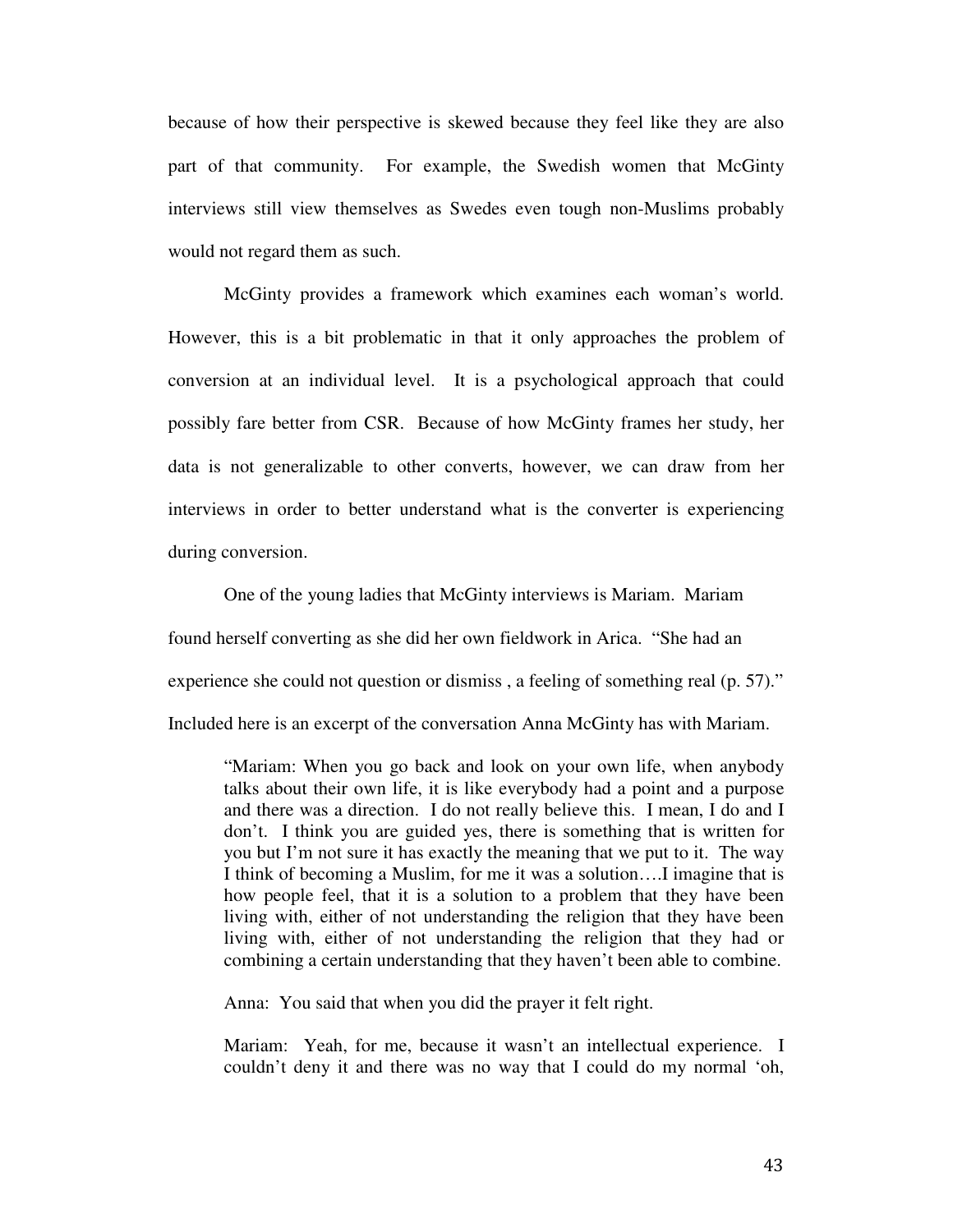because of how their perspective is skewed because they feel like they are also part of that community. For example, the Swedish women that McGinty interviews still view themselves as Swedes even tough non-Muslims probably would not regard them as such.

McGinty provides a framework which examines each woman's world. However, this is a bit problematic in that it only approaches the problem of conversion at an individual level. It is a psychological approach that could possibly fare better from CSR. Because of how McGinty frames her study, her data is not generalizable to other converts, however, we can draw from her interviews in order to better understand what is the converter is experiencing during conversion.

One of the young ladies that McGinty interviews is Mariam. Mariam found herself converting as she did her own fieldwork in Arica. "She had an experience she could not question or dismiss , a feeling of something real (p. 57)." Included here is an excerpt of the conversation Anna McGinty has with Mariam.

> "Mariam: When you go back and look on your own life, when anybody talks about their own life, it is like everybody had a point and a purpose and there was a direction. I do not really believe this. I mean, I do and I don't. I think you are guided yes, there is something that is written for you but I'm not sure it has exactly the meaning that we put to it. The way I think of becoming a Muslim, for me it was a solution….I imagine that is how people feel, that it is a solution to a problem that they have been living with, either of not understanding the religion that they have been living with, either of not understanding the religion that they had or combining a certain understanding that they haven't been able to combine.
>
> Anna: You said that when you did the prayer it felt right.
>
> Mariam: Yeah, for me, because it wasn't an intellectual experience. I couldn't deny it and there was no way that I could do my normal 'oh,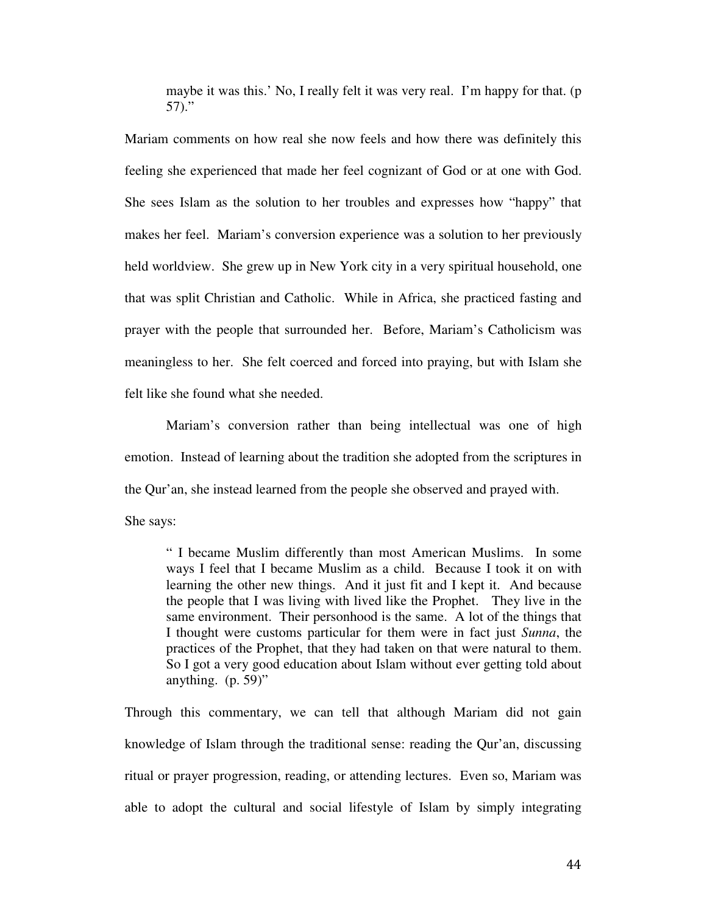> maybe it was this.' No, I really felt it was very real. I'm happy for that. (p 57)."

Mariam comments on how real she now feels and how there was definitely this feeling she experienced that made her feel cognizant of God or at one with God. She sees Islam as the solution to her troubles and expresses how "happy" that makes her feel. Mariam's conversion experience was a solution to her previously held worldview. She grew up in New York city in a very spiritual household, one that was split Christian and Catholic. While in Africa, she practiced fasting and prayer with the people that surrounded her. Before, Mariam's Catholicism was meaningless to her. She felt coerced and forced into praying, but with Islam she felt like she found what she needed.

Mariam's conversion rather than being intellectual was one of high emotion. Instead of learning about the tradition she adopted from the scriptures in the Qur'an, she instead learned from the people she observed and prayed with. She says:

> " I became Muslim differently than most American Muslims. In some ways I feel that I became Muslim as a child. Because I took it on with learning the other new things. And it just fit and I kept it. And because the people that I was living with lived like the Prophet. They live in the same environment. Their personhood is the same. A lot of the things that I thought were customs particular for them were in fact just *Sunna*, the practices of the Prophet, that they had taken on that were natural to them. So I got a very good education about Islam without ever getting told about anything. (p. 59)"

Through this commentary, we can tell that although Mariam did not gain knowledge of Islam through the traditional sense: reading the Qur'an, discussing ritual or prayer progression, reading, or attending lectures. Even so, Mariam was able to adopt the cultural and social lifestyle of Islam by simply integrating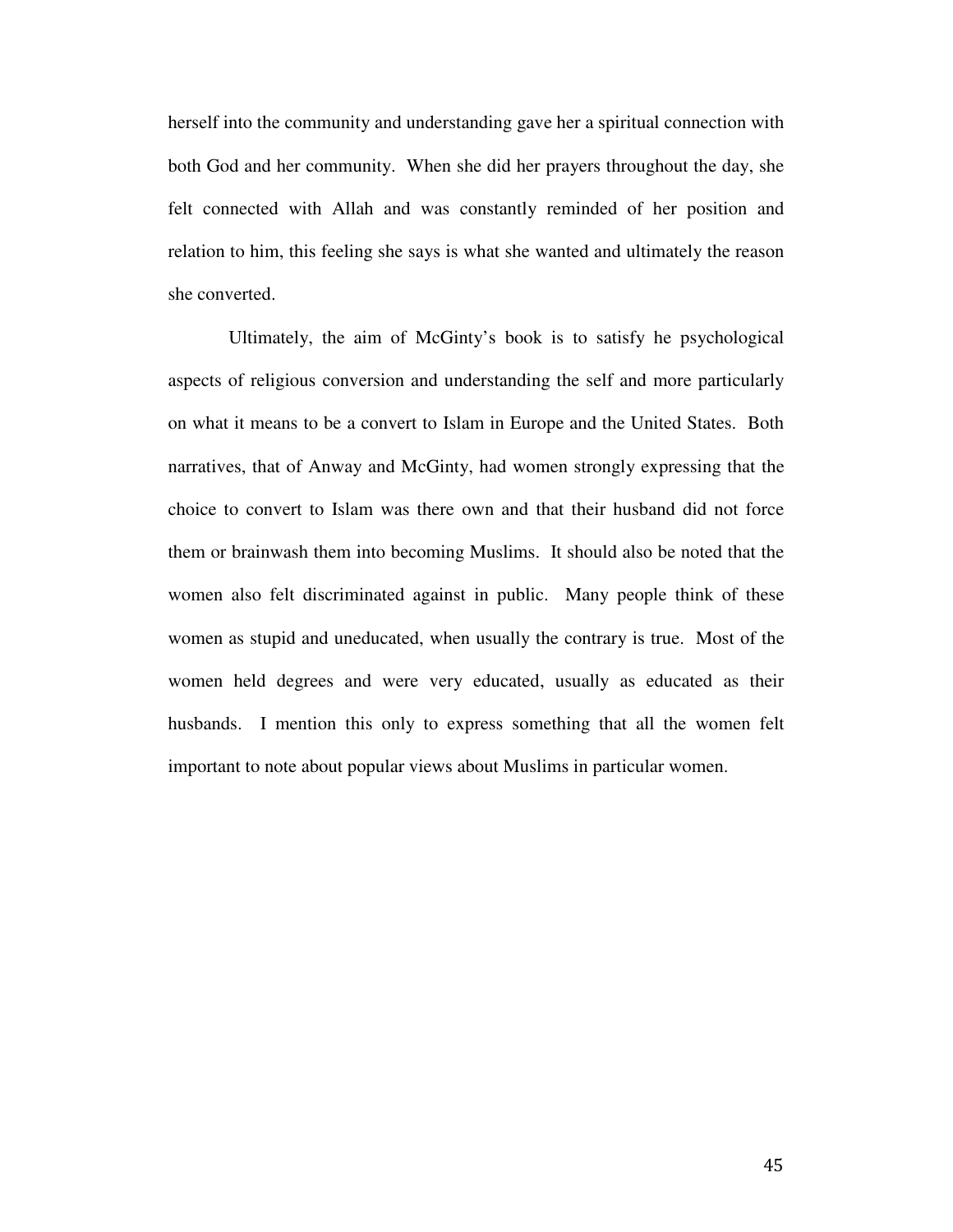herself into the community and understanding gave her a spiritual connection with both God and her community. When she did her prayers throughout the day, she felt connected with Allah and was constantly reminded of her position and relation to him, this feeling she says is what she wanted and ultimately the reason she converted.

Ultimately, the aim of McGinty's book is to satisfy he psychological aspects of religious conversion and understanding the self and more particularly on what it means to be a convert to Islam in Europe and the United States. Both narratives, that of Anway and McGinty, had women strongly expressing that the choice to convert to Islam was there own and that their husband did not force them or brainwash them into becoming Muslims. It should also be noted that the women also felt discriminated against in public. Many people think of these women as stupid and uneducated, when usually the contrary is true. Most of the women held degrees and were very educated, usually as educated as their husbands. I mention this only to express something that all the women felt important to note about popular views about Muslims in particular women.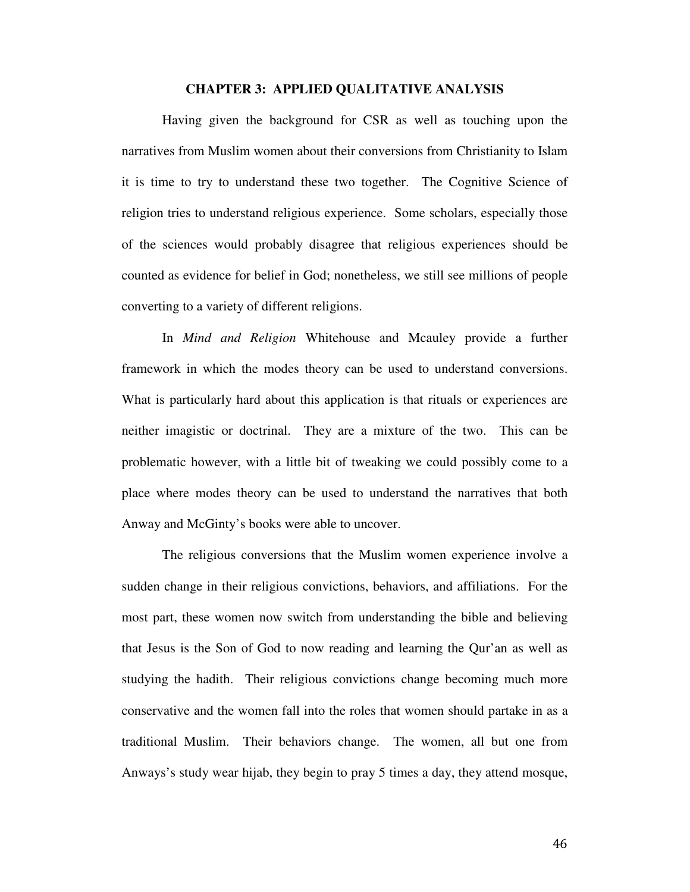# CHAPTER 3: APPLIED QUALITATIVE ANALYSIS

Having given the background for CSR as well as touching upon the narratives from Muslim women about their conversions from Christianity to Islam it is time to try to understand these two together. The Cognitive Science of religion tries to understand religious experience. Some scholars, especially those of the sciences would probably disagree that religious experiences should be counted as evidence for belief in God; nonetheless, we still see millions of people converting to a variety of different religions.

In *Mind and Religion* Whitehouse and Mcauley provide a further framework in which the modes theory can be used to understand conversions. What is particularly hard about this application is that rituals or experiences are neither imagistic or doctrinal. They are a mixture of the two. This can be problematic however, with a little bit of tweaking we could possibly come to a place where modes theory can be used to understand the narratives that both Anway and McGinty's books were able to uncover.

The religious conversions that the Muslim women experience involve a sudden change in their religious convictions, behaviors, and affiliations. For the most part, these women now switch from understanding the bible and believing that Jesus is the Son of God to now reading and learning the Qur'an as well as studying the hadith. Their religious convictions change becoming much more conservative and the women fall into the roles that women should partake in as a traditional Muslim. Their behaviors change. The women, all but one from Anways's study wear hijab, they begin to pray 5 times a day, they attend mosque,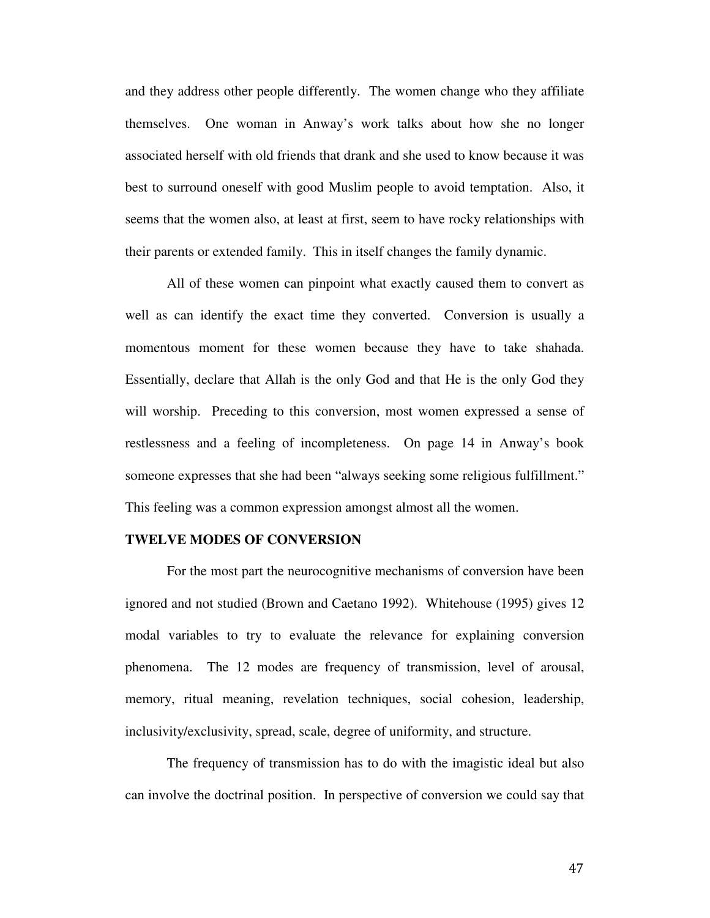and they address other people differently. The women change who they affiliate themselves. One woman in Anway's work talks about how she no longer associated herself with old friends that drank and she used to know because it was best to surround oneself with good Muslim people to avoid temptation. Also, it seems that the women also, at least at first, seem to have rocky relationships with their parents or extended family. This in itself changes the family dynamic.

All of these women can pinpoint what exactly caused them to convert as well as can identify the exact time they converted. Conversion is usually a momentous moment for these women because they have to take shahada. Essentially, declare that Allah is the only God and that He is the only God they will worship. Preceding to this conversion, most women expressed a sense of restlessness and a feeling of incompleteness. On page 14 in Anway's book someone expresses that she had been "always seeking some religious fulfillment." This feeling was a common expression amongst almost all the women.

**TWELVE MODES OF CONVERSION**

For the most part the neurocognitive mechanisms of conversion have been ignored and not studied (Brown and Caetano 1992). Whitehouse (1995) gives 12 modal variables to try to evaluate the relevance for explaining conversion phenomena. The 12 modes are frequency of transmission, level of arousal, memory, ritual meaning, revelation techniques, social cohesion, leadership, inclusivity/exclusivity, spread, scale, degree of uniformity, and structure.

The frequency of transmission has to do with the imagistic ideal but also can involve the doctrinal position. In perspective of conversion we could say that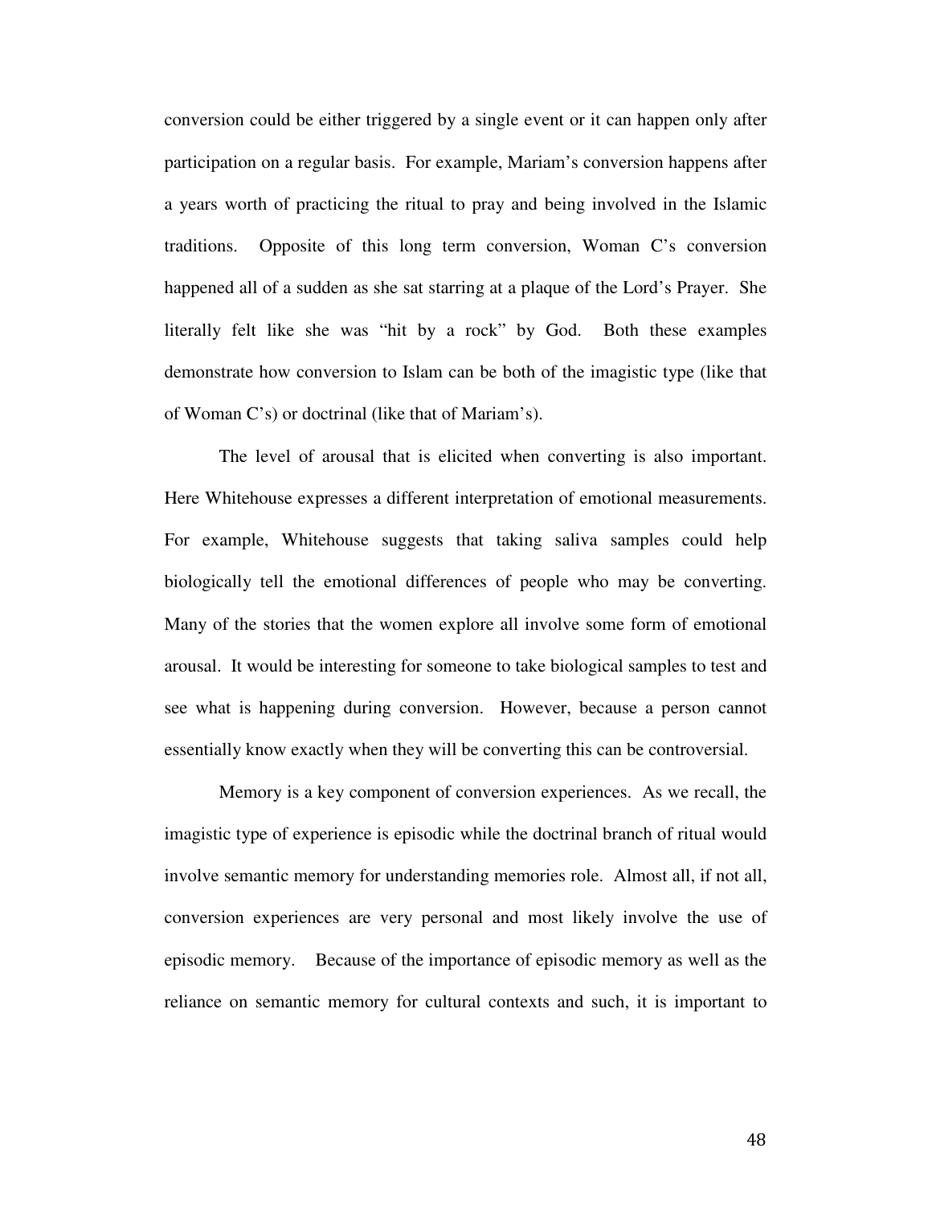conversion could be either triggered by a single event or it can happen only after participation on a regular basis. For example, Mariam's conversion happens after a years worth of practicing the ritual to pray and being involved in the Islamic traditions. Opposite of this long term conversion, Woman C's conversion happened all of a sudden as she sat starring at a plaque of the Lord's Prayer. She literally felt like she was "hit by a rock" by God. Both these examples demonstrate how conversion to Islam can be both of the imagistic type (like that of Woman C's) or doctrinal (like that of Mariam's).

The level of arousal that is elicited when converting is also important. Here Whitehouse expresses a different interpretation of emotional measurements. For example, Whitehouse suggests that taking saliva samples could help biologically tell the emotional differences of people who may be converting. Many of the stories that the women explore all involve some form of emotional arousal. It would be interesting for someone to take biological samples to test and see what is happening during conversion. However, because a person cannot essentially know exactly when they will be converting this can be controversial.

Memory is a key component of conversion experiences. As we recall, the imagistic type of experience is episodic while the doctrinal branch of ritual would involve semantic memory for understanding memories role. Almost all, if not all, conversion experiences are very personal and most likely involve the use of episodic memory. Because of the importance of episodic memory as well as the reliance on semantic memory for cultural contexts and such, it is important to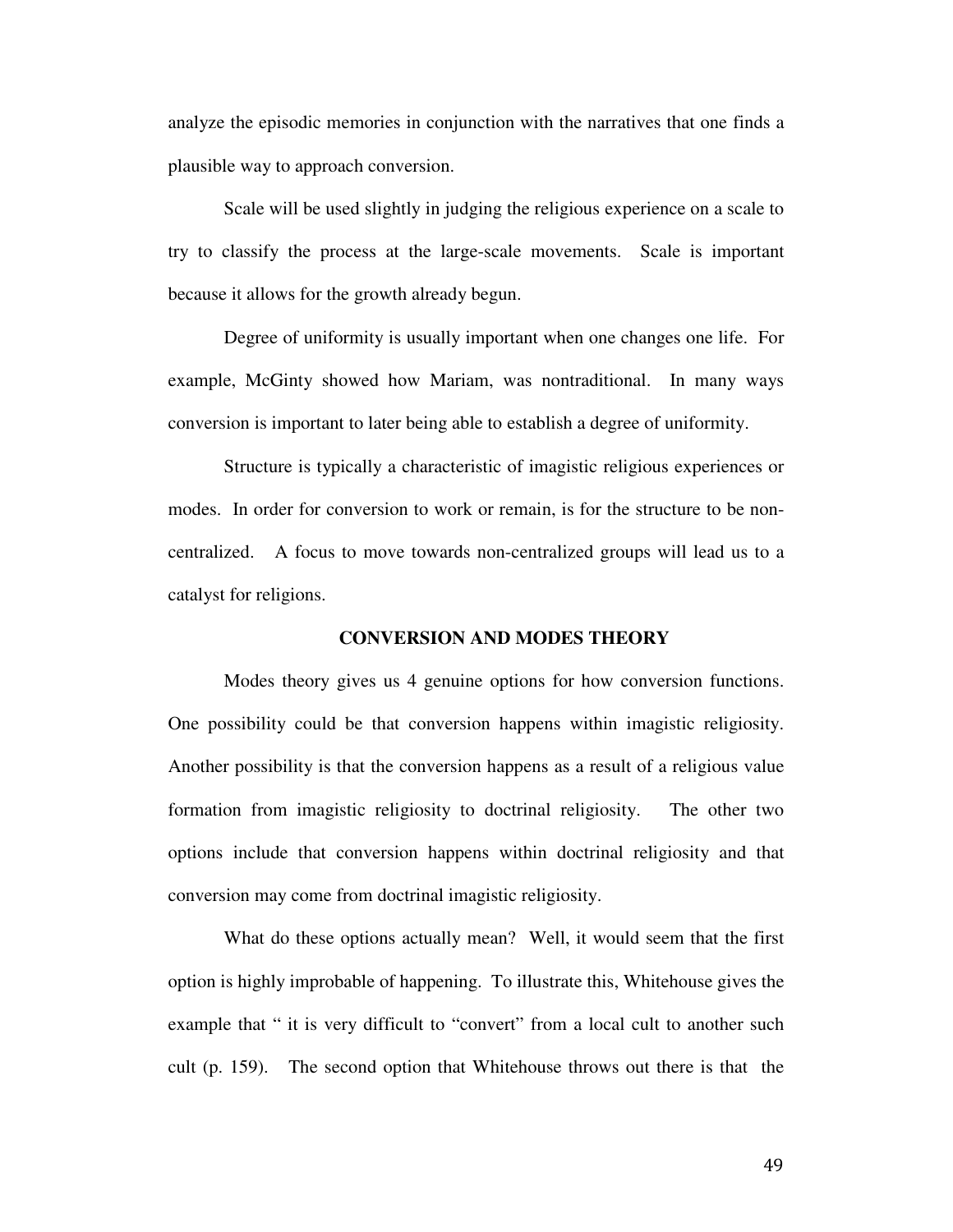analyze the episodic memories in conjunction with the narratives that one finds a plausible way to approach conversion.

Scale will be used slightly in judging the religious experience on a scale to try to classify the process at the large-scale movements. Scale is important because it allows for the growth already begun.

Degree of uniformity is usually important when one changes one life. For example, McGinty showed how Mariam, was nontraditional. In many ways conversion is important to later being able to establish a degree of uniformity.

Structure is typically a characteristic of imagistic religious experiences or modes. In order for conversion to work or remain, is for the structure to be non-centralized. A focus to move towards non-centralized groups will lead us to a catalyst for religions.

## CONVERSION AND MODES THEORY

Modes theory gives us 4 genuine options for how conversion functions. One possibility could be that conversion happens within imagistic religiosity. Another possibility is that the conversion happens as a result of a religious value formation from imagistic religiosity to doctrinal religiosity. The other two options include that conversion happens within doctrinal religiosity and that conversion may come from doctrinal imagistic religiosity.

What do these options actually mean? Well, it would seem that the first option is highly improbable of happening. To illustrate this, Whitehouse gives the example that " it is very difficult to "convert" from a local cult to another such cult (p. 159). The second option that Whitehouse throws out there is that the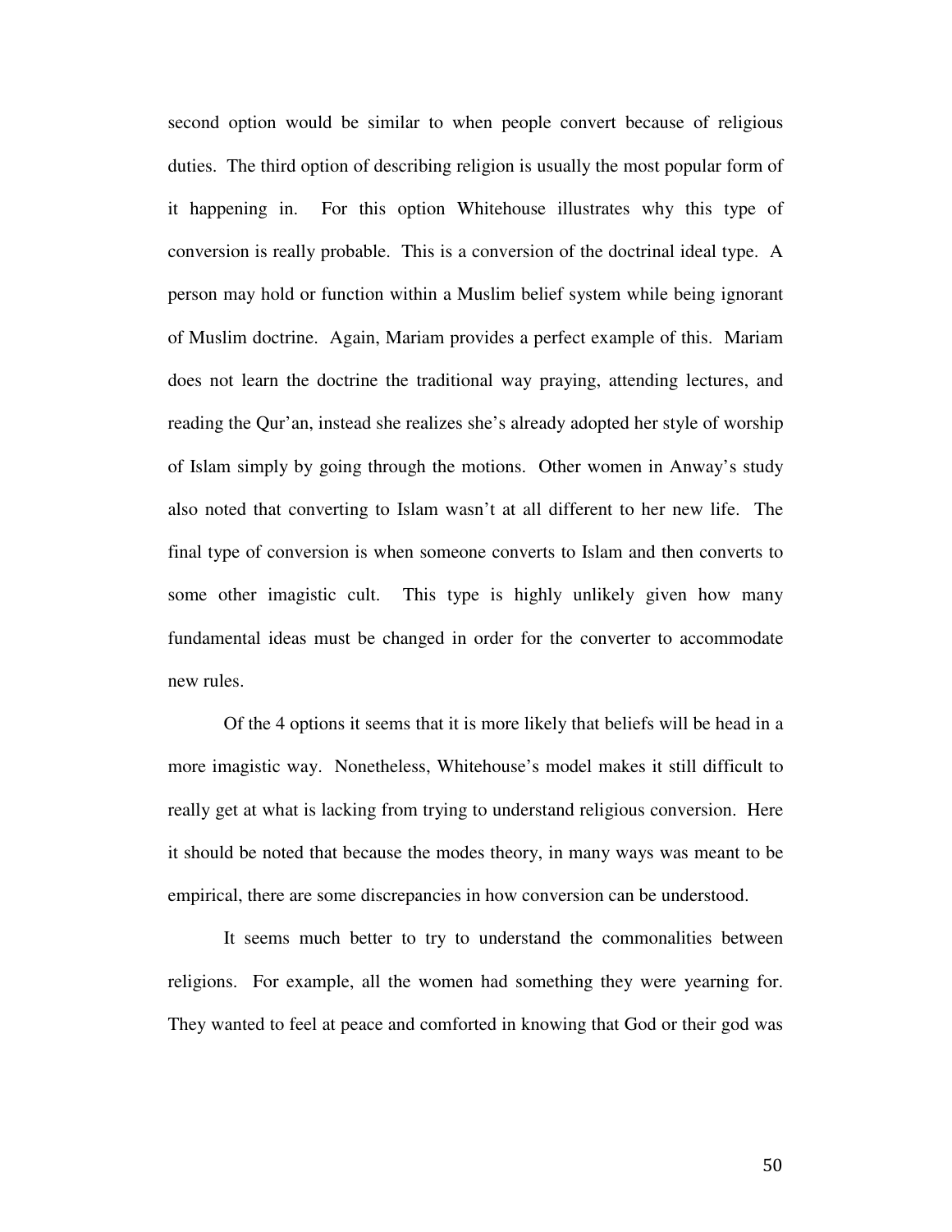second option would be similar to when people convert because of religious duties. The third option of describing religion is usually the most popular form of it happening in. For this option Whitehouse illustrates why this type of conversion is really probable. This is a conversion of the doctrinal ideal type. A person may hold or function within a Muslim belief system while being ignorant of Muslim doctrine. Again, Mariam provides a perfect example of this. Mariam does not learn the doctrine the traditional way praying, attending lectures, and reading the Qur'an, instead she realizes she's already adopted her style of worship of Islam simply by going through the motions. Other women in Anway's study also noted that converting to Islam wasn't at all different to her new life. The final type of conversion is when someone converts to Islam and then converts to some other imagistic cult. This type is highly unlikely given how many fundamental ideas must be changed in order for the converter to accommodate new rules.

Of the 4 options it seems that it is more likely that beliefs will be head in a more imagistic way. Nonetheless, Whitehouse's model makes it still difficult to really get at what is lacking from trying to understand religious conversion. Here it should be noted that because the modes theory, in many ways was meant to be empirical, there are some discrepancies in how conversion can be understood.

It seems much better to try to understand the commonalities between religions. For example, all the women had something they were yearning for. They wanted to feel at peace and comforted in knowing that God or their god was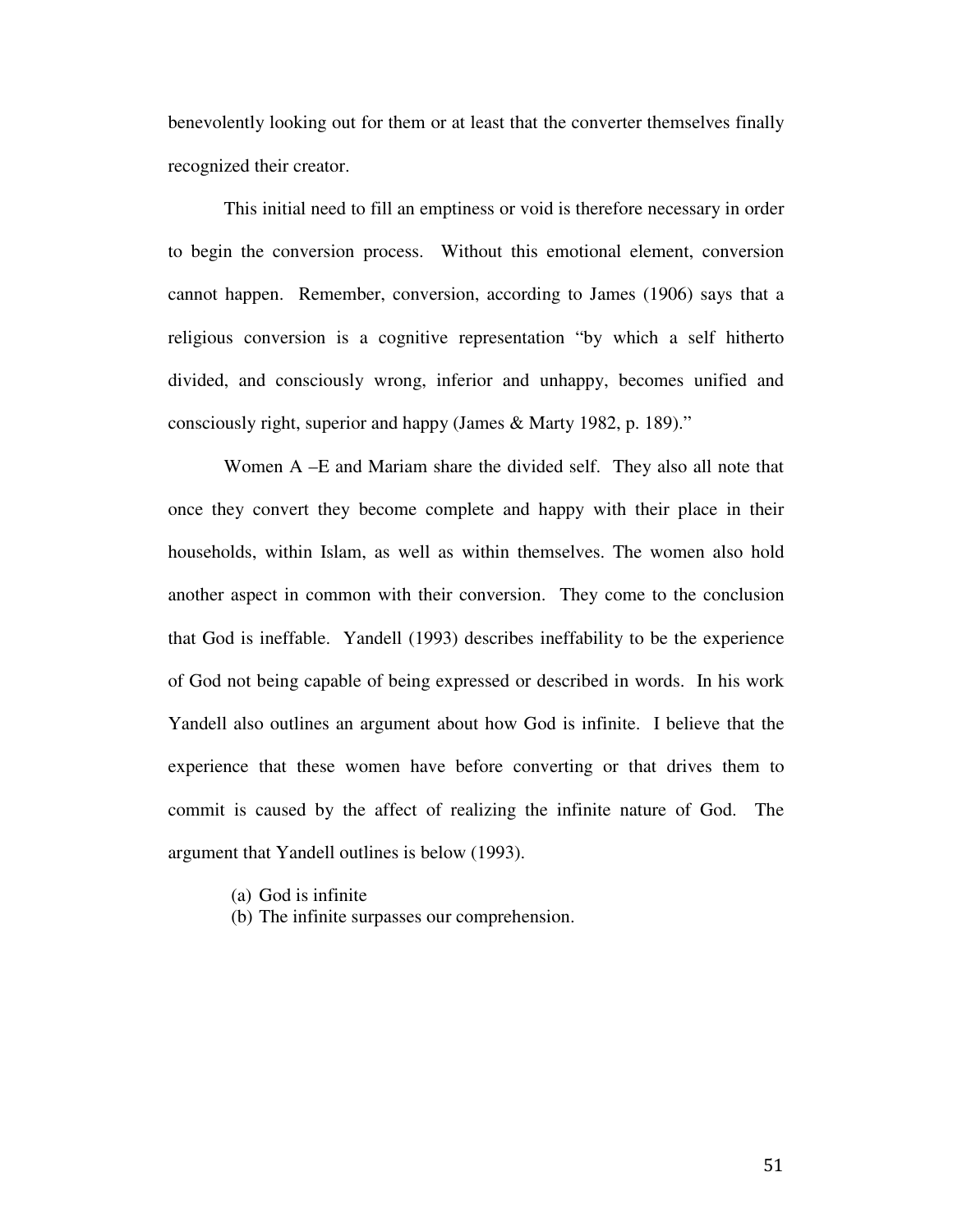benevolently looking out for them or at least that the converter themselves finally recognized their creator.

This initial need to fill an emptiness or void is therefore necessary in order to begin the conversion process. Without this emotional element, conversion cannot happen. Remember, conversion, according to James (1906) says that a religious conversion is a cognitive representation "by which a self hitherto divided, and consciously wrong, inferior and unhappy, becomes unified and consciously right, superior and happy (James & Marty 1982, p. 189)."

Women A –E and Mariam share the divided self. They also all note that once they convert they become complete and happy with their place in their households, within Islam, as well as within themselves. The women also hold another aspect in common with their conversion. They come to the conclusion that God is ineffable. Yandell (1993) describes ineffability to be the experience of God not being capable of being expressed or described in words. In his work Yandell also outlines an argument about how God is infinite. I believe that the experience that these women have before converting or that drives them to commit is caused by the affect of realizing the infinite nature of God. The argument that Yandell outlines is below (1993).

(a) God is infinite
(b) The infinite surpasses our comprehension.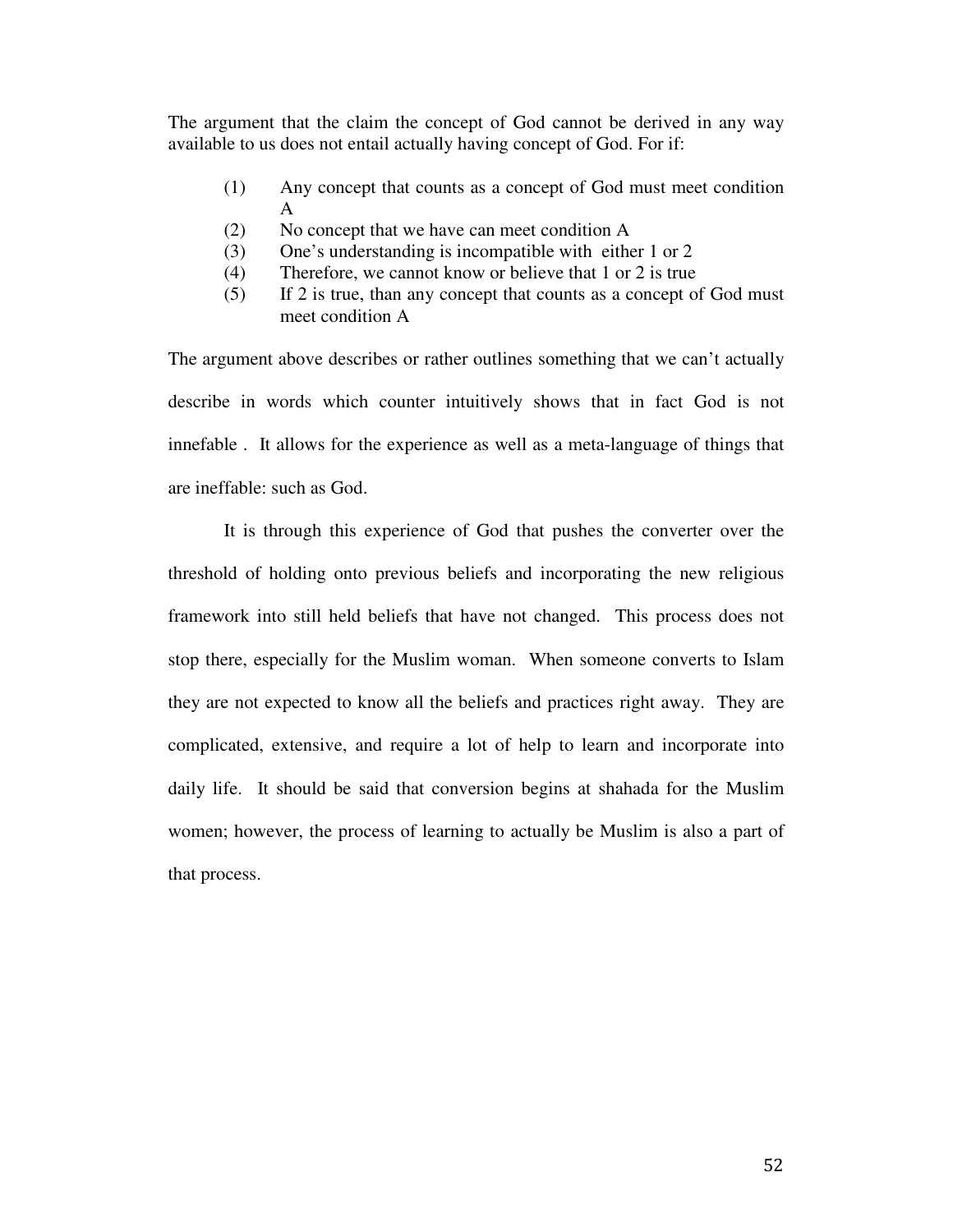The argument that the claim the concept of God cannot be derived in any way available to us does not entail actually having concept of God. For if:

(1) Any concept that counts as a concept of God must meet condition A
(2) No concept that we have can meet condition A
(3) One's understanding is incompatible with either 1 or 2
(4) Therefore, we cannot know or believe that 1 or 2 is true
(5) If 2 is true, than any concept that counts as a concept of God must meet condition A

The argument above describes or rather outlines something that we can't actually describe in words which counter intuitively shows that in fact God is not innefable . It allows for the experience as well as a meta-language of things that are ineffable: such as God.

It is through this experience of God that pushes the converter over the threshold of holding onto previous beliefs and incorporating the new religious framework into still held beliefs that have not changed. This process does not stop there, especially for the Muslim woman. When someone converts to Islam they are not expected to know all the beliefs and practices right away. They are complicated, extensive, and require a lot of help to learn and incorporate into daily life. It should be said that conversion begins at shahada for the Muslim women; however, the process of learning to actually be Muslim is also a part of that process.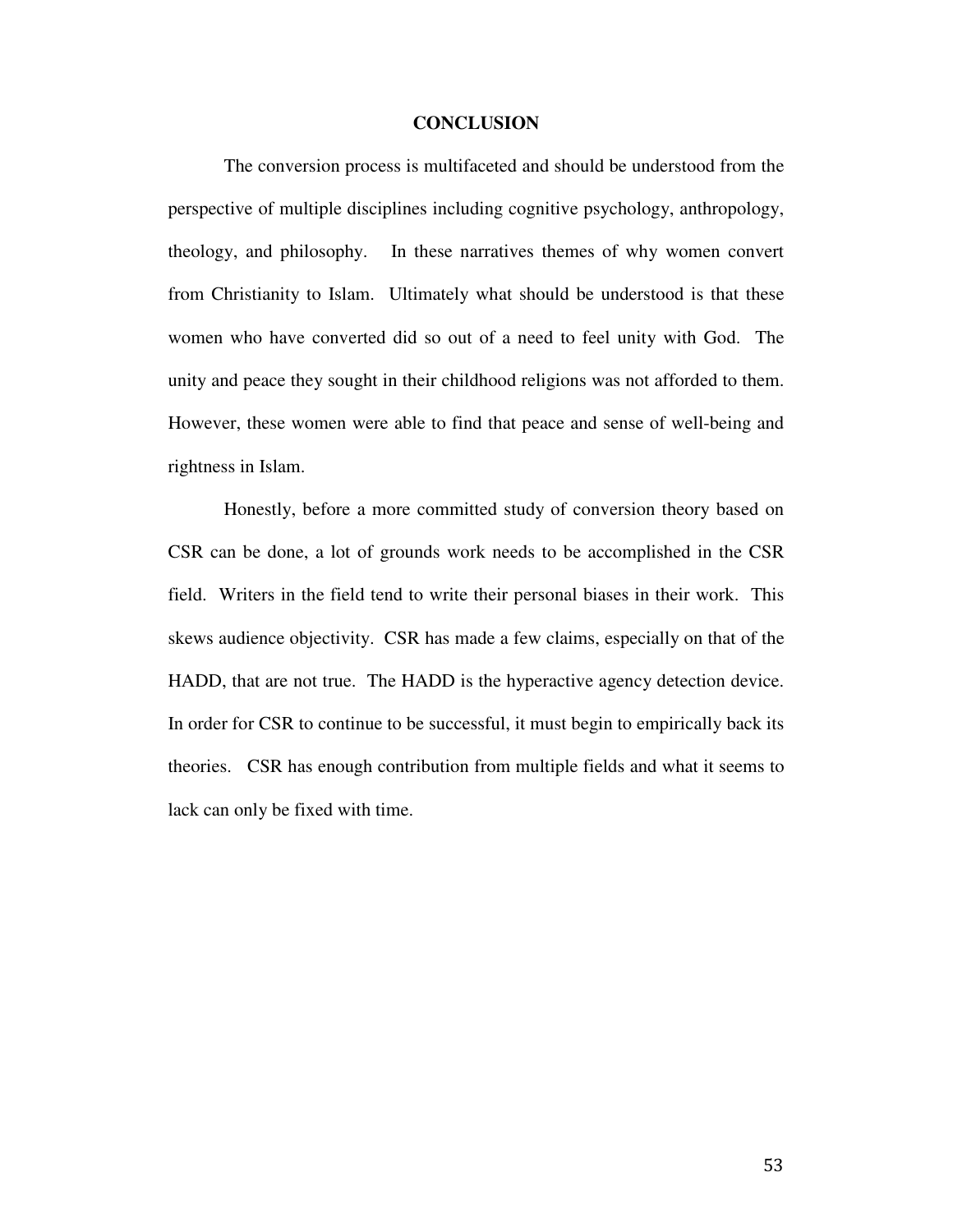# CONCLUSION

The conversion process is multifaceted and should be understood from the perspective of multiple disciplines including cognitive psychology, anthropology, theology, and philosophy. In these narratives themes of why women convert from Christianity to Islam. Ultimately what should be understood is that these women who have converted did so out of a need to feel unity with God. The unity and peace they sought in their childhood religions was not afforded to them. However, these women were able to find that peace and sense of well-being and rightness in Islam.

Honestly, before a more committed study of conversion theory based on CSR can be done, a lot of grounds work needs to be accomplished in the CSR field. Writers in the field tend to write their personal biases in their work. This skews audience objectivity. CSR has made a few claims, especially on that of the HADD, that are not true. The HADD is the hyperactive agency detection device. In order for CSR to continue to be successful, it must begin to empirically back its theories. CSR has enough contribution from multiple fields and what it seems to lack can only be fixed with time.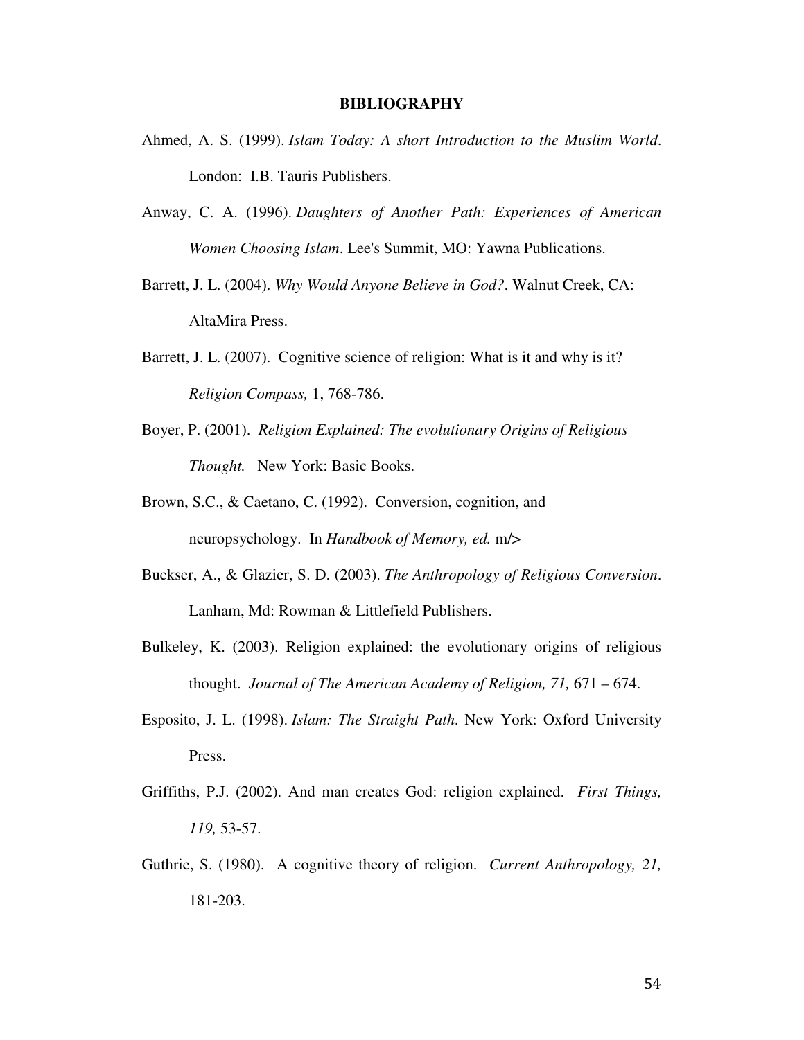# BIBLIOGRAPHY

Ahmed, A. S. (1999). *Islam Today: A short Introduction to the Muslim World*. London: I.B. Tauris Publishers.

Anway, C. A. (1996). *Daughters of Another Path: Experiences of American Women Choosing Islam*. Lee's Summit, MO: Yawna Publications.

Barrett, J. L. (2004). *Why Would Anyone Believe in God?*. Walnut Creek, CA: AltaMira Press.

Barrett, J. L. (2007). Cognitive science of religion: What is it and why is it? *Religion Compass,* 1, 768-786.

Boyer, P. (2001). *Religion Explained: The evolutionary Origins of Religious Thought.* New York: Basic Books.

Brown, S.C., & Caetano, C. (1992). Conversion, cognition, and neuropsychology. In *Handbook of Memory, ed.* m/>

Buckser, A., & Glazier, S. D. (2003). *The Anthropology of Religious Conversion*. Lanham, Md: Rowman & Littlefield Publishers.

Bulkeley, K. (2003). Religion explained: the evolutionary origins of religious thought. *Journal of The American Academy of Religion, 71,* 671 – 674.

Esposito, J. L. (1998). *Islam: The Straight Path.* New York: Oxford University Press.

Griffiths, P.J. (2002). And man creates God: religion explained. *First Things, 119,* 53-57.

Guthrie, S. (1980). A cognitive theory of religion. *Current Anthropology, 21,* 181-203.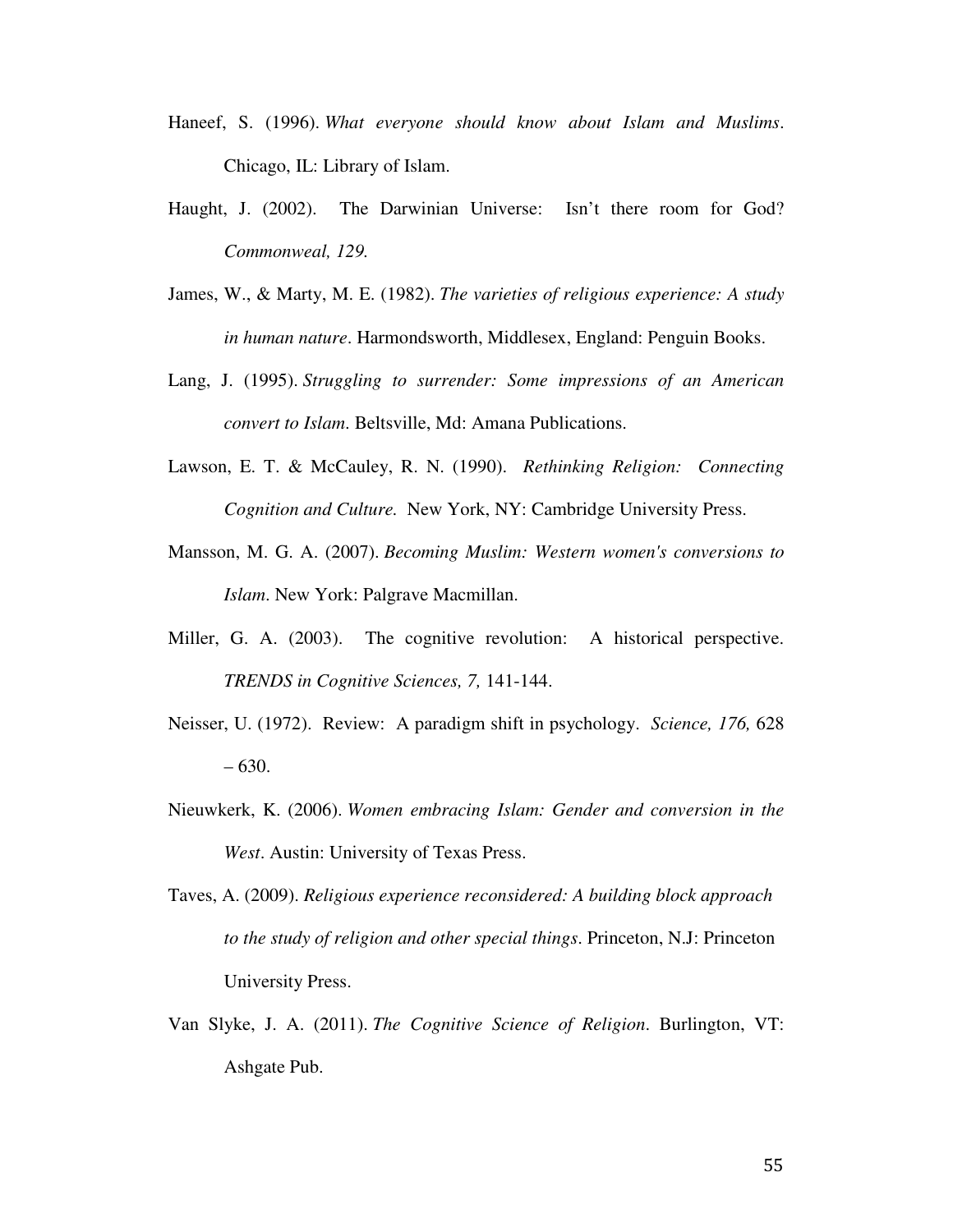Haneef, S. (1996). *What everyone should know about Islam and Muslims*. Chicago, IL: Library of Islam.

Haught, J. (2002). The Darwinian Universe: Isn't there room for God? *Commonweal, 129.*

James, W., & Marty, M. E. (1982). *The varieties of religious experience: A study in human nature*. Harmondsworth, Middlesex, England: Penguin Books.

Lang, J. (1995). *Struggling to surrender: Some impressions of an American convert to Islam*. Beltsville, Md: Amana Publications.

Lawson, E. T. & McCauley, R. N. (1990). *Rethinking Religion: Connecting Cognition and Culture.* New York, NY: Cambridge University Press.

Mansson, M. G. A. (2007). *Becoming Muslim: Western women's conversions to Islam*. New York: Palgrave Macmillan.

Miller, G. A. (2003). The cognitive revolution: A historical perspective. *TRENDS in Cognitive Sciences, 7,* 141-144.

Neisser, U. (1972). Review: A paradigm shift in psychology. *Science, 176,* 628 – 630.

Nieuwkerk, K. (2006). *Women embracing Islam: Gender and conversion in the West*. Austin: University of Texas Press.

Taves, A. (2009). *Religious experience reconsidered: A building block approach to the study of religion and other special things*. Princeton, N.J: Princeton University Press.

Van Slyke, J. A. (2011). *The Cognitive Science of Religion*. Burlington, VT: Ashgate Pub.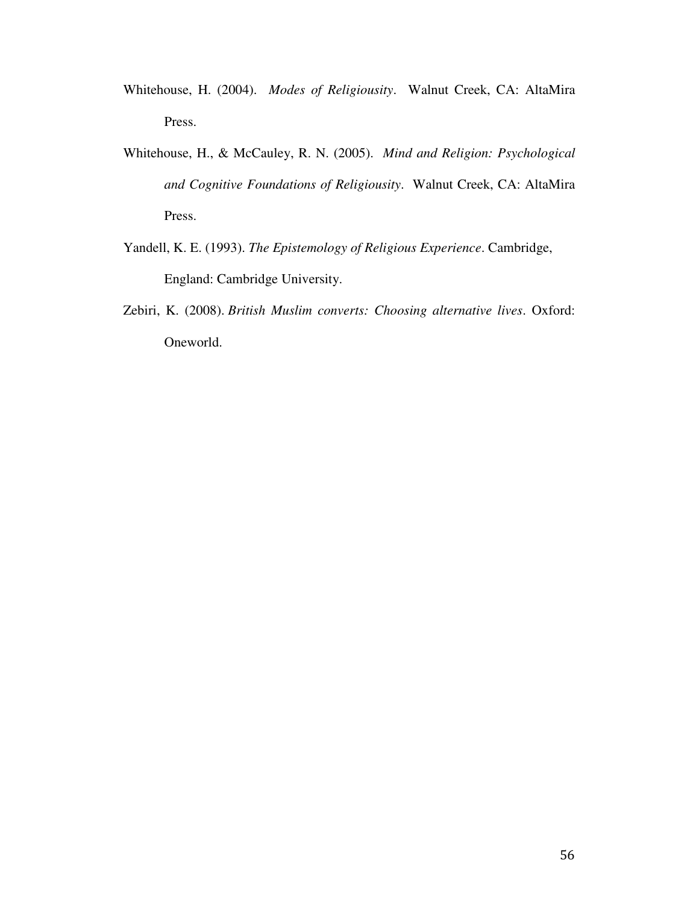Whitehouse, H. (2004). *Modes of Religiousity*. Walnut Creek, CA: AltaMira Press.

Whitehouse, H., & McCauley, R. N. (2005). *Mind and Religion: Psychological and Cognitive Foundations of Religiousity*. Walnut Creek, CA: AltaMira Press.

Yandell, K. E. (1993). *The Epistemology of Religious Experience*. Cambridge, England: Cambridge University.

Zebiri, K. (2008). *British Muslim converts: Choosing alternative lives*. Oxford: Oneworld.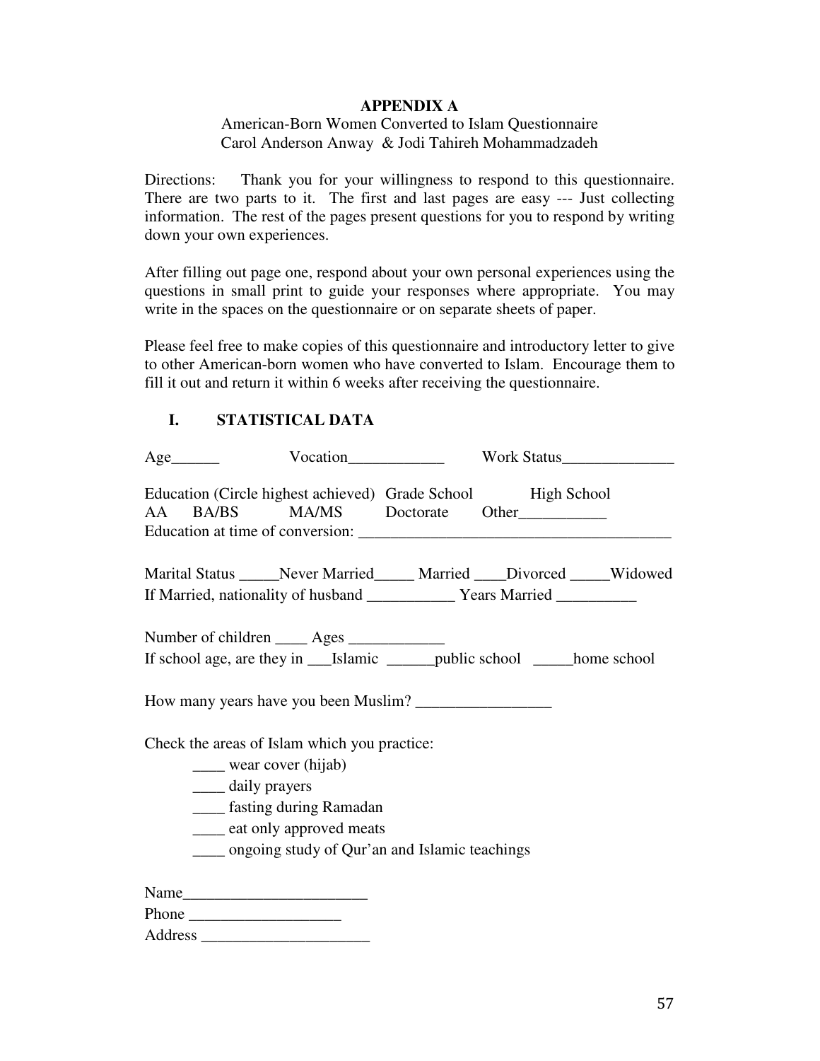# APPENDIX A

American-Born Women Converted to Islam Questionnaire
Carol Anderson Anway & Jodi Tahireh Mohammadzadeh

Directions: Thank you for your willingness to respond to this questionnaire. There are two parts to it. The first and last pages are easy --- Just collecting information. The rest of the pages present questions for you to respond by writing down your own experiences.

After filling out page one, respond about your own personal experiences using the questions in small print to guide your responses where appropriate. You may write in the spaces on the questionnaire or on separate sheets of paper.

Please feel free to make copies of this questionnaire and introductory letter to give to other American-born women who have converted to Islam. Encourage them to fill it out and return it within 6 weeks after receiving the questionnaire.

## I. STATISTICAL DATA

Age______ Vocation____________ Work Status______________

Education (Circle highest achieved) Grade School High School
AA BA/BS MA/MS Doctorate Other___________
Education at time of conversion: _______________________________________

Marital Status _____Never Married_____ Married ____Divorced _____Widowed
If Married, nationality of husband ___________ Years Married __________

Number of children ____ Ages ____________
If school age, are they in ___Islamic ______public school _____home school

How many years have you been Muslim? _________________

Check the areas of Islam which you practice:

- ____ wear cover (hijab)
- ____ daily prayers
- ____ fasting during Ramadan
- ____ eat only approved meats
- ____ ongoing study of Qur'an and Islamic teachings

Name_______________________
Phone ___________________
Address _____________________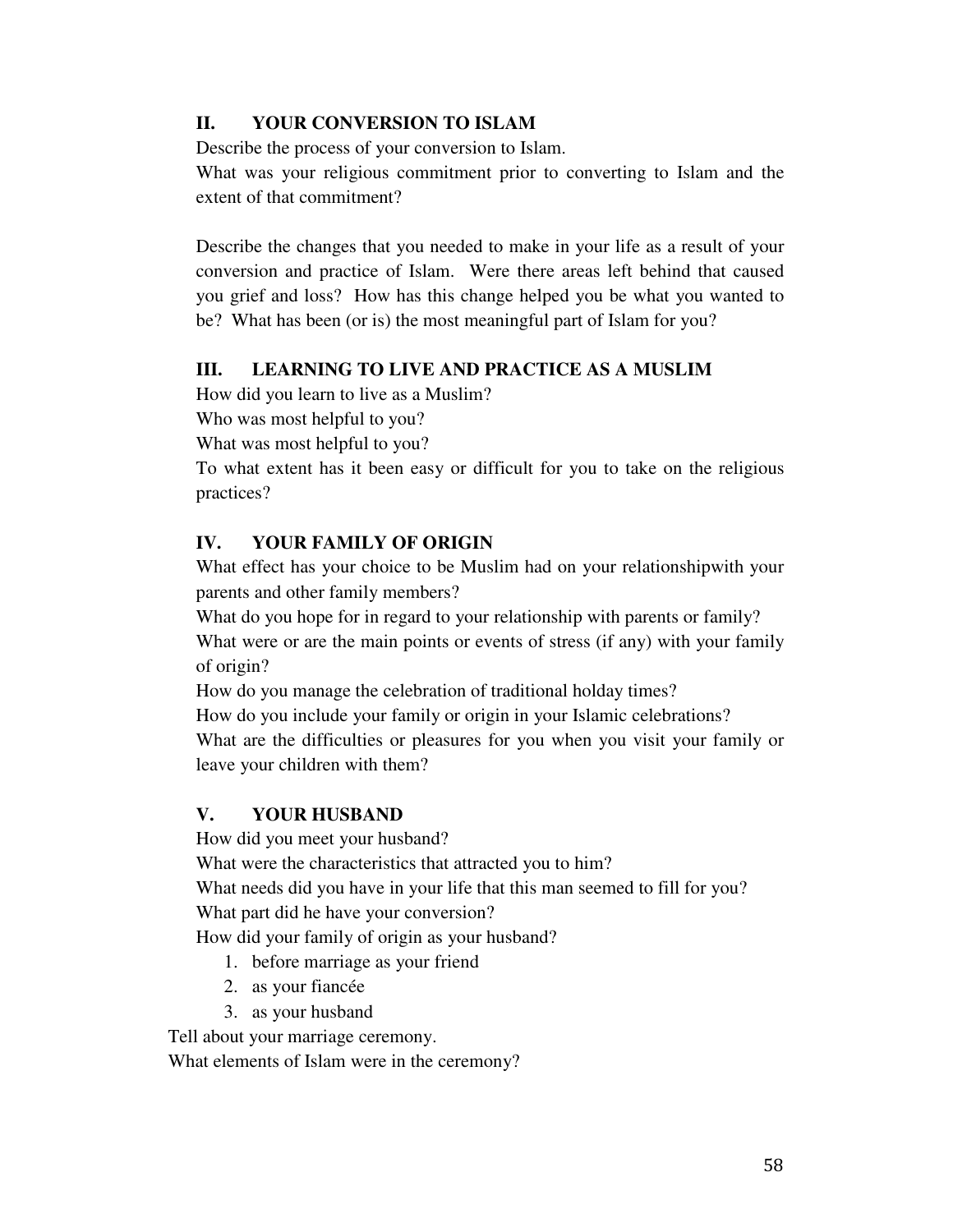## II. YOUR CONVERSION TO ISLAM

Describe the process of your conversion to Islam.

What was your religious commitment prior to converting to Islam and the extent of that commitment?

Describe the changes that you needed to make in your life as a result of your conversion and practice of Islam. Were there areas left behind that caused you grief and loss? How has this change helped you be what you wanted to be? What has been (or is) the most meaningful part of Islam for you?

## III. LEARNING TO LIVE AND PRACTICE AS A MUSLIM

How did you learn to live as a Muslim?

Who was most helpful to you?

What was most helpful to you?

To what extent has it been easy or difficult for you to take on the religious practices?

## IV. YOUR FAMILY OF ORIGIN

What effect has your choice to be Muslim had on your relationshipwith your parents and other family members?

What do you hope for in regard to your relationship with parents or family?

What were or are the main points or events of stress (if any) with your family of origin?

How do you manage the celebration of traditional holday times?

How do you include your family or origin in your Islamic celebrations?

What are the difficulties or pleasures for you when you visit your family or leave your children with them?

## V. YOUR HUSBAND

How did you meet your husband?

What were the characteristics that attracted you to him?

What needs did you have in your life that this man seemed to fill for you?

What part did he have your conversion?

How did your family of origin as your husband?

1. before marriage as your friend
2. as your fiancée
3. as your husband

Tell about your marriage ceremony.

What elements of Islam were in the ceremony?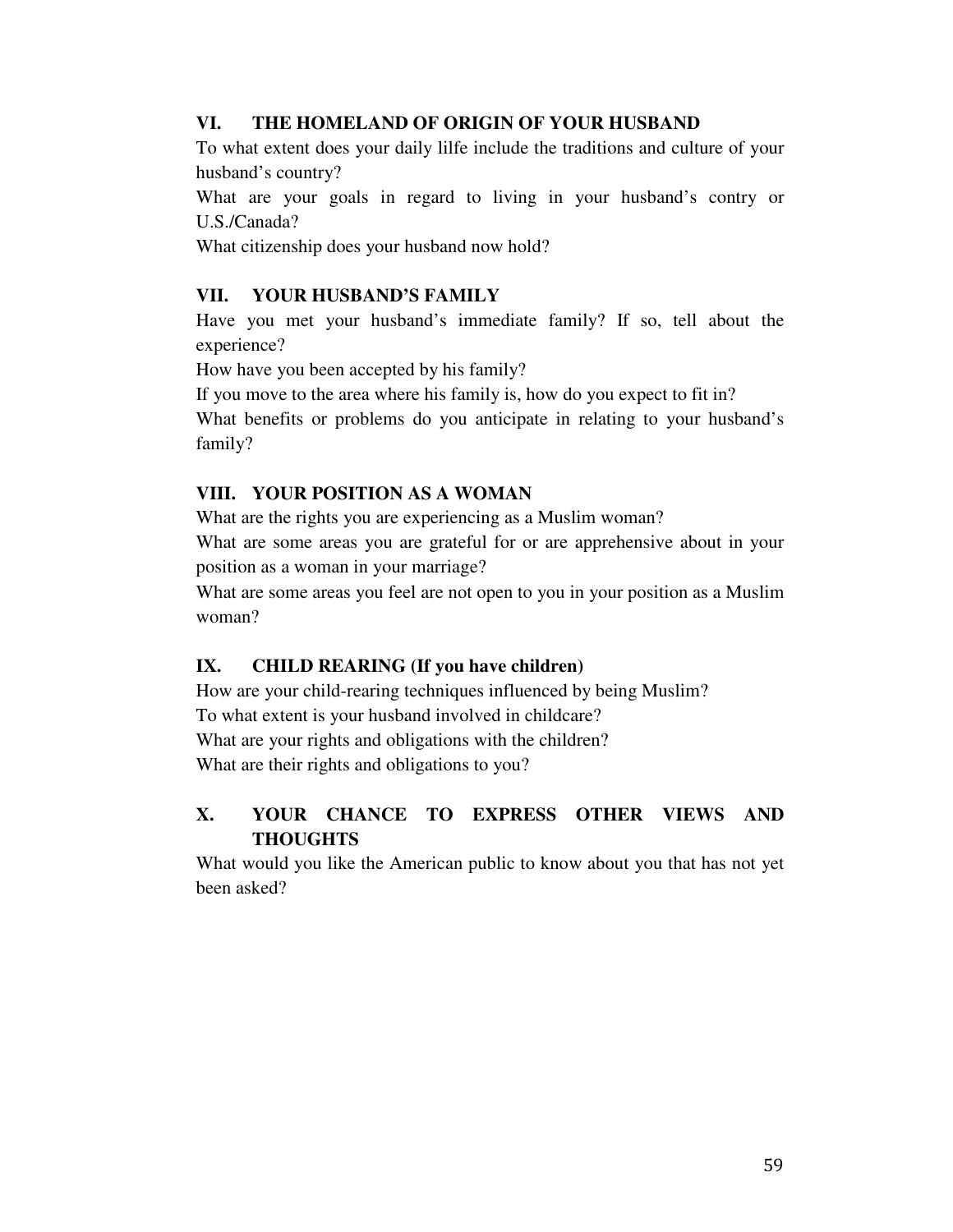## VI. THE HOMELAND OF ORIGIN OF YOUR HUSBAND

To what extent does your daily lilfe include the traditions and culture of your husband's country?

What are your goals in regard to living in your husband's contry or U.S./Canada?

What citizenship does your husband now hold?

## VII. YOUR HUSBAND'S FAMILY

Have you met your husband's immediate family? If so, tell about the experience?

How have you been accepted by his family?

If you move to the area where his family is, how do you expect to fit in?

What benefits or problems do you anticipate in relating to your husband's family?

## VIII. YOUR POSITION AS A WOMAN

What are the rights you are experiencing as a Muslim woman?

What are some areas you are grateful for or are apprehensive about in your position as a woman in your marriage?

What are some areas you feel are not open to you in your position as a Muslim woman?

## IX. CHILD REARING (If you have children)

How are your child-rearing techniques influenced by being Muslim?

To what extent is your husband involved in childcare?

What are your rights and obligations with the children?

What are their rights and obligations to you?

## X. YOUR CHANCE TO EXPRESS OTHER VIEWS AND THOUGHTS

What would you like the American public to know about you that has not yet been asked?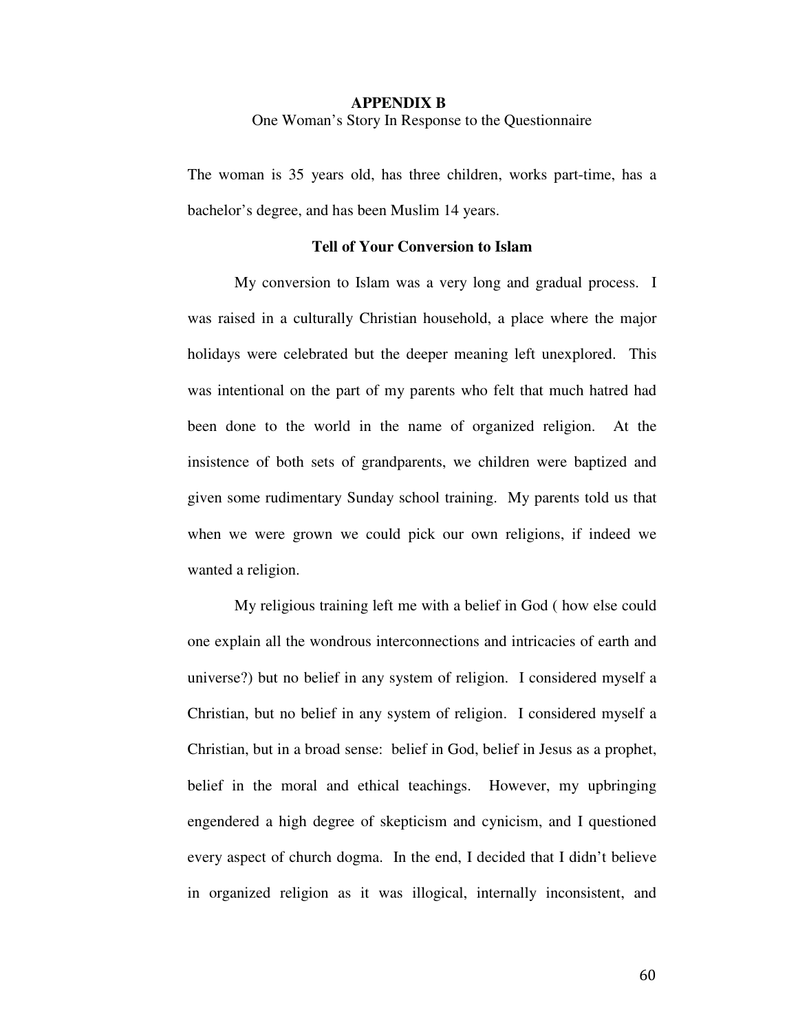## APPENDIX B

One Woman's Story In Response to the Questionnaire

The woman is 35 years old, has three children, works part-time, has a bachelor's degree, and has been Muslim 14 years.

### Tell of Your Conversion to Islam

My conversion to Islam was a very long and gradual process. I was raised in a culturally Christian household, a place where the major holidays were celebrated but the deeper meaning left unexplored. This was intentional on the part of my parents who felt that much hatred had been done to the world in the name of organized religion. At the insistence of both sets of grandparents, we children were baptized and given some rudimentary Sunday school training. My parents told us that when we were grown we could pick our own religions, if indeed we wanted a religion.

My religious training left me with a belief in God ( how else could one explain all the wondrous interconnections and intricacies of earth and universe?) but no belief in any system of religion. I considered myself a Christian, but no belief in any system of religion. I considered myself a Christian, but in a broad sense: belief in God, belief in Jesus as a prophet, belief in the moral and ethical teachings. However, my upbringing engendered a high degree of skepticism and cynicism, and I questioned every aspect of church dogma. In the end, I decided that I didn't believe in organized religion as it was illogical, internally inconsistent, and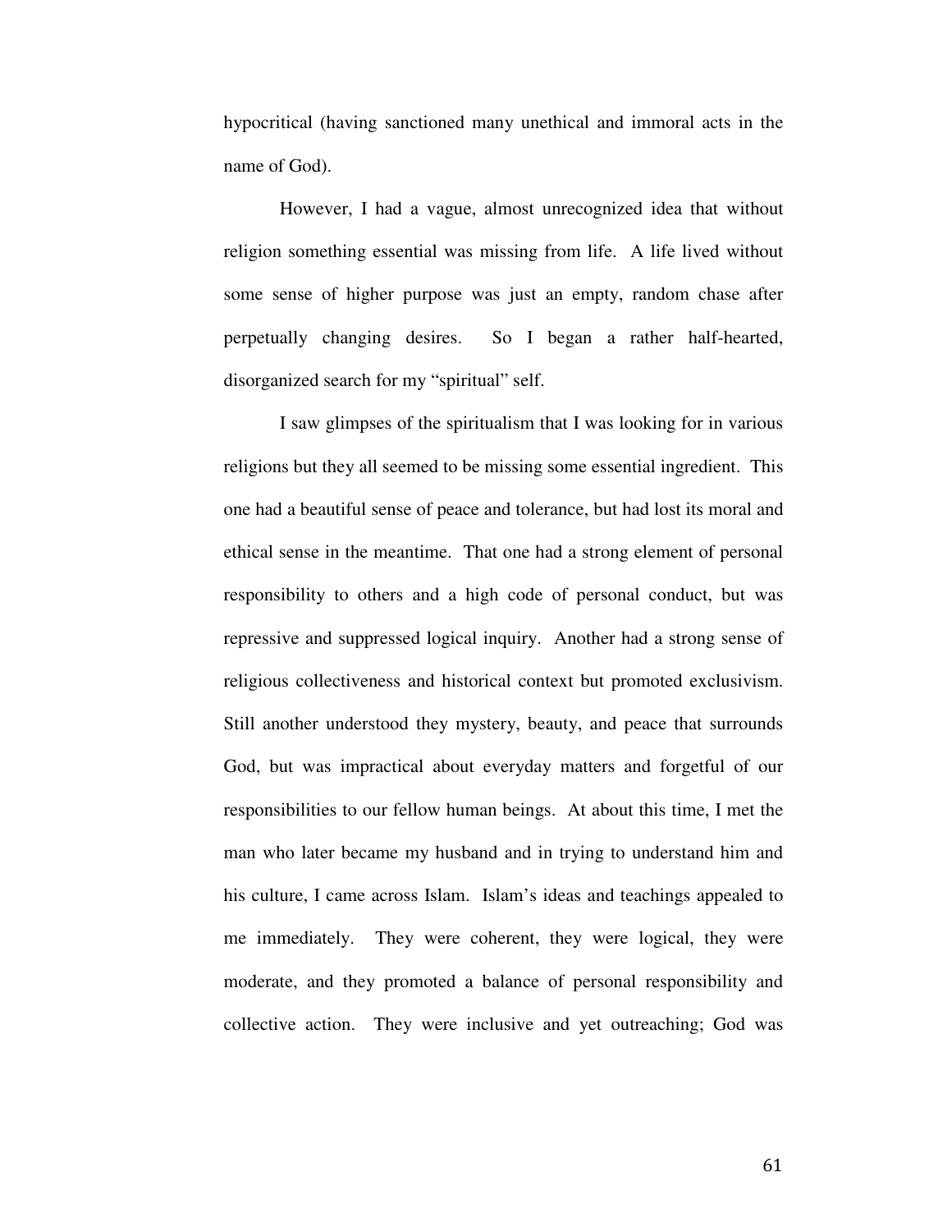hypocritical (having sanctioned many unethical and immoral acts in the name of God).

However, I had a vague, almost unrecognized idea that without religion something essential was missing from life. A life lived without some sense of higher purpose was just an empty, random chase after perpetually changing desires. So I began a rather half-hearted, disorganized search for my "spiritual" self.

I saw glimpses of the spiritualism that I was looking for in various religions but they all seemed to be missing some essential ingredient. This one had a beautiful sense of peace and tolerance, but had lost its moral and ethical sense in the meantime. That one had a strong element of personal responsibility to others and a high code of personal conduct, but was repressive and suppressed logical inquiry. Another had a strong sense of religious collectiveness and historical context but promoted exclusivism. Still another understood they mystery, beauty, and peace that surrounds God, but was impractical about everyday matters and forgetful of our responsibilities to our fellow human beings. At about this time, I met the man who later became my husband and in trying to understand him and his culture, I came across Islam. Islam's ideas and teachings appealed to me immediately. They were coherent, they were logical, they were moderate, and they promoted a balance of personal responsibility and collective action. They were inclusive and yet outreaching; God was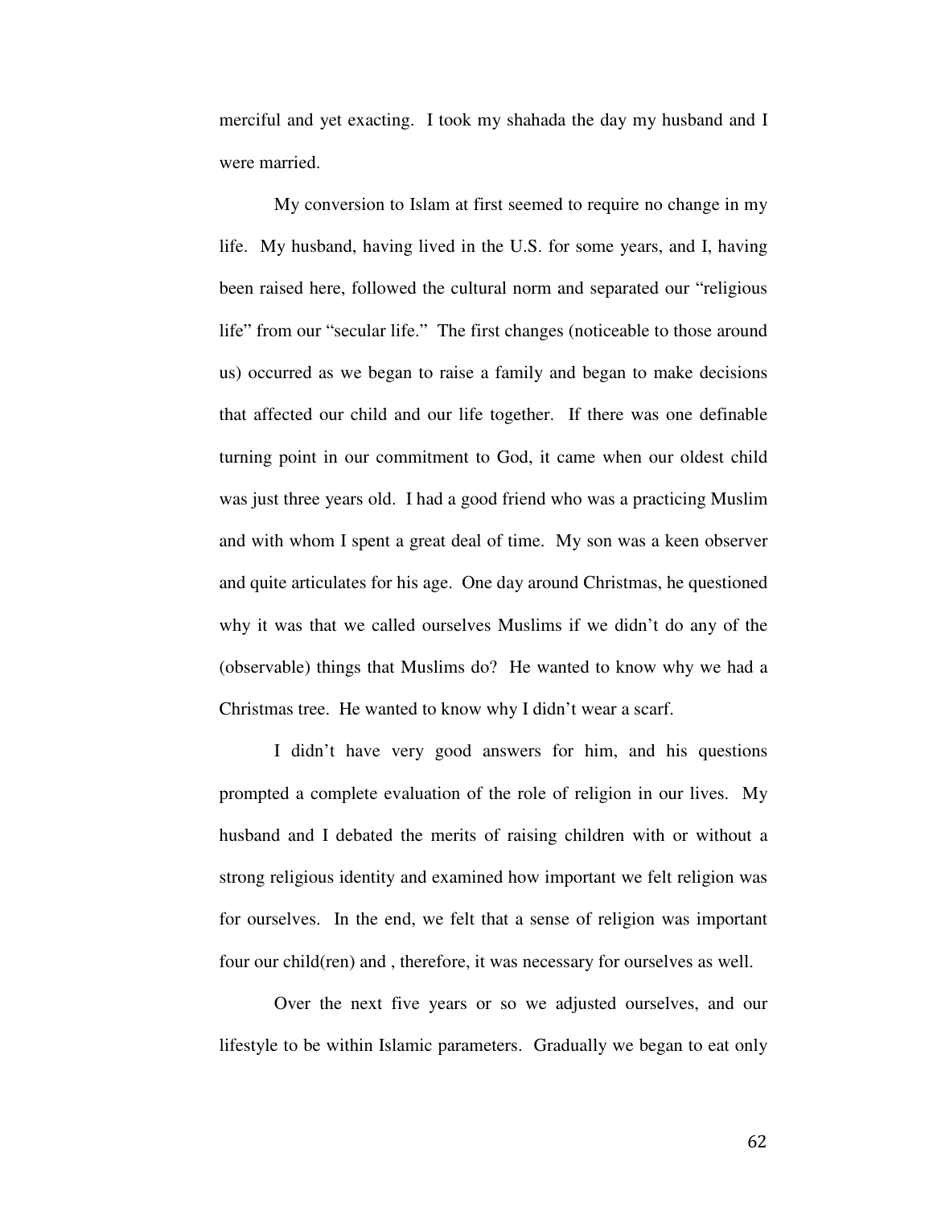merciful and yet exacting. I took my shahada the day my husband and I were married.

My conversion to Islam at first seemed to require no change in my life. My husband, having lived in the U.S. for some years, and I, having been raised here, followed the cultural norm and separated our "religious life" from our "secular life." The first changes (noticeable to those around us) occurred as we began to raise a family and began to make decisions that affected our child and our life together. If there was one definable turning point in our commitment to God, it came when our oldest child was just three years old. I had a good friend who was a practicing Muslim and with whom I spent a great deal of time. My son was a keen observer and quite articulates for his age. One day around Christmas, he questioned why it was that we called ourselves Muslims if we didn't do any of the (observable) things that Muslims do? He wanted to know why we had a Christmas tree. He wanted to know why I didn't wear a scarf.

I didn't have very good answers for him, and his questions prompted a complete evaluation of the role of religion in our lives. My husband and I debated the merits of raising children with or without a strong religious identity and examined how important we felt religion was for ourselves. In the end, we felt that a sense of religion was important four our child(ren) and , therefore, it was necessary for ourselves as well.

Over the next five years or so we adjusted ourselves, and our lifestyle to be within Islamic parameters. Gradually we began to eat only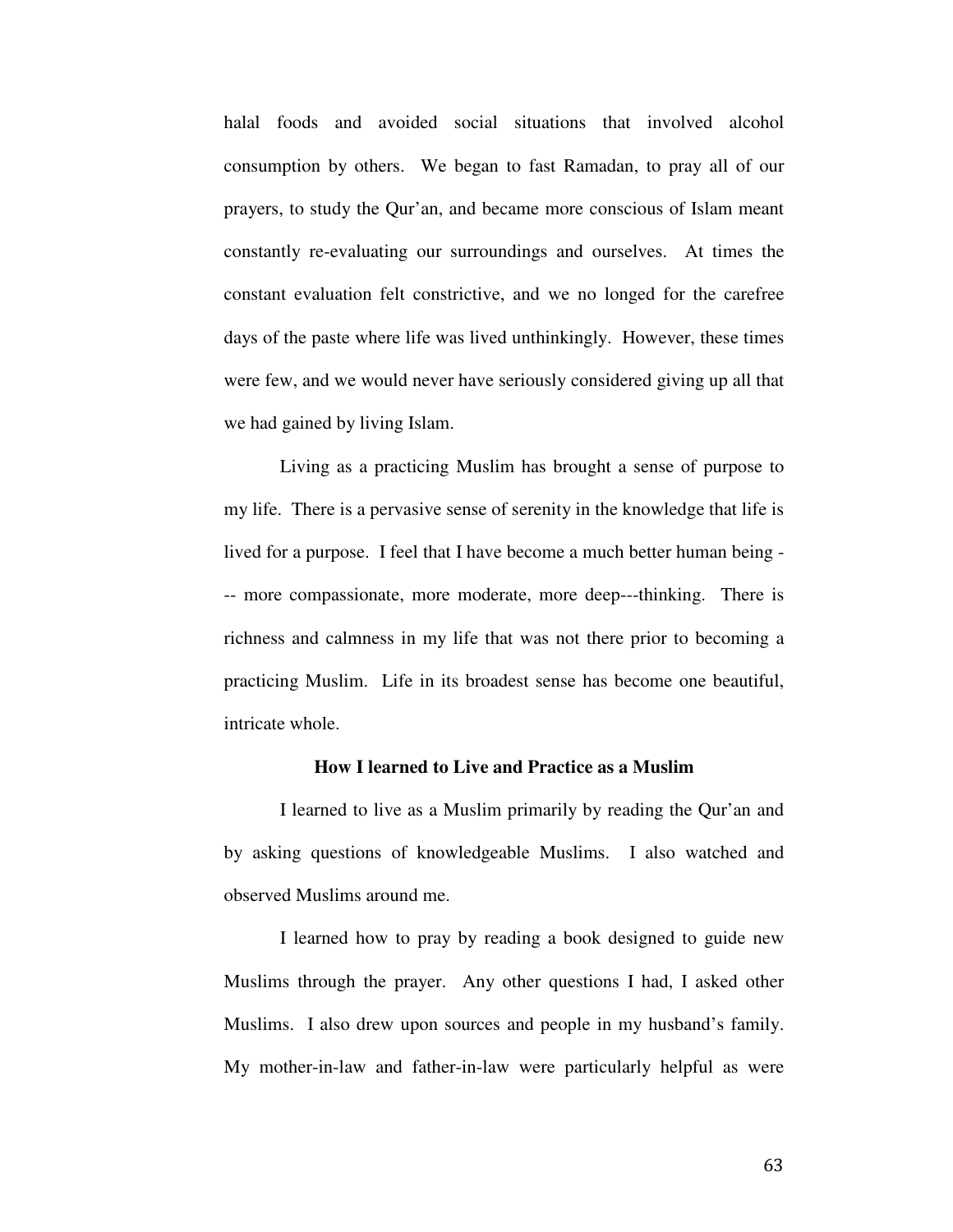halal foods and avoided social situations that involved alcohol consumption by others. We began to fast Ramadan, to pray all of our prayers, to study the Qur'an, and became more conscious of Islam meant constantly re-evaluating our surroundings and ourselves. At times the constant evaluation felt constrictive, and we no longed for the carefree days of the paste where life was lived unthinkingly. However, these times were few, and we would never have seriously considered giving up all that we had gained by living Islam.

Living as a practicing Muslim has brought a sense of purpose to my life. There is a pervasive sense of serenity in the knowledge that life is lived for a purpose. I feel that I have become a much better human being --- more compassionate, more moderate, more deep---thinking. There is richness and calmness in my life that was not there prior to becoming a practicing Muslim. Life in its broadest sense has become one beautiful, intricate whole.

**How I learned to Live and Practice as a Muslim**

I learned to live as a Muslim primarily by reading the Qur'an and by asking questions of knowledgeable Muslims. I also watched and observed Muslims around me.

I learned how to pray by reading a book designed to guide new Muslims through the prayer. Any other questions I had, I asked other Muslims. I also drew upon sources and people in my husband's family. My mother-in-law and father-in-law were particularly helpful as were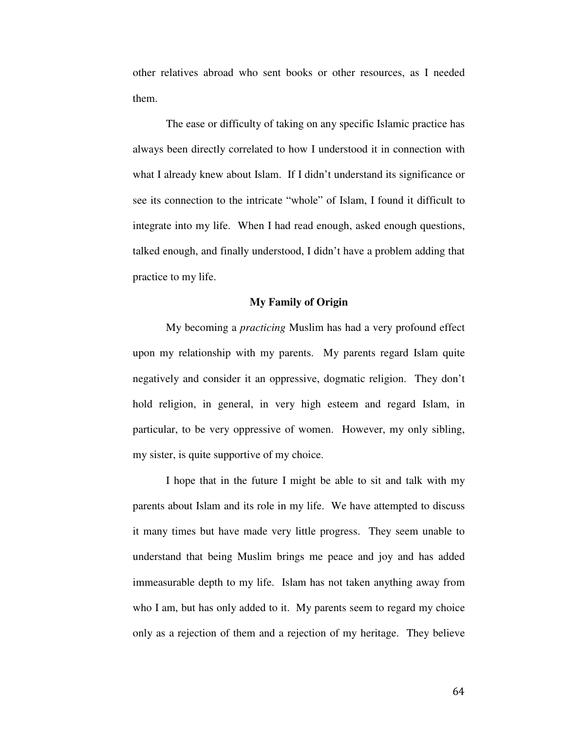other relatives abroad who sent books or other resources, as I needed them.

The ease or difficulty of taking on any specific Islamic practice has always been directly correlated to how I understood it in connection with what I already knew about Islam. If I didn't understand its significance or see its connection to the intricate "whole" of Islam, I found it difficult to integrate into my life. When I had read enough, asked enough questions, talked enough, and finally understood, I didn't have a problem adding that practice to my life.

## My Family of Origin

My becoming a *practicing* Muslim has had a very profound effect upon my relationship with my parents. My parents regard Islam quite negatively and consider it an oppressive, dogmatic religion. They don't hold religion, in general, in very high esteem and regard Islam, in particular, to be very oppressive of women. However, my only sibling, my sister, is quite supportive of my choice.

I hope that in the future I might be able to sit and talk with my parents about Islam and its role in my life. We have attempted to discuss it many times but have made very little progress. They seem unable to understand that being Muslim brings me peace and joy and has added immeasurable depth to my life. Islam has not taken anything away from who I am, but has only added to it. My parents seem to regard my choice only as a rejection of them and a rejection of my heritage. They believe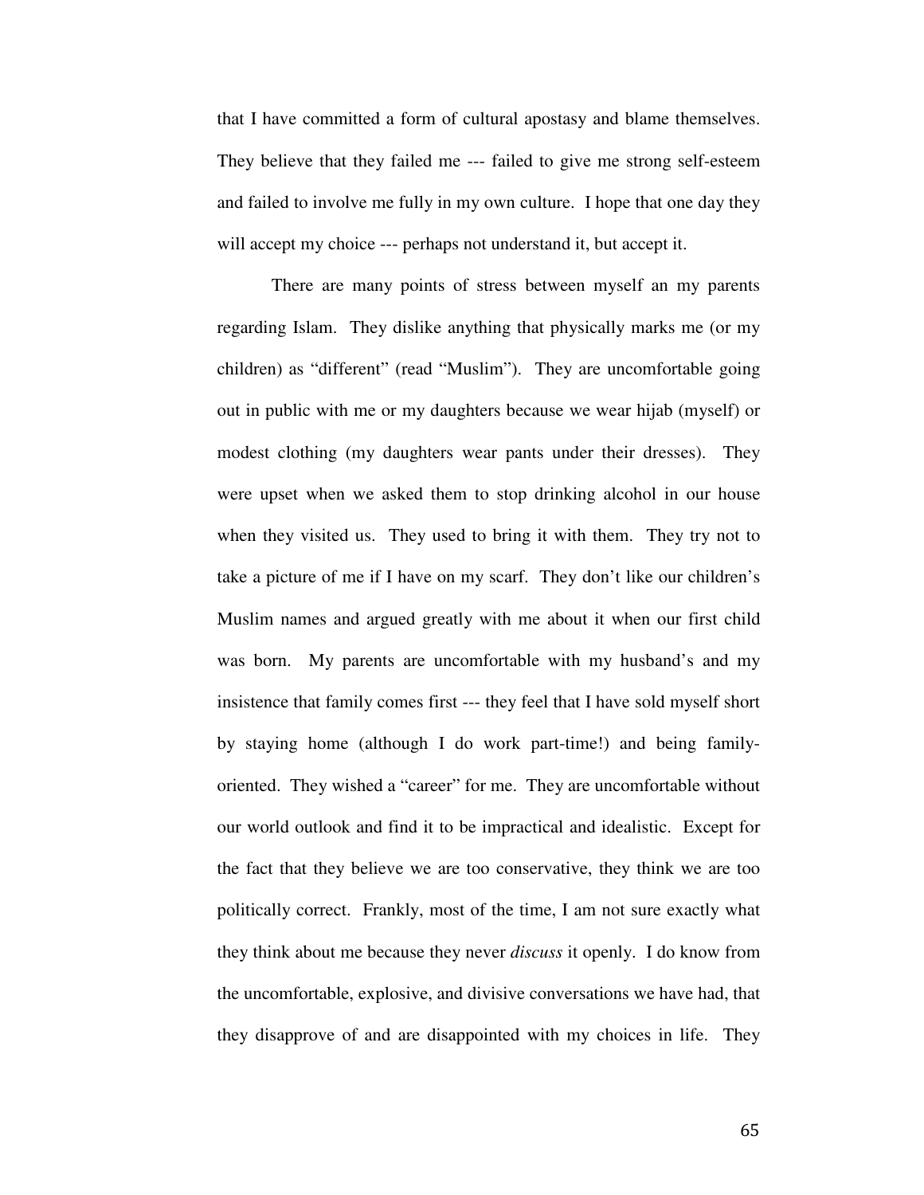that I have committed a form of cultural apostasy and blame themselves. They believe that they failed me --- failed to give me strong self-esteem and failed to involve me fully in my own culture. I hope that one day they will accept my choice --- perhaps not understand it, but accept it.

There are many points of stress between myself an my parents regarding Islam. They dislike anything that physically marks me (or my children) as "different" (read "Muslim"). They are uncomfortable going out in public with me or my daughters because we wear hijab (myself) or modest clothing (my daughters wear pants under their dresses). They were upset when we asked them to stop drinking alcohol in our house when they visited us. They used to bring it with them. They try not to take a picture of me if I have on my scarf. They don't like our children's Muslim names and argued greatly with me about it when our first child was born. My parents are uncomfortable with my husband's and my insistence that family comes first --- they feel that I have sold myself short by staying home (although I do work part-time!) and being family-oriented. They wished a "career" for me. They are uncomfortable without our world outlook and find it to be impractical and idealistic. Except for the fact that they believe we are too conservative, they think we are too politically correct. Frankly, most of the time, I am not sure exactly what they think about me because they never *discuss* it openly. I do know from the uncomfortable, explosive, and divisive conversations we have had, that they disapprove of and are disappointed with my choices in life. They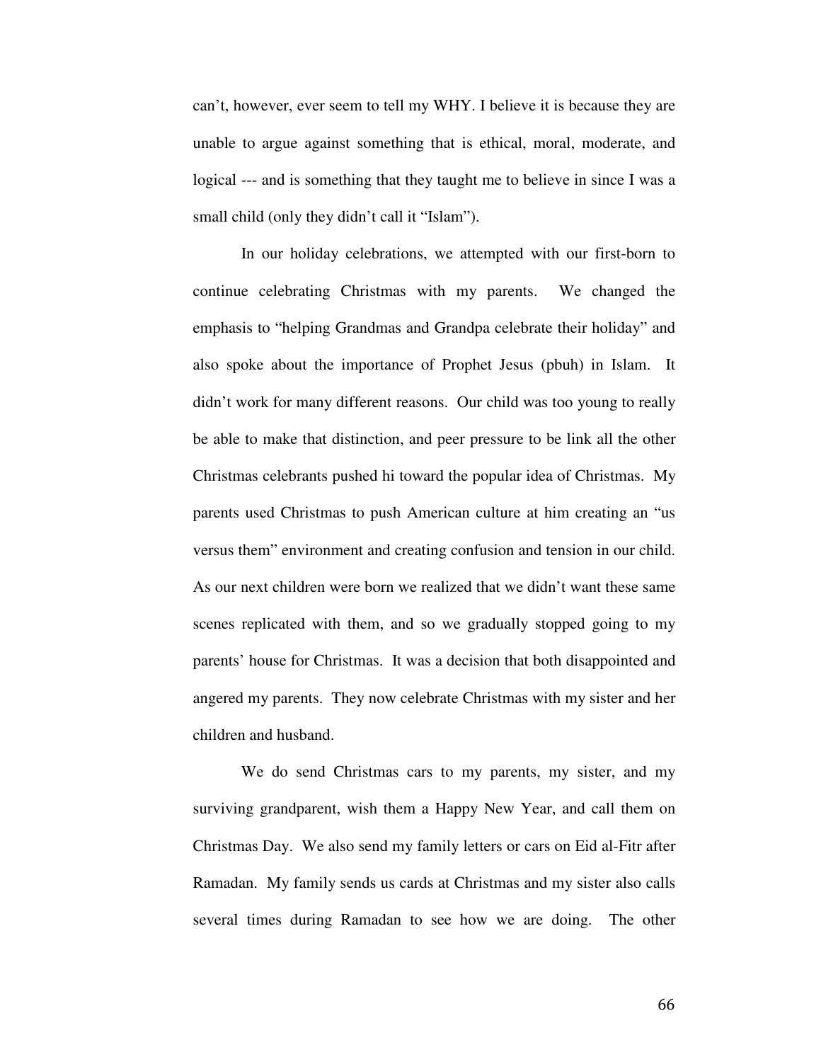can't, however, ever seem to tell my WHY. I believe it is because they are unable to argue against something that is ethical, moral, moderate, and logical --- and is something that they taught me to believe in since I was a small child (only they didn't call it "Islam").

In our holiday celebrations, we attempted with our first-born to continue celebrating Christmas with my parents. We changed the emphasis to "helping Grandmas and Grandpa celebrate their holiday" and also spoke about the importance of Prophet Jesus (pbuh) in Islam. It didn't work for many different reasons. Our child was too young to really be able to make that distinction, and peer pressure to be link all the other Christmas celebrants pushed hi toward the popular idea of Christmas. My parents used Christmas to push American culture at him creating an "us versus them" environment and creating confusion and tension in our child. As our next children were born we realized that we didn't want these same scenes replicated with them, and so we gradually stopped going to my parents' house for Christmas. It was a decision that both disappointed and angered my parents. They now celebrate Christmas with my sister and her children and husband.

We do send Christmas cars to my parents, my sister, and my surviving grandparent, wish them a Happy New Year, and call them on Christmas Day. We also send my family letters or cars on Eid al-Fitr after Ramadan. My family sends us cards at Christmas and my sister also calls several times during Ramadan to see how we are doing. The other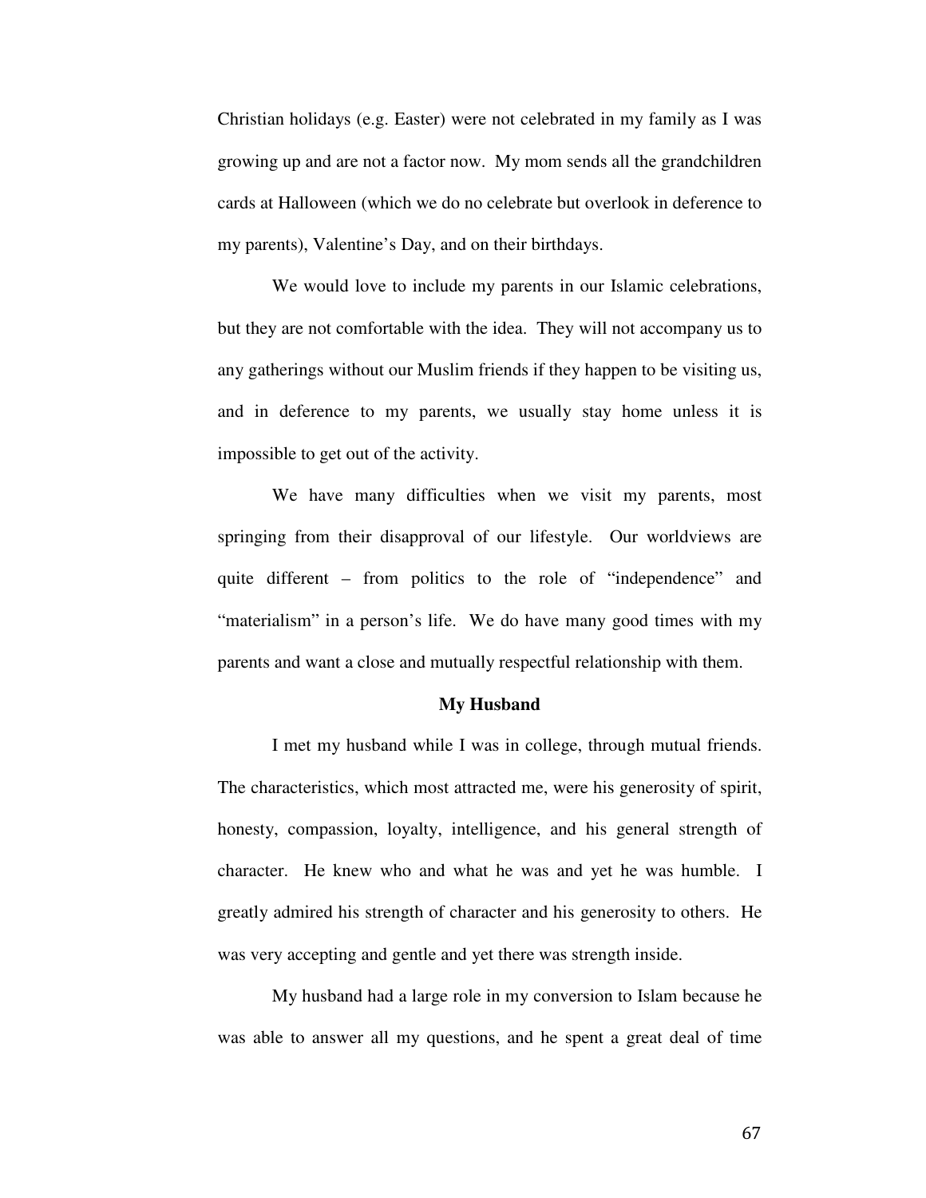Christian holidays (e.g. Easter) were not celebrated in my family as I was growing up and are not a factor now. My mom sends all the grandchildren cards at Halloween (which we do no celebrate but overlook in deference to my parents), Valentine's Day, and on their birthdays.

We would love to include my parents in our Islamic celebrations, but they are not comfortable with the idea. They will not accompany us to any gatherings without our Muslim friends if they happen to be visiting us, and in deference to my parents, we usually stay home unless it is impossible to get out of the activity.

We have many difficulties when we visit my parents, most springing from their disapproval of our lifestyle. Our worldviews are quite different – from politics to the role of "independence" and "materialism" in a person's life. We do have many good times with my parents and want a close and mutually respectful relationship with them.

**My Husband**

I met my husband while I was in college, through mutual friends. The characteristics, which most attracted me, were his generosity of spirit, honesty, compassion, loyalty, intelligence, and his general strength of character. He knew who and what he was and yet he was humble. I greatly admired his strength of character and his generosity to others. He was very accepting and gentle and yet there was strength inside.

My husband had a large role in my conversion to Islam because he was able to answer all my questions, and he spent a great deal of time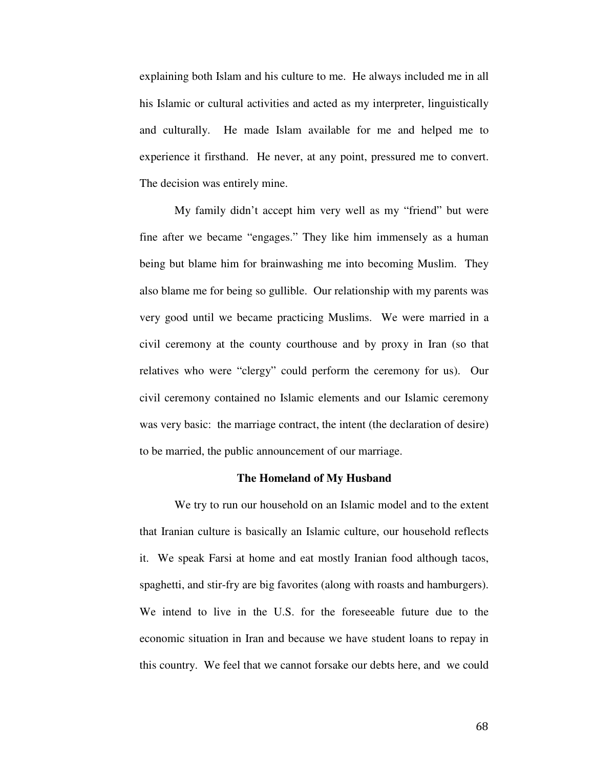explaining both Islam and his culture to me. He always included me in all his Islamic or cultural activities and acted as my interpreter, linguistically and culturally. He made Islam available for me and helped me to experience it firsthand. He never, at any point, pressured me to convert. The decision was entirely mine.

My family didn't accept him very well as my "friend" but were fine after we became "engages." They like him immensely as a human being but blame him for brainwashing me into becoming Muslim. They also blame me for being so gullible. Our relationship with my parents was very good until we became practicing Muslims. We were married in a civil ceremony at the county courthouse and by proxy in Iran (so that relatives who were "clergy" could perform the ceremony for us). Our civil ceremony contained no Islamic elements and our Islamic ceremony was very basic: the marriage contract, the intent (the declaration of desire) to be married, the public announcement of our marriage.

**The Homeland of My Husband**

We try to run our household on an Islamic model and to the extent that Iranian culture is basically an Islamic culture, our household reflects it. We speak Farsi at home and eat mostly Iranian food although tacos, spaghetti, and stir-fry are big favorites (along with roasts and hamburgers). We intend to live in the U.S. for the foreseeable future due to the economic situation in Iran and because we have student loans to repay in this country. We feel that we cannot forsake our debts here, and we could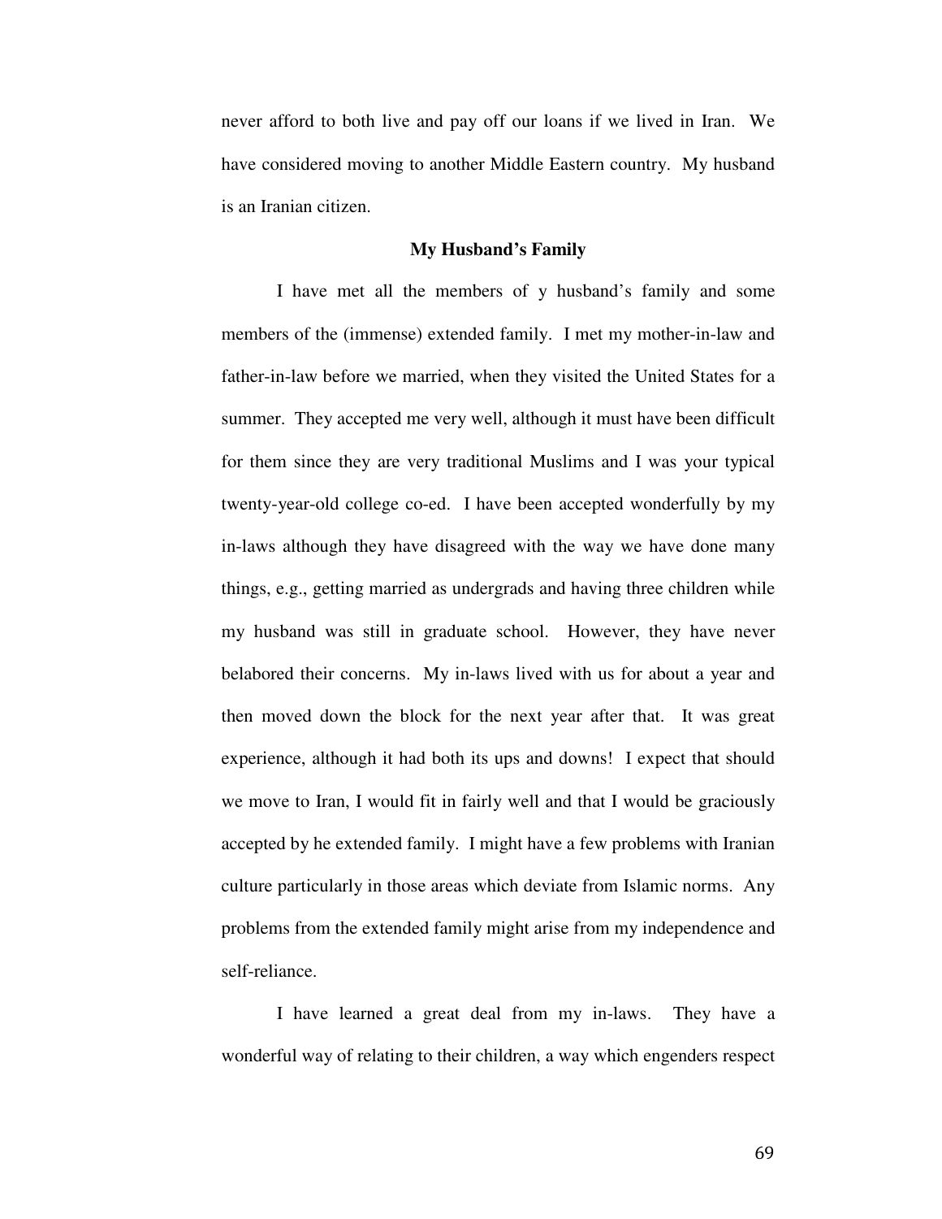never afford to both live and pay off our loans if we lived in Iran. We have considered moving to another Middle Eastern country. My husband is an Iranian citizen.

**My Husband's Family**

I have met all the members of y husband's family and some members of the (immense) extended family. I met my mother-in-law and father-in-law before we married, when they visited the United States for a summer. They accepted me very well, although it must have been difficult for them since they are very traditional Muslims and I was your typical twenty-year-old college co-ed. I have been accepted wonderfully by my in-laws although they have disagreed with the way we have done many things, e.g., getting married as undergrads and having three children while my husband was still in graduate school. However, they have never belabored their concerns. My in-laws lived with us for about a year and then moved down the block for the next year after that. It was great experience, although it had both its ups and downs! I expect that should we move to Iran, I would fit in fairly well and that I would be graciously accepted by he extended family. I might have a few problems with Iranian culture particularly in those areas which deviate from Islamic norms. Any problems from the extended family might arise from my independence and self-reliance.

I have learned a great deal from my in-laws. They have a wonderful way of relating to their children, a way which engenders respect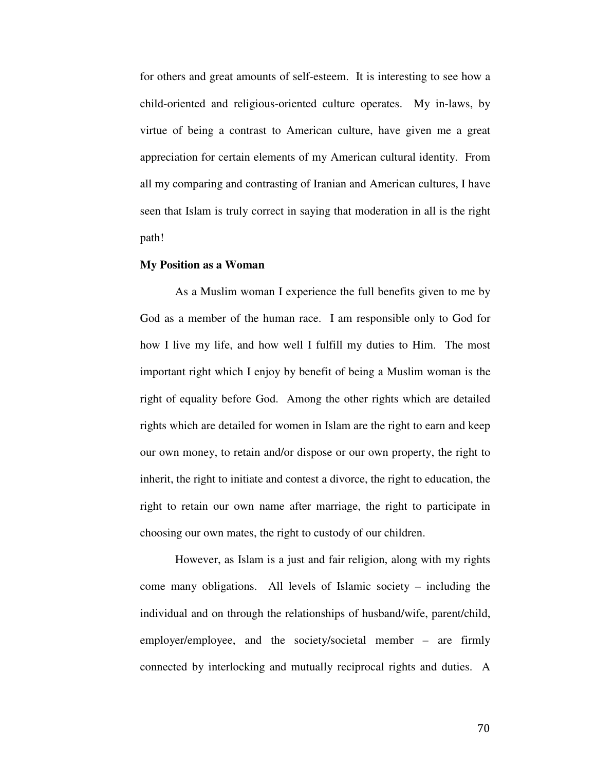for others and great amounts of self-esteem. It is interesting to see how a child-oriented and religious-oriented culture operates. My in-laws, by virtue of being a contrast to American culture, have given me a great appreciation for certain elements of my American cultural identity. From all my comparing and contrasting of Iranian and American cultures, I have seen that Islam is truly correct in saying that moderation in all is the right path!

**My Position as a Woman**

As a Muslim woman I experience the full benefits given to me by God as a member of the human race. I am responsible only to God for how I live my life, and how well I fulfill my duties to Him. The most important right which I enjoy by benefit of being a Muslim woman is the right of equality before God. Among the other rights which are detailed rights which are detailed for women in Islam are the right to earn and keep our own money, to retain and/or dispose or our own property, the right to inherit, the right to initiate and contest a divorce, the right to education, the right to retain our own name after marriage, the right to participate in choosing our own mates, the right to custody of our children.

However, as Islam is a just and fair religion, along with my rights come many obligations. All levels of Islamic society – including the individual and on through the relationships of husband/wife, parent/child, employer/employee, and the society/societal member – are firmly connected by interlocking and mutually reciprocal rights and duties. A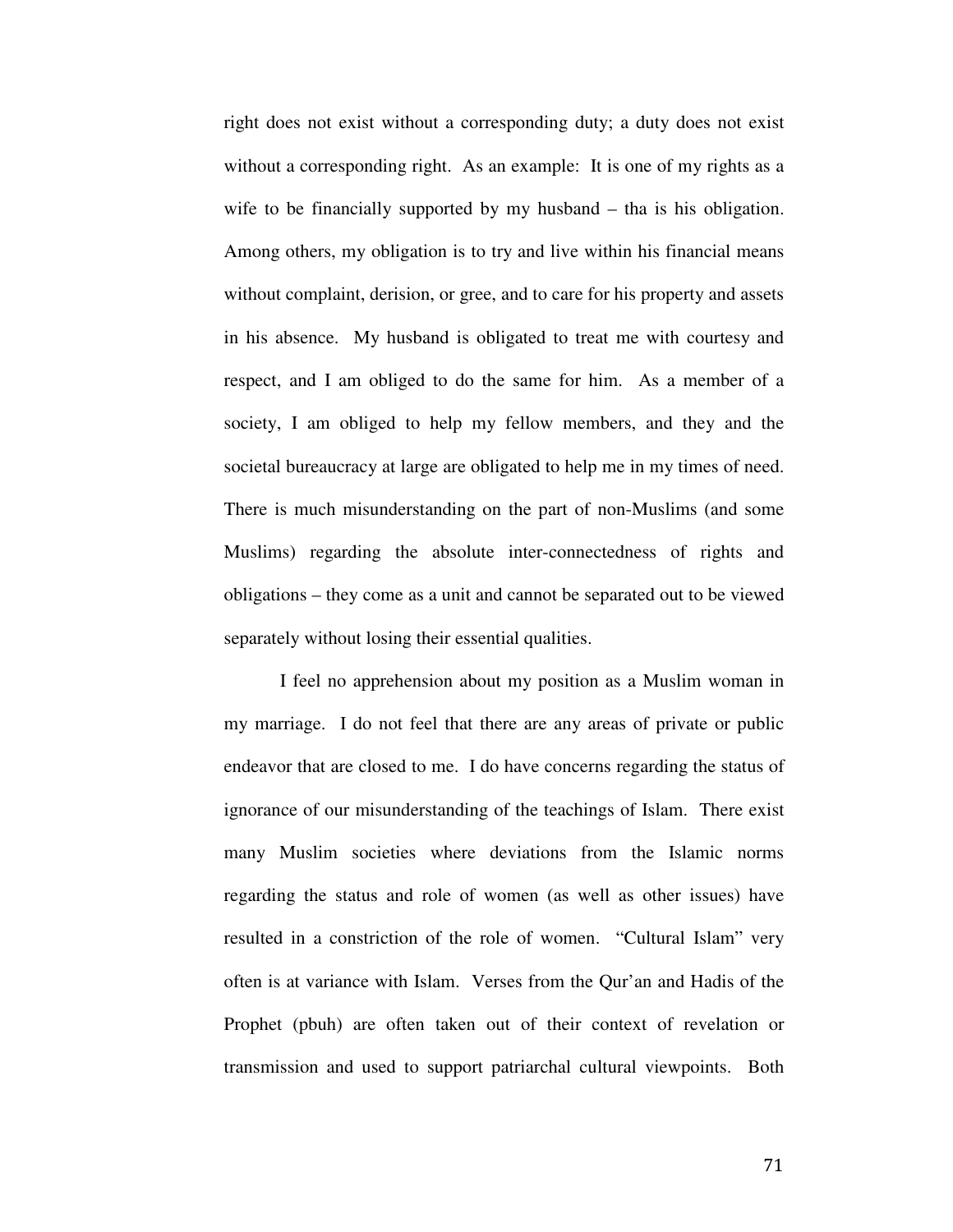right does not exist without a corresponding duty; a duty does not exist without a corresponding right. As an example: It is one of my rights as a wife to be financially supported by my husband – tha is his obligation. Among others, my obligation is to try and live within his financial means without complaint, derision, or gree, and to care for his property and assets in his absence. My husband is obligated to treat me with courtesy and respect, and I am obliged to do the same for him. As a member of a society, I am obliged to help my fellow members, and they and the societal bureaucracy at large are obligated to help me in my times of need. There is much misunderstanding on the part of non-Muslims (and some Muslims) regarding the absolute inter-connectedness of rights and obligations – they come as a unit and cannot be separated out to be viewed separately without losing their essential qualities.

I feel no apprehension about my position as a Muslim woman in my marriage. I do not feel that there are any areas of private or public endeavor that are closed to me. I do have concerns regarding the status of ignorance of our misunderstanding of the teachings of Islam. There exist many Muslim societies where deviations from the Islamic norms regarding the status and role of women (as well as other issues) have resulted in a constriction of the role of women. "Cultural Islam" very often is at variance with Islam. Verses from the Qur'an and Hadis of the Prophet (pbuh) are often taken out of their context of revelation or transmission and used to support patriarchal cultural viewpoints. Both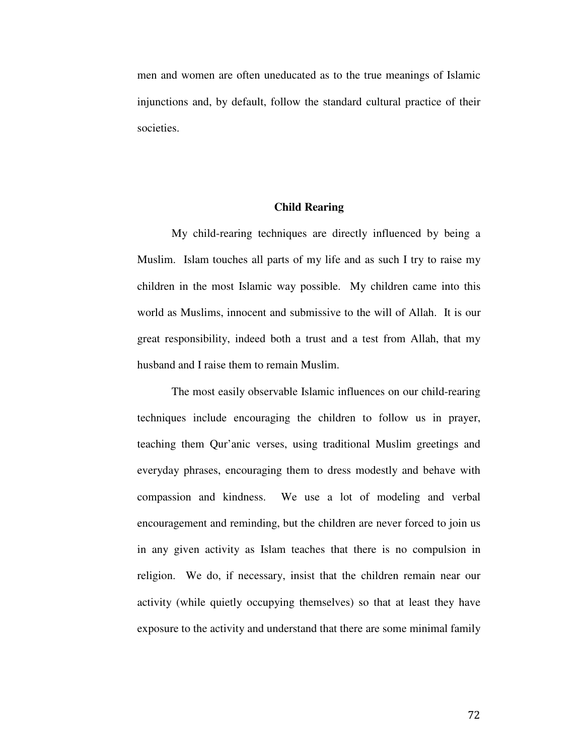men and women are often uneducated as to the true meanings of Islamic injunctions and, by default, follow the standard cultural practice of their societies.

## Child Rearing

My child-rearing techniques are directly influenced by being a Muslim. Islam touches all parts of my life and as such I try to raise my children in the most Islamic way possible. My children came into this world as Muslims, innocent and submissive to the will of Allah. It is our great responsibility, indeed both a trust and a test from Allah, that my husband and I raise them to remain Muslim.

The most easily observable Islamic influences on our child-rearing techniques include encouraging the children to follow us in prayer, teaching them Qur'anic verses, using traditional Muslim greetings and everyday phrases, encouraging them to dress modestly and behave with compassion and kindness. We use a lot of modeling and verbal encouragement and reminding, but the children are never forced to join us in any given activity as Islam teaches that there is no compulsion in religion. We do, if necessary, insist that the children remain near our activity (while quietly occupying themselves) so that at least they have exposure to the activity and understand that there are some minimal family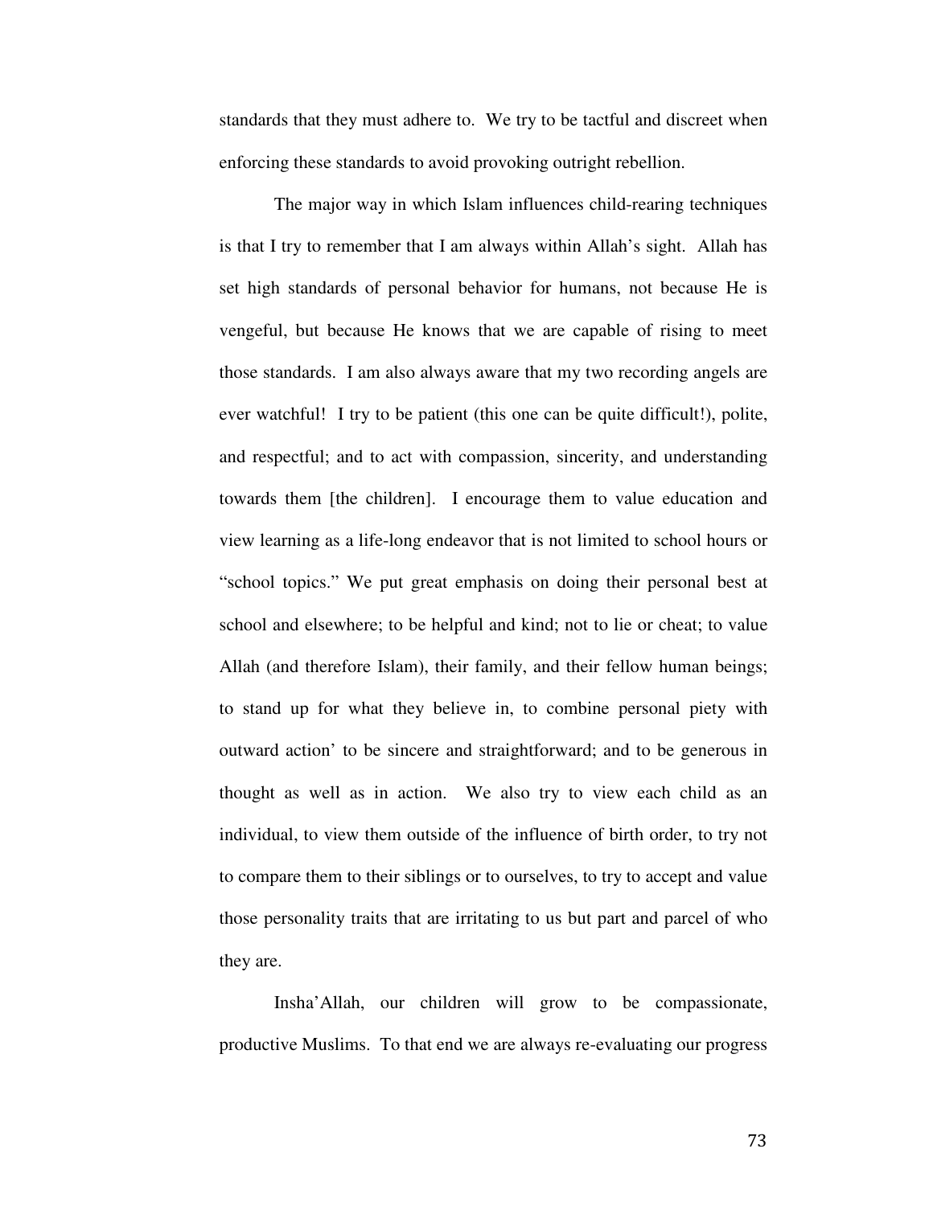standards that they must adhere to. We try to be tactful and discreet when enforcing these standards to avoid provoking outright rebellion.

The major way in which Islam influences child-rearing techniques is that I try to remember that I am always within Allah's sight. Allah has set high standards of personal behavior for humans, not because He is vengeful, but because He knows that we are capable of rising to meet those standards. I am also always aware that my two recording angels are ever watchful! I try to be patient (this one can be quite difficult!), polite, and respectful; and to act with compassion, sincerity, and understanding towards them [the children]. I encourage them to value education and view learning as a life-long endeavor that is not limited to school hours or "school topics." We put great emphasis on doing their personal best at school and elsewhere; to be helpful and kind; not to lie or cheat; to value Allah (and therefore Islam), their family, and their fellow human beings; to stand up for what they believe in, to combine personal piety with outward action' to be sincere and straightforward; and to be generous in thought as well as in action. We also try to view each child as an individual, to view them outside of the influence of birth order, to try not to compare them to their siblings or to ourselves, to try to accept and value those personality traits that are irritating to us but part and parcel of who they are.

Insha'Allah, our children will grow to be compassionate, productive Muslims. To that end we are always re-evaluating our progress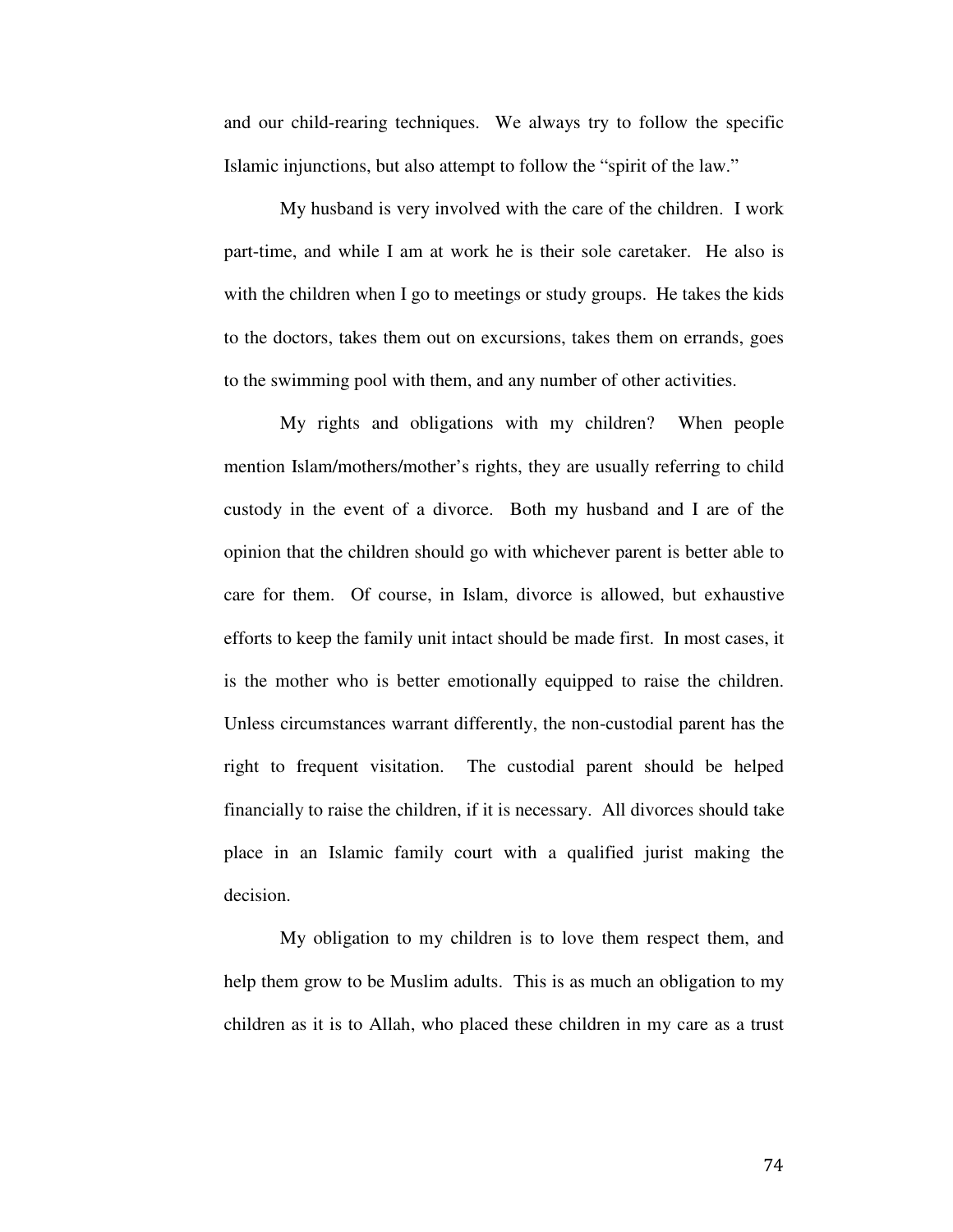and our child-rearing techniques. We always try to follow the specific Islamic injunctions, but also attempt to follow the "spirit of the law."

My husband is very involved with the care of the children. I work part-time, and while I am at work he is their sole caretaker. He also is with the children when I go to meetings or study groups. He takes the kids to the doctors, takes them out on excursions, takes them on errands, goes to the swimming pool with them, and any number of other activities.

My rights and obligations with my children? When people mention Islam/mothers/mother's rights, they are usually referring to child custody in the event of a divorce. Both my husband and I are of the opinion that the children should go with whichever parent is better able to care for them. Of course, in Islam, divorce is allowed, but exhaustive efforts to keep the family unit intact should be made first. In most cases, it is the mother who is better emotionally equipped to raise the children. Unless circumstances warrant differently, the non-custodial parent has the right to frequent visitation. The custodial parent should be helped financially to raise the children, if it is necessary. All divorces should take place in an Islamic family court with a qualified jurist making the decision.

My obligation to my children is to love them respect them, and help them grow to be Muslim adults. This is as much an obligation to my children as it is to Allah, who placed these children in my care as a trust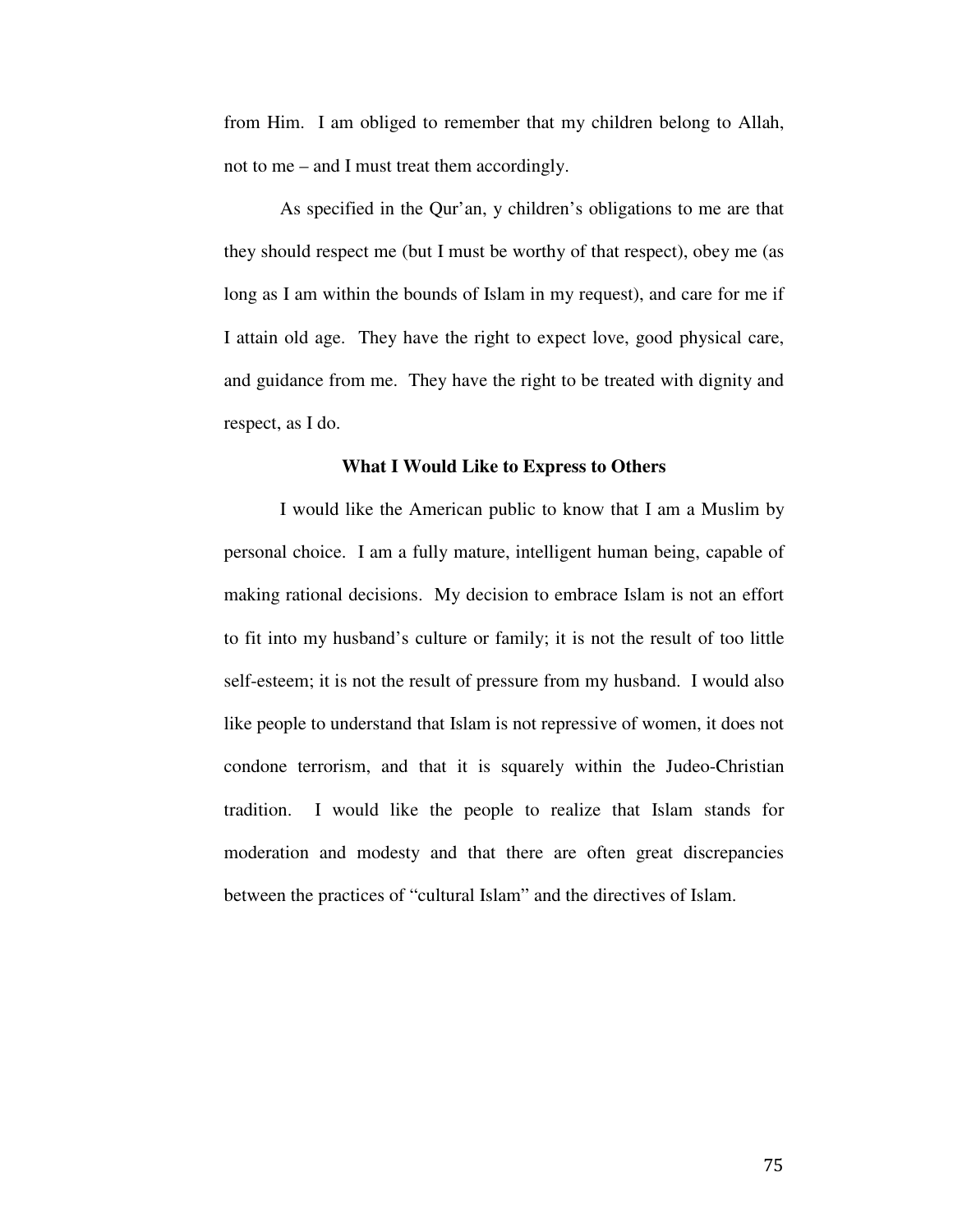from Him. I am obliged to remember that my children belong to Allah, not to me – and I must treat them accordingly.

As specified in the Qur'an, y children's obligations to me are that they should respect me (but I must be worthy of that respect), obey me (as long as I am within the bounds of Islam in my request), and care for me if I attain old age. They have the right to expect love, good physical care, and guidance from me. They have the right to be treated with dignity and respect, as I do.

### What I Would Like to Express to Others

I would like the American public to know that I am a Muslim by personal choice. I am a fully mature, intelligent human being, capable of making rational decisions. My decision to embrace Islam is not an effort to fit into my husband's culture or family; it is not the result of too little self-esteem; it is not the result of pressure from my husband. I would also like people to understand that Islam is not repressive of women, it does not condone terrorism, and that it is squarely within the Judeo-Christian tradition. I would like the people to realize that Islam stands for moderation and modesty and that there are often great discrepancies between the practices of "cultural Islam" and the directives of Islam.